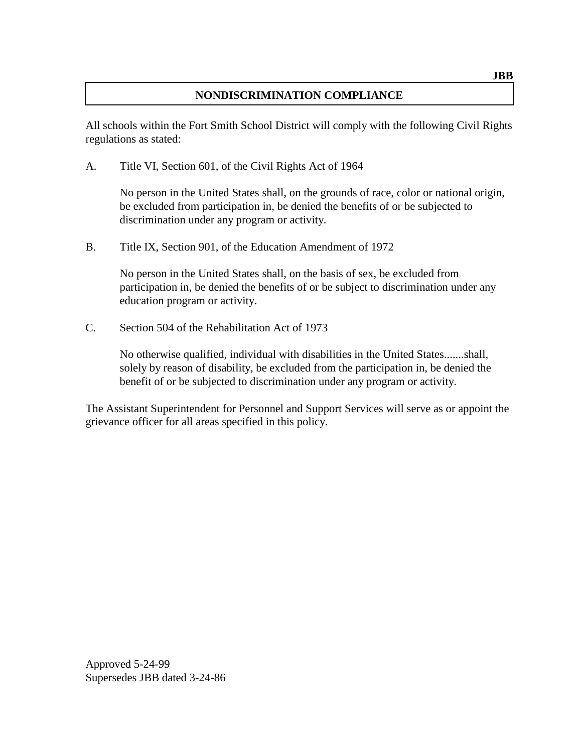JBB

# NONDISCRIMINATION COMPLIANCE

All schools within the Fort Smith School District will comply with the following Civil Rights regulations as stated:

A. Title VI, Section 601, of the Civil Rights Act of 1964

   No person in the United States shall, on the grounds of race, color or national origin, be excluded from participation in, be denied the benefits of or be subjected to discrimination under any program or activity.

B. Title IX, Section 901, of the Education Amendment of 1972

   No person in the United States shall, on the basis of sex, be excluded from participation in, be denied the benefits of or be subject to discrimination under any education program or activity.

C. Section 504 of the Rehabilitation Act of 1973

   No otherwise qualified, individual with disabilities in the United States.......shall, solely by reason of disability, be excluded from the participation in, be denied the benefit of or be subjected to discrimination under any program or activity.

The Assistant Superintendent for Personnel and Support Services will serve as or appoint the grievance officer for all areas specified in this policy.

Approved 5-24-99
Supersedes JBB dated 3-24-86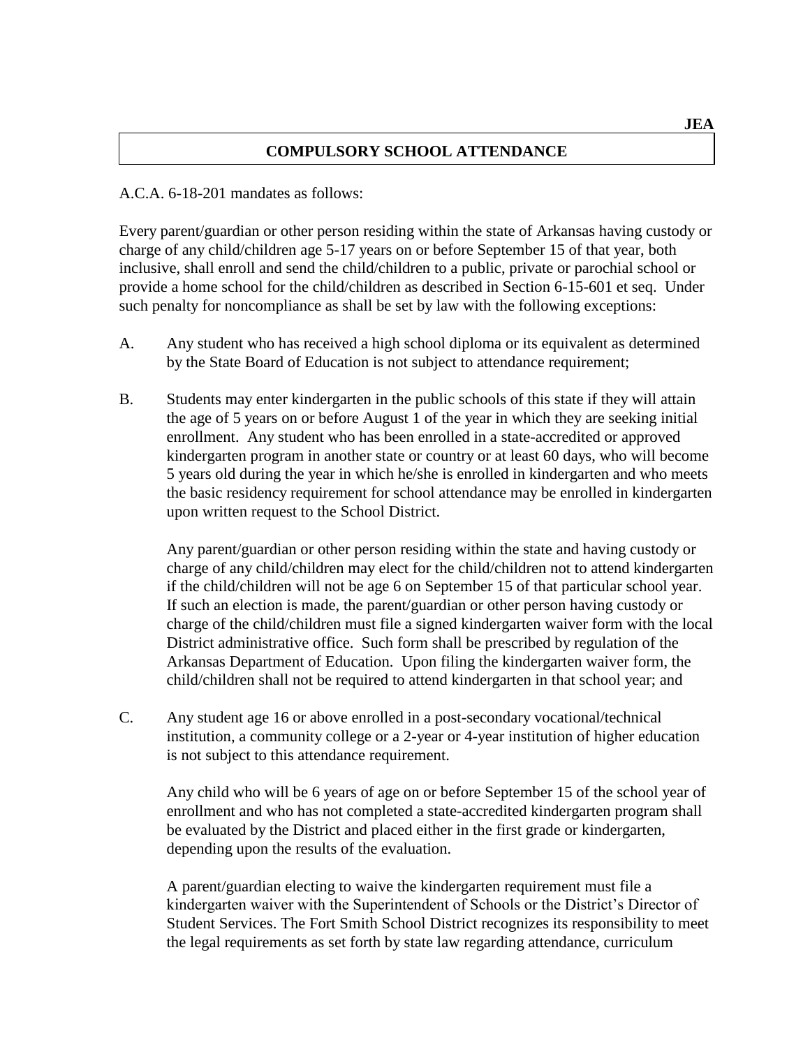JEA

# COMPULSORY SCHOOL ATTENDANCE

A.C.A. 6-18-201 mandates as follows:

Every parent/guardian or other person residing within the state of Arkansas having custody or charge of any child/children age 5-17 years on or before September 15 of that year, both inclusive, shall enroll and send the child/children to a public, private or parochial school or provide a home school for the child/children as described in Section 6-15-601 et seq. Under such penalty for noncompliance as shall be set by law with the following exceptions:

A. Any student who has received a high school diploma or its equivalent as determined by the State Board of Education is not subject to attendance requirement;

B. Students may enter kindergarten in the public schools of this state if they will attain the age of 5 years on or before August 1 of the year in which they are seeking initial enrollment. Any student who has been enrolled in a state-accredited or approved kindergarten program in another state or country or at least 60 days, who will become 5 years old during the year in which he/she is enrolled in kindergarten and who meets the basic residency requirement for school attendance may be enrolled in kindergarten upon written request to the School District.

   Any parent/guardian or other person residing within the state and having custody or charge of any child/children may elect for the child/children not to attend kindergarten if the child/children will not be age 6 on September 15 of that particular school year. If such an election is made, the parent/guardian or other person having custody or charge of the child/children must file a signed kindergarten waiver form with the local District administrative office. Such form shall be prescribed by regulation of the Arkansas Department of Education. Upon filing the kindergarten waiver form, the child/children shall not be required to attend kindergarten in that school year; and

C. Any student age 16 or above enrolled in a post-secondary vocational/technical institution, a community college or a 2-year or 4-year institution of higher education is not subject to this attendance requirement.

   Any child who will be 6 years of age on or before September 15 of the school year of enrollment and who has not completed a state-accredited kindergarten program shall be evaluated by the District and placed either in the first grade or kindergarten, depending upon the results of the evaluation.

   A parent/guardian electing to waive the kindergarten requirement must file a kindergarten waiver with the Superintendent of Schools or the District's Director of Student Services. The Fort Smith School District recognizes its responsibility to meet the legal requirements as set forth by state law regarding attendance, curriculum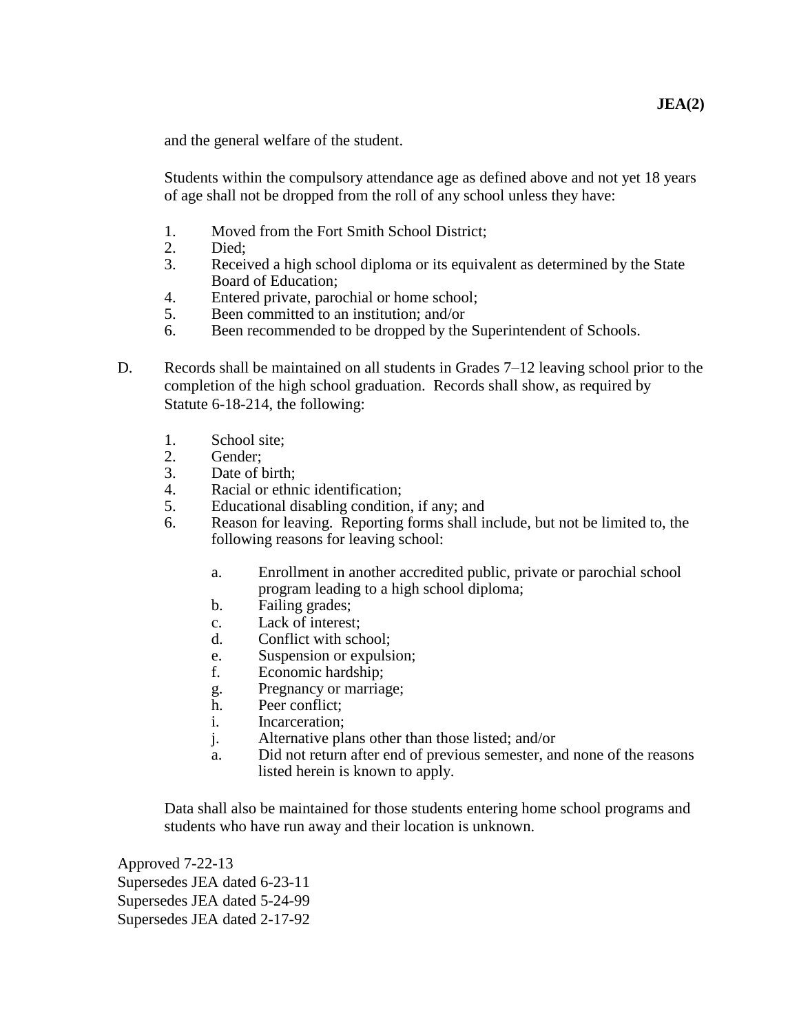and the general welfare of the student.

Students within the compulsory attendance age as defined above and not yet 18 years of age shall not be dropped from the roll of any school unless they have:

1. Moved from the Fort Smith School District;
2. Died;
3. Received a high school diploma or its equivalent as determined by the State Board of Education;
4. Entered private, parochial or home school;
5. Been committed to an institution; and/or
6. Been recommended to be dropped by the Superintendent of Schools.

D. Records shall be maintained on all students in Grades 7–12 leaving school prior to the completion of the high school graduation. Records shall show, as required by Statute 6-18-214, the following:

   1. School site;
   2. Gender;
   3. Date of birth;
   4. Racial or ethnic identification;
   5. Educational disabling condition, if any; and
   6. Reason for leaving. Reporting forms shall include, but not be limited to, the following reasons for leaving school:

      a. Enrollment in another accredited public, private or parochial school program leading to a high school diploma;
      b. Failing grades;
      c. Lack of interest;
      d. Conflict with school;
      e. Suspension or expulsion;
      f. Economic hardship;
      g. Pregnancy or marriage;
      h. Peer conflict;
      i. Incarceration;
      j. Alternative plans other than those listed; and/or
      a. Did not return after end of previous semester, and none of the reasons listed herein is known to apply.

   Data shall also be maintained for those students entering home school programs and students who have run away and their location is unknown.

Approved 7-22-13
Supersedes JEA dated 6-23-11
Supersedes JEA dated 5-24-99
Supersedes JEA dated 2-17-92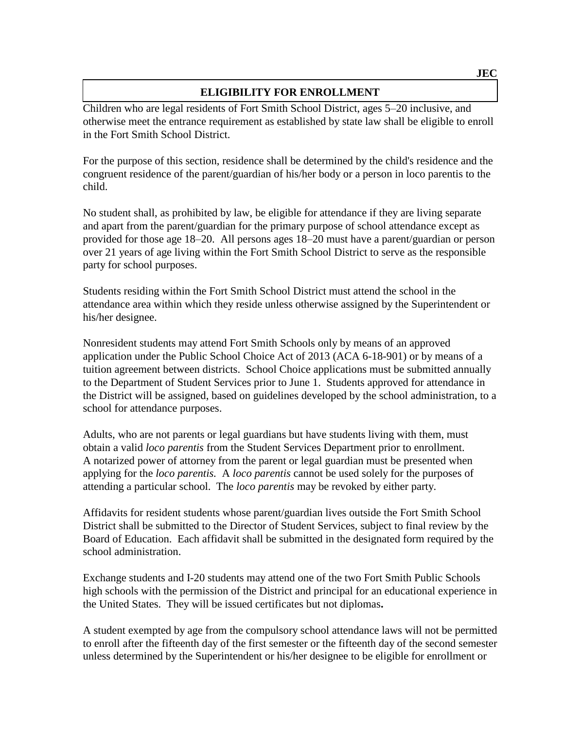## ELIGIBILITY FOR ENROLLMENT

Children who are legal residents of Fort Smith School District, ages 5–20 inclusive, and otherwise meet the entrance requirement as established by state law shall be eligible to enroll in the Fort Smith School District.

For the purpose of this section, residence shall be determined by the child's residence and the congruent residence of the parent/guardian of his/her body or a person in loco parentis to the child.

No student shall, as prohibited by law, be eligible for attendance if they are living separate and apart from the parent/guardian for the primary purpose of school attendance except as provided for those age 18–20. All persons ages 18–20 must have a parent/guardian or person over 21 years of age living within the Fort Smith School District to serve as the responsible party for school purposes.

Students residing within the Fort Smith School District must attend the school in the attendance area within which they reside unless otherwise assigned by the Superintendent or his/her designee.

Nonresident students may attend Fort Smith Schools only by means of an approved application under the Public School Choice Act of 2013 (ACA 6-18-901) or by means of a tuition agreement between districts. School Choice applications must be submitted annually to the Department of Student Services prior to June 1. Students approved for attendance in the District will be assigned, based on guidelines developed by the school administration, to a school for attendance purposes.

Adults, who are not parents or legal guardians but have students living with them, must obtain a valid *loco parentis* from the Student Services Department prior to enrollment. A notarized power of attorney from the parent or legal guardian must be presented when applying for the *loco parentis*. A *loco parentis* cannot be used solely for the purposes of attending a particular school. The *loco parentis* may be revoked by either party.

Affidavits for resident students whose parent/guardian lives outside the Fort Smith School District shall be submitted to the Director of Student Services, subject to final review by the Board of Education. Each affidavit shall be submitted in the designated form required by the school administration.

Exchange students and I-20 students may attend one of the two Fort Smith Public Schools high schools with the permission of the District and principal for an educational experience in the United States. They will be issued certificates but not diplomas**.**

A student exempted by age from the compulsory school attendance laws will not be permitted to enroll after the fifteenth day of the first semester or the fifteenth day of the second semester unless determined by the Superintendent or his/her designee to be eligible for enrollment or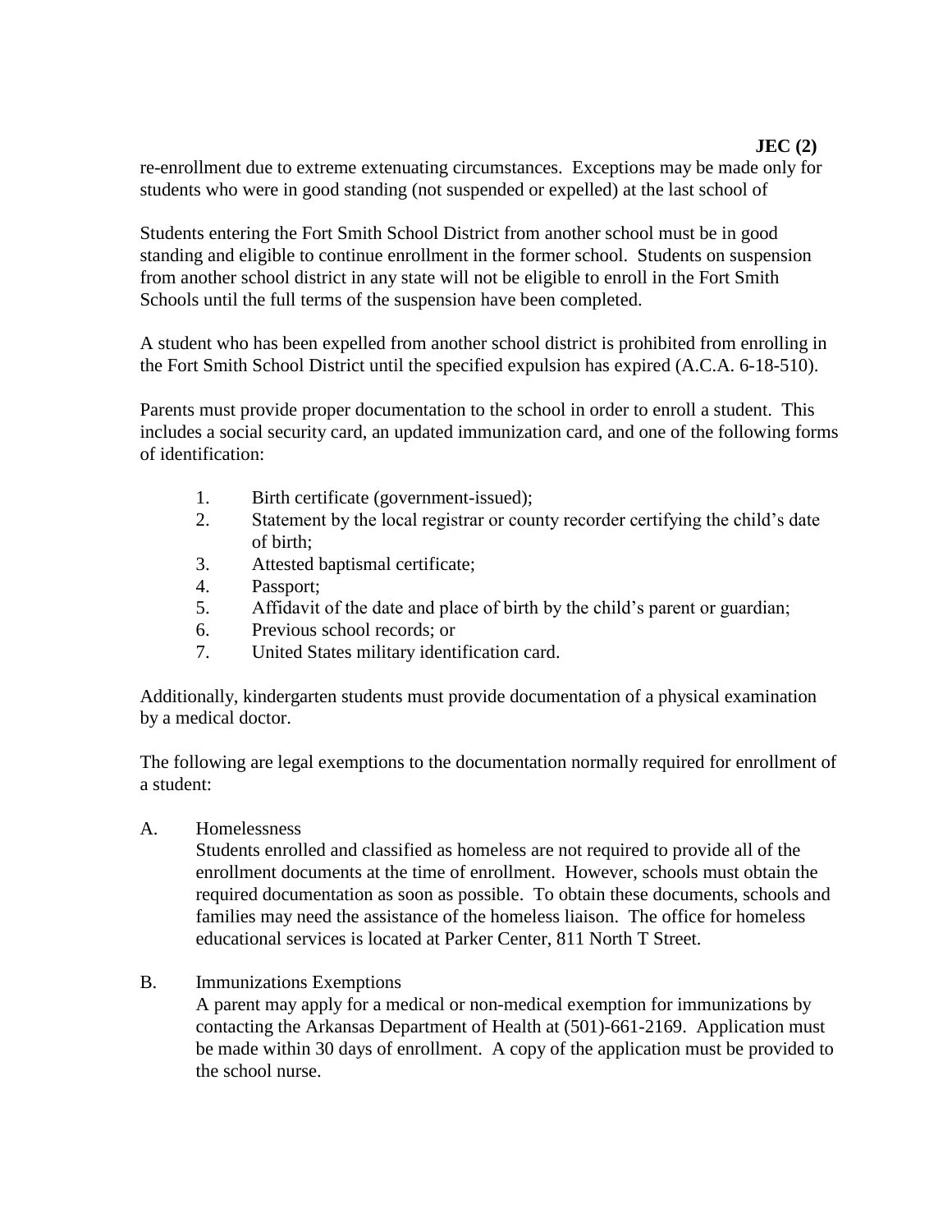re-enrollment due to extreme extenuating circumstances. Exceptions may be made only for students who were in good standing (not suspended or expelled) at the last school of

Students entering the Fort Smith School District from another school must be in good standing and eligible to continue enrollment in the former school. Students on suspension from another school district in any state will not be eligible to enroll in the Fort Smith Schools until the full terms of the suspension have been completed.

A student who has been expelled from another school district is prohibited from enrolling in the Fort Smith School District until the specified expulsion has expired (A.C.A. 6-18-510).

Parents must provide proper documentation to the school in order to enroll a student. This includes a social security card, an updated immunization card, and one of the following forms of identification:

1. Birth certificate (government-issued);
2. Statement by the local registrar or county recorder certifying the child's date of birth;
3. Attested baptismal certificate;
4. Passport;
5. Affidavit of the date and place of birth by the child's parent or guardian;
6. Previous school records; or
7. United States military identification card.

Additionally, kindergarten students must provide documentation of a physical examination by a medical doctor.

The following are legal exemptions to the documentation normally required for enrollment of a student:

A. Homelessness
   Students enrolled and classified as homeless are not required to provide all of the enrollment documents at the time of enrollment. However, schools must obtain the required documentation as soon as possible. To obtain these documents, schools and families may need the assistance of the homeless liaison. The office for homeless educational services is located at Parker Center, 811 North T Street.

B. Immunizations Exemptions
   A parent may apply for a medical or non-medical exemption for immunizations by contacting the Arkansas Department of Health at (501)-661-2169. Application must be made within 30 days of enrollment. A copy of the application must be provided to the school nurse.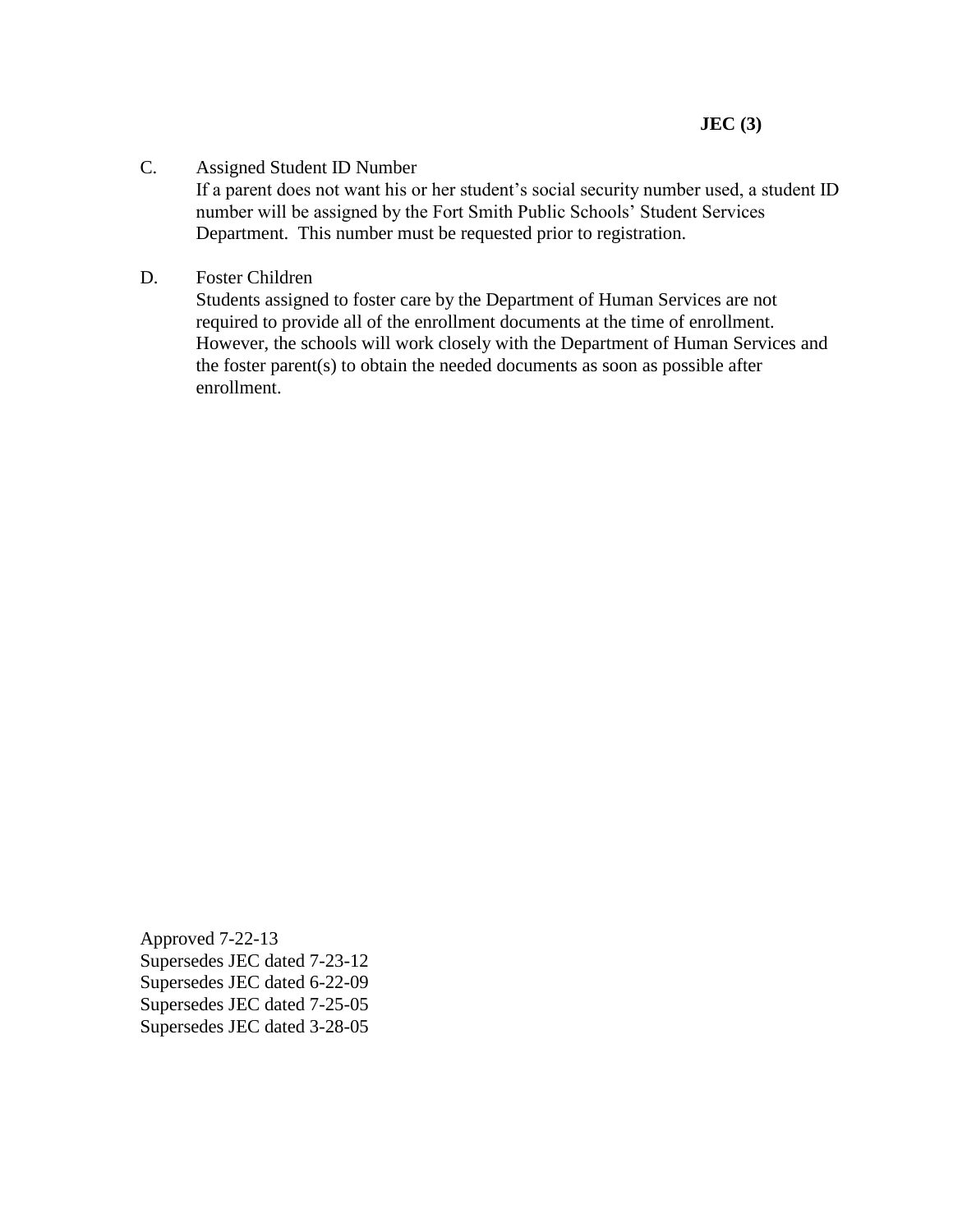C. Assigned Student ID Number

If a parent does not want his or her student's social security number used, a student ID number will be assigned by the Fort Smith Public Schools' Student Services Department. This number must be requested prior to registration.

D. Foster Children

Students assigned to foster care by the Department of Human Services are not required to provide all of the enrollment documents at the time of enrollment. However, the schools will work closely with the Department of Human Services and the foster parent(s) to obtain the needed documents as soon as possible after enrollment.

Approved 7-22-13
Supersedes JEC dated 7-23-12
Supersedes JEC dated 6-22-09
Supersedes JEC dated 7-25-05
Supersedes JEC dated 3-28-05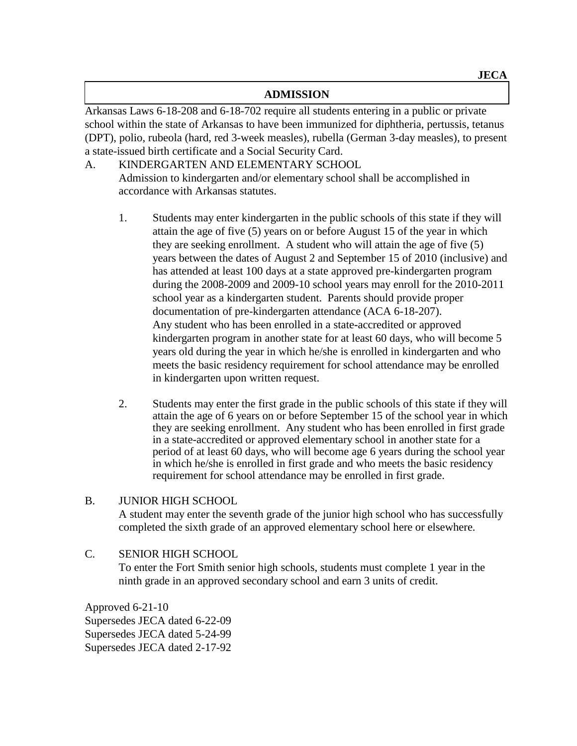**JECA**

## ADMISSION

Arkansas Laws 6-18-208 and 6-18-702 require all students entering in a public or private school within the state of Arkansas to have been immunized for diphtheria, pertussis, tetanus (DPT), polio, rubeola (hard, red 3-week measles), rubella (German 3-day measles), to present a state-issued birth certificate and a Social Security Card.

A. KINDERGARTEN AND ELEMENTARY SCHOOL

Admission to kindergarten and/or elementary school shall be accomplished in accordance with Arkansas statutes.

1. Students may enter kindergarten in the public schools of this state if they will attain the age of five (5) years on or before August 15 of the year in which they are seeking enrollment. A student who will attain the age of five (5) years between the dates of August 2 and September 15 of 2010 (inclusive) and has attended at least 100 days at a state approved pre-kindergarten program during the 2008-2009 and 2009-10 school years may enroll for the 2010-2011 school year as a kindergarten student. Parents should provide proper documentation of pre-kindergarten attendance (ACA 6-18-207).
   Any student who has been enrolled in a state-accredited or approved kindergarten program in another state for at least 60 days, who will become 5 years old during the year in which he/she is enrolled in kindergarten and who meets the basic residency requirement for school attendance may be enrolled in kindergarten upon written request.

2. Students may enter the first grade in the public schools of this state if they will attain the age of 6 years on or before September 15 of the school year in which they are seeking enrollment. Any student who has been enrolled in first grade in a state-accredited or approved elementary school in another state for a period of at least 60 days, who will become age 6 years during the school year in which he/she is enrolled in first grade and who meets the basic residency requirement for school attendance may be enrolled in first grade.

B. JUNIOR HIGH SCHOOL

A student may enter the seventh grade of the junior high school who has successfully completed the sixth grade of an approved elementary school here or elsewhere.

C. SENIOR HIGH SCHOOL

To enter the Fort Smith senior high schools, students must complete 1 year in the ninth grade in an approved secondary school and earn 3 units of credit.

Approved 6-21-10
Supersedes JECA dated 6-22-09
Supersedes JECA dated 5-24-99
Supersedes JECA dated 2-17-92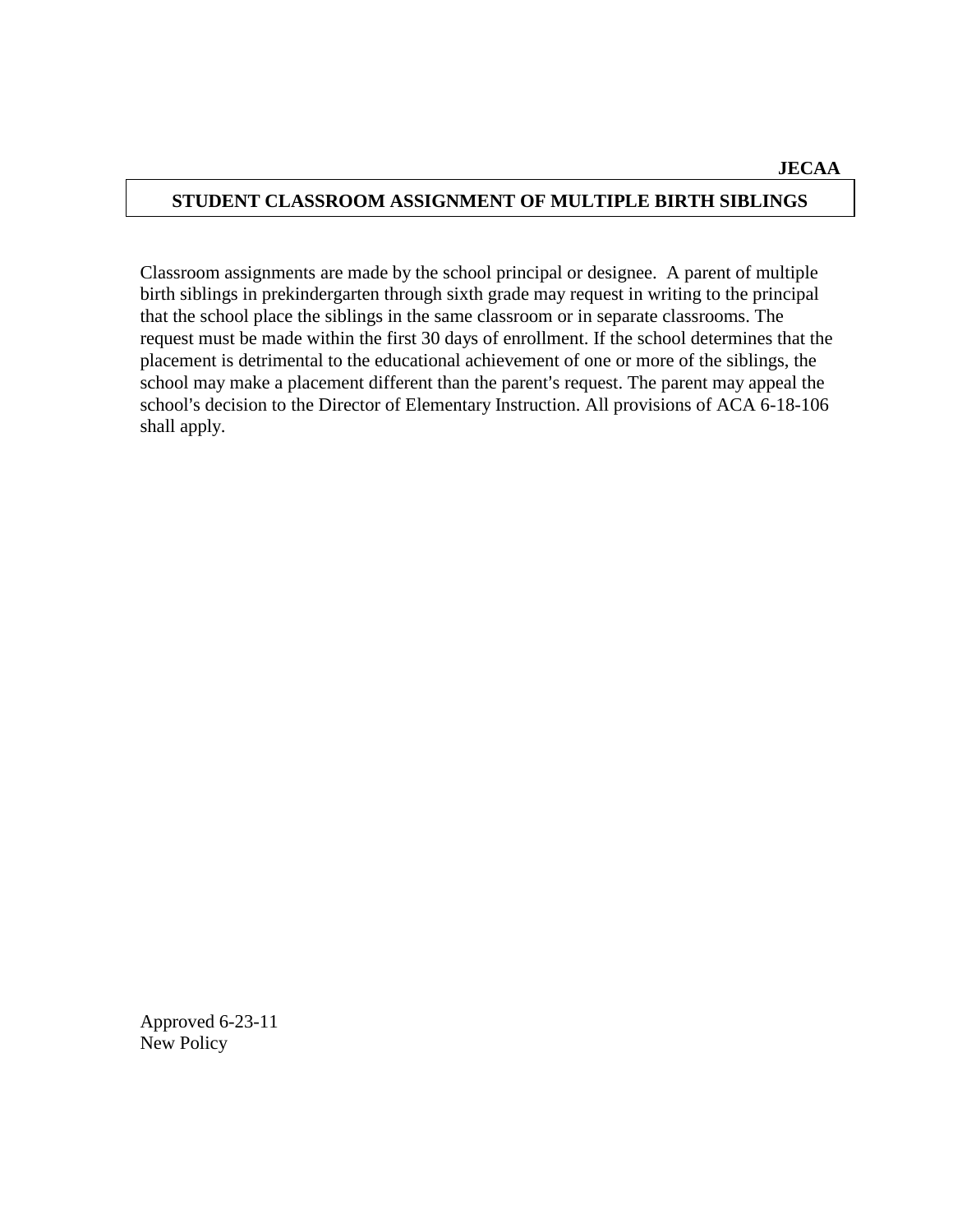JECAA

## STUDENT CLASSROOM ASSIGNMENT OF MULTIPLE BIRTH SIBLINGS

Classroom assignments are made by the school principal or designee. A parent of multiple birth siblings in prekindergarten through sixth grade may request in writing to the principal that the school place the siblings in the same classroom or in separate classrooms. The request must be made within the first 30 days of enrollment. If the school determines that the placement is detrimental to the educational achievement of one or more of the siblings, the school may make a placement different than the parent's request. The parent may appeal the school's decision to the Director of Elementary Instruction. All provisions of ACA 6-18-106 shall apply.

Approved 6-23-11
New Policy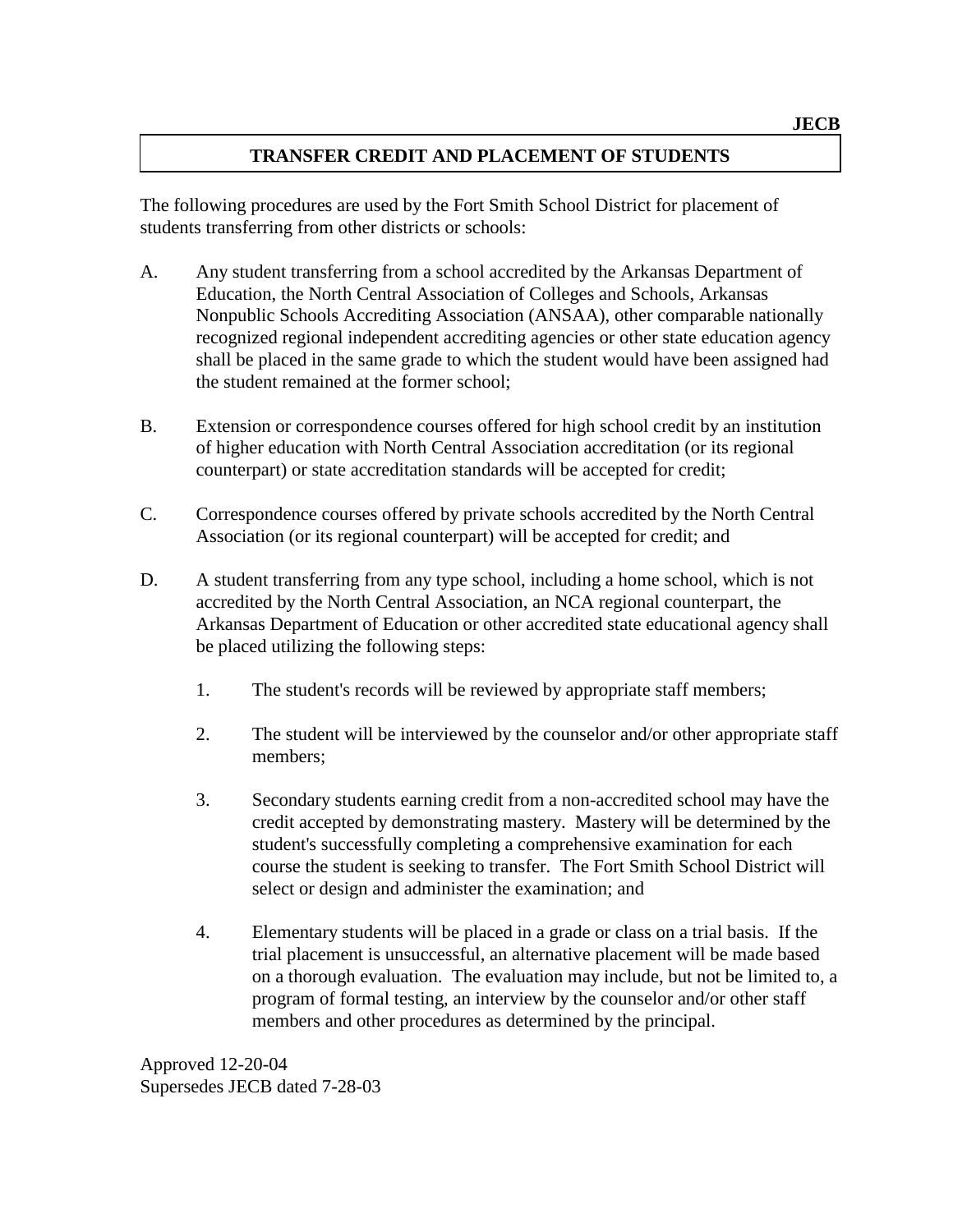JECB

# TRANSFER CREDIT AND PLACEMENT OF STUDENTS

The following procedures are used by the Fort Smith School District for placement of students transferring from other districts or schools:

A. Any student transferring from a school accredited by the Arkansas Department of Education, the North Central Association of Colleges and Schools, Arkansas Nonpublic Schools Accrediting Association (ANSAA), other comparable nationally recognized regional independent accrediting agencies or other state education agency shall be placed in the same grade to which the student would have been assigned had the student remained at the former school;

B. Extension or correspondence courses offered for high school credit by an institution of higher education with North Central Association accreditation (or its regional counterpart) or state accreditation standards will be accepted for credit;

C. Correspondence courses offered by private schools accredited by the North Central Association (or its regional counterpart) will be accepted for credit; and

D. A student transferring from any type school, including a home school, which is not accredited by the North Central Association, an NCA regional counterpart, the Arkansas Department of Education or other accredited state educational agency shall be placed utilizing the following steps:

   1. The student's records will be reviewed by appropriate staff members;

   2. The student will be interviewed by the counselor and/or other appropriate staff members;

   3. Secondary students earning credit from a non-accredited school may have the credit accepted by demonstrating mastery. Mastery will be determined by the student's successfully completing a comprehensive examination for each course the student is seeking to transfer. The Fort Smith School District will select or design and administer the examination; and

   4. Elementary students will be placed in a grade or class on a trial basis. If the trial placement is unsuccessful, an alternative placement will be made based on a thorough evaluation. The evaluation may include, but not be limited to, a program of formal testing, an interview by the counselor and/or other staff members and other procedures as determined by the principal.

Approved 12-20-04
Supersedes JECB dated 7-28-03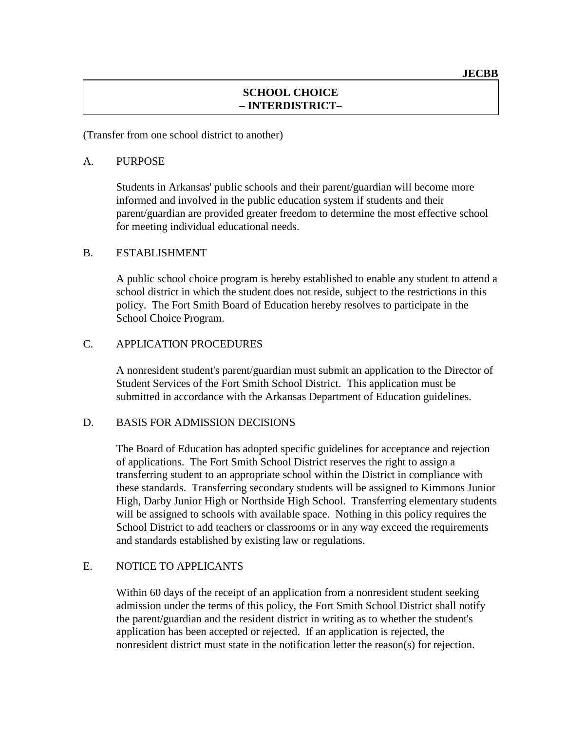JECBB

# SCHOOL CHOICE
# – INTERDISTRICT–

(Transfer from one school district to another)

A. PURPOSE

Students in Arkansas' public schools and their parent/guardian will become more informed and involved in the public education system if students and their parent/guardian are provided greater freedom to determine the most effective school for meeting individual educational needs.

B. ESTABLISHMENT

A public school choice program is hereby established to enable any student to attend a school district in which the student does not reside, subject to the restrictions in this policy. The Fort Smith Board of Education hereby resolves to participate in the School Choice Program.

C. APPLICATION PROCEDURES

A nonresident student's parent/guardian must submit an application to the Director of Student Services of the Fort Smith School District. This application must be submitted in accordance with the Arkansas Department of Education guidelines.

D. BASIS FOR ADMISSION DECISIONS

The Board of Education has adopted specific guidelines for acceptance and rejection of applications. The Fort Smith School District reserves the right to assign a transferring student to an appropriate school within the District in compliance with these standards. Transferring secondary students will be assigned to Kimmons Junior High, Darby Junior High or Northside High School. Transferring elementary students will be assigned to schools with available space. Nothing in this policy requires the School District to add teachers or classrooms or in any way exceed the requirements and standards established by existing law or regulations.

E. NOTICE TO APPLICANTS

Within 60 days of the receipt of an application from a nonresident student seeking admission under the terms of this policy, the Fort Smith School District shall notify the parent/guardian and the resident district in writing as to whether the student's application has been accepted or rejected. If an application is rejected, the nonresident district must state in the notification letter the reason(s) for rejection.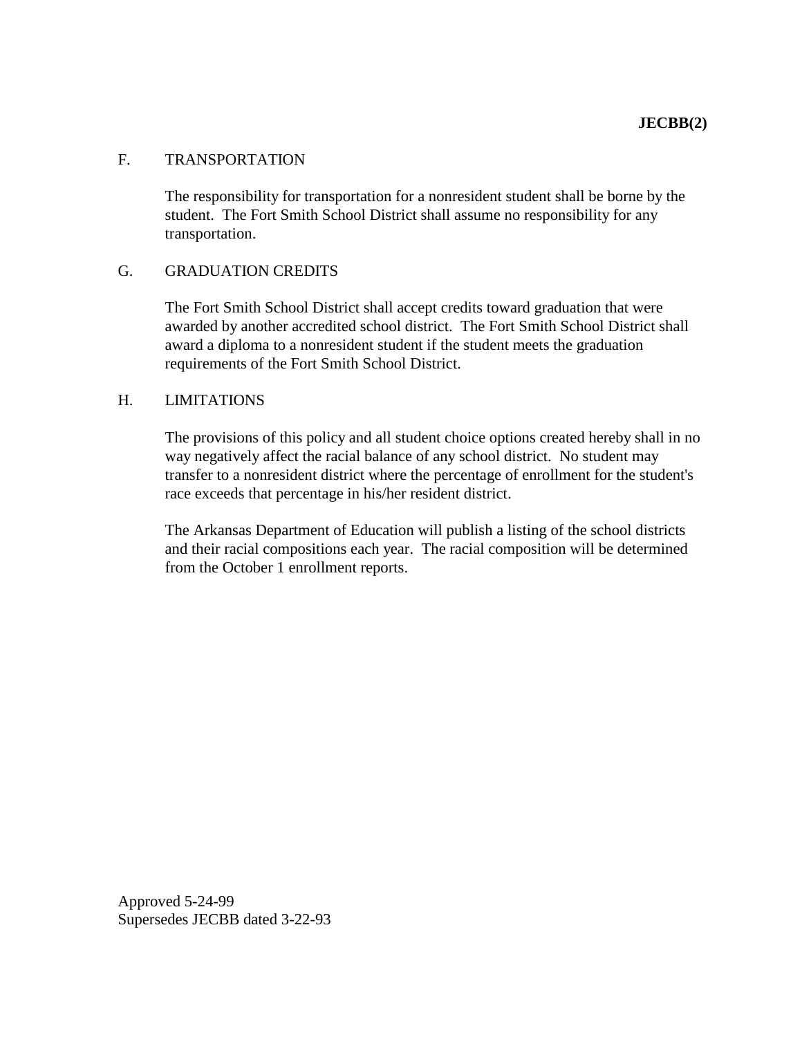**JECBB(2)**

F. TRANSPORTATION

The responsibility for transportation for a nonresident student shall be borne by the student. The Fort Smith School District shall assume no responsibility for any transportation.

G. GRADUATION CREDITS

The Fort Smith School District shall accept credits toward graduation that were awarded by another accredited school district. The Fort Smith School District shall award a diploma to a nonresident student if the student meets the graduation requirements of the Fort Smith School District.

H. LIMITATIONS

The provisions of this policy and all student choice options created hereby shall in no way negatively affect the racial balance of any school district. No student may transfer to a nonresident district where the percentage of enrollment for the student's race exceeds that percentage in his/her resident district.

The Arkansas Department of Education will publish a listing of the school districts and their racial compositions each year. The racial composition will be determined from the October 1 enrollment reports.

Approved 5-24-99
Supersedes JECBB dated 3-22-93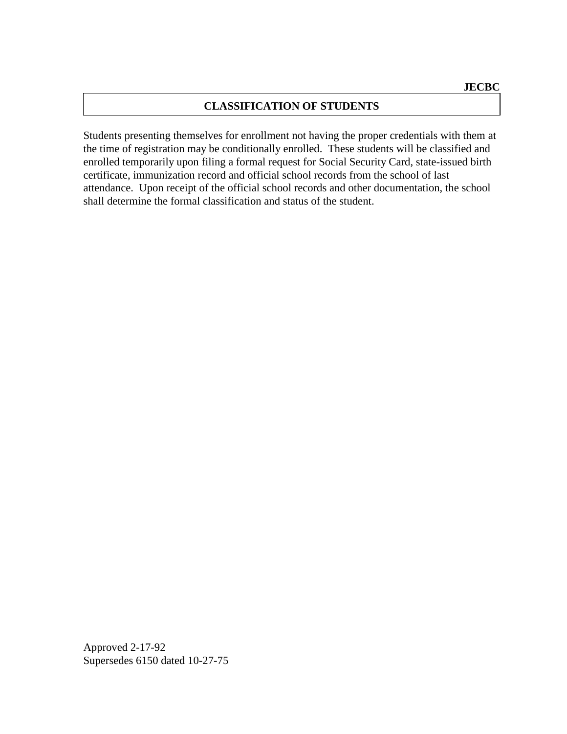**JECBC**

## CLASSIFICATION OF STUDENTS

Students presenting themselves for enrollment not having the proper credentials with them at the time of registration may be conditionally enrolled. These students will be classified and enrolled temporarily upon filing a formal request for Social Security Card, state-issued birth certificate, immunization record and official school records from the school of last attendance. Upon receipt of the official school records and other documentation, the school shall determine the formal classification and status of the student.

Approved 2-17-92
Supersedes 6150 dated 10-27-75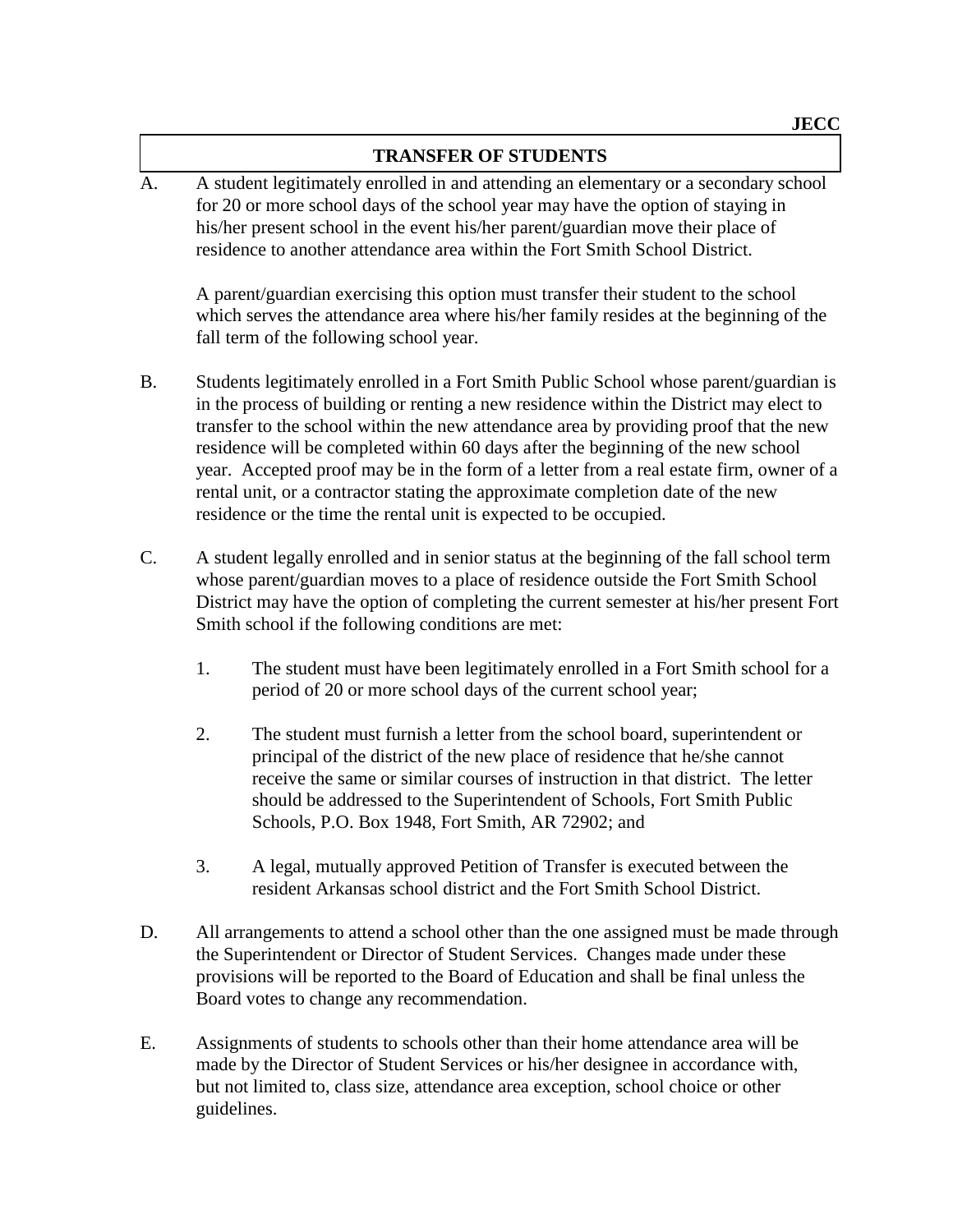JECC

## TRANSFER OF STUDENTS

A. A student legitimately enrolled in and attending an elementary or a secondary school for 20 or more school days of the school year may have the option of staying in his/her present school in the event his/her parent/guardian move their place of residence to another attendance area within the Fort Smith School District.

   A parent/guardian exercising this option must transfer their student to the school which serves the attendance area where his/her family resides at the beginning of the fall term of the following school year.

B. Students legitimately enrolled in a Fort Smith Public School whose parent/guardian is in the process of building or renting a new residence within the District may elect to transfer to the school within the new attendance area by providing proof that the new residence will be completed within 60 days after the beginning of the new school year. Accepted proof may be in the form of a letter from a real estate firm, owner of a rental unit, or a contractor stating the approximate completion date of the new residence or the time the rental unit is expected to be occupied.

C. A student legally enrolled and in senior status at the beginning of the fall school term whose parent/guardian moves to a place of residence outside the Fort Smith School District may have the option of completing the current semester at his/her present Fort Smith school if the following conditions are met:

   1. The student must have been legitimately enrolled in a Fort Smith school for a period of 20 or more school days of the current school year;

   2. The student must furnish a letter from the school board, superintendent or principal of the district of the new place of residence that he/she cannot receive the same or similar courses of instruction in that district. The letter should be addressed to the Superintendent of Schools, Fort Smith Public Schools, P.O. Box 1948, Fort Smith, AR 72902; and

   3. A legal, mutually approved Petition of Transfer is executed between the resident Arkansas school district and the Fort Smith School District.

D. All arrangements to attend a school other than the one assigned must be made through the Superintendent or Director of Student Services. Changes made under these provisions will be reported to the Board of Education and shall be final unless the Board votes to change any recommendation.

E. Assignments of students to schools other than their home attendance area will be made by the Director of Student Services or his/her designee in accordance with, but not limited to, class size, attendance area exception, school choice or other guidelines.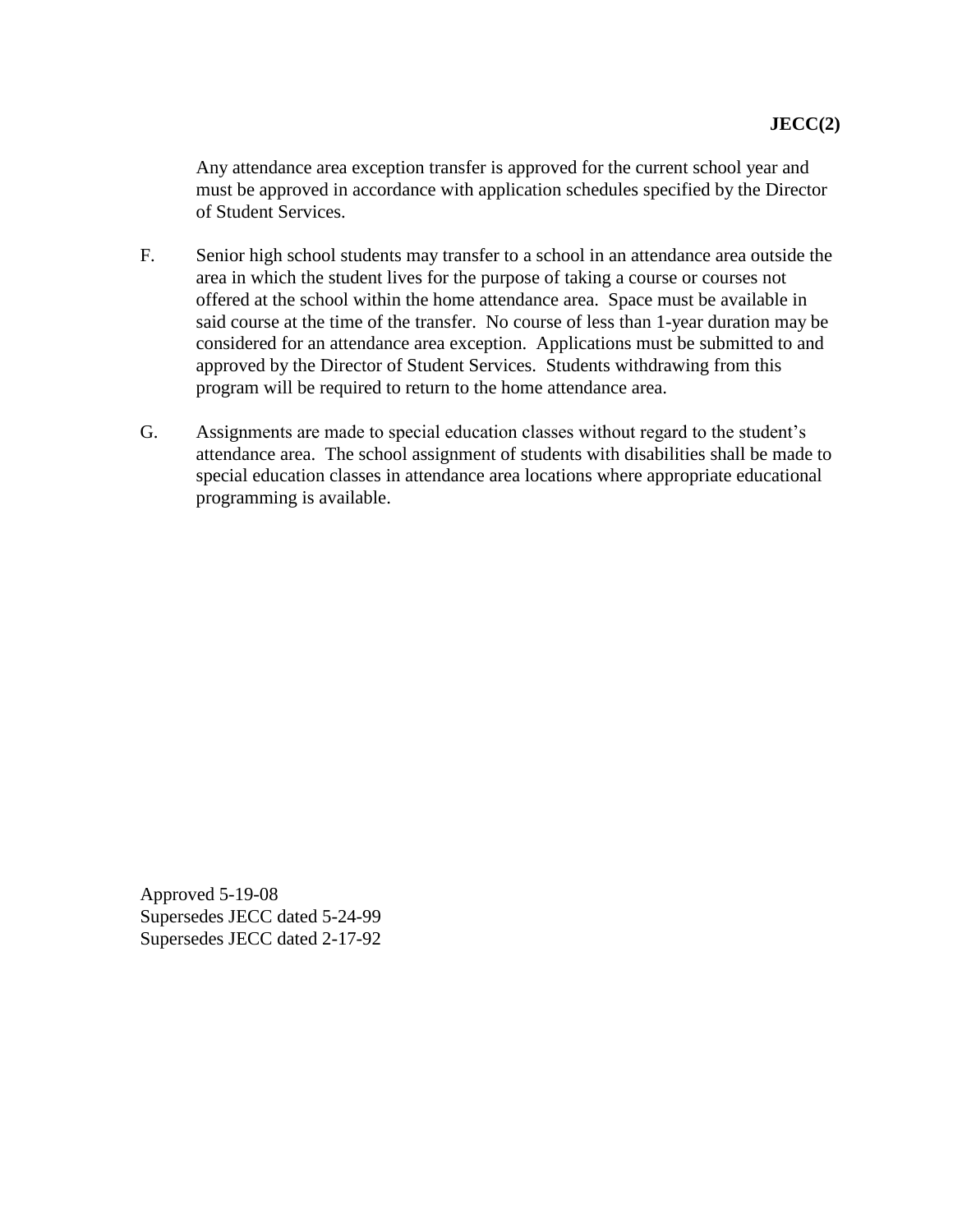Any attendance area exception transfer is approved for the current school year and must be approved in accordance with application schedules specified by the Director of Student Services.

F. Senior high school students may transfer to a school in an attendance area outside the area in which the student lives for the purpose of taking a course or courses not offered at the school within the home attendance area. Space must be available in said course at the time of the transfer. No course of less than 1-year duration may be considered for an attendance area exception. Applications must be submitted to and approved by the Director of Student Services. Students withdrawing from this program will be required to return to the home attendance area.

G. Assignments are made to special education classes without regard to the student's attendance area. The school assignment of students with disabilities shall be made to special education classes in attendance area locations where appropriate educational programming is available.

Approved 5-19-08
Supersedes JECC dated 5-24-99
Supersedes JECC dated 2-17-92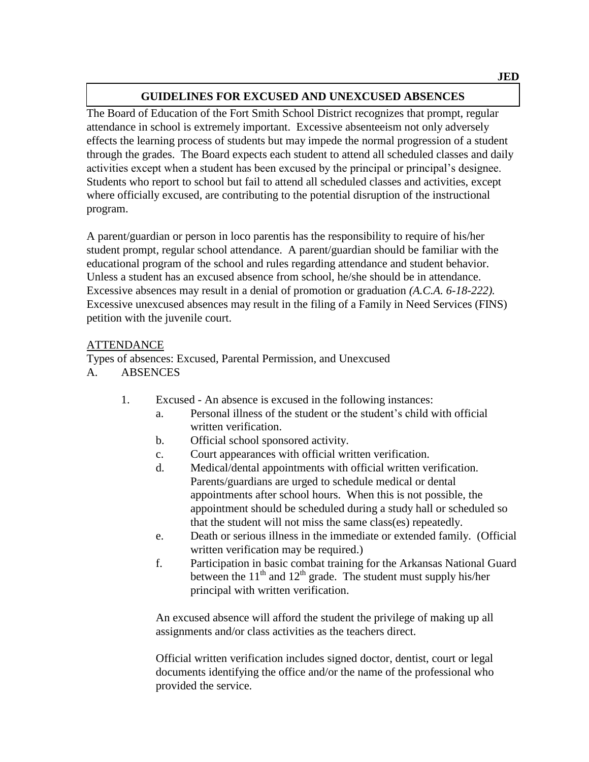JED

# GUIDELINES FOR EXCUSED AND UNEXCUSED ABSENCES

The Board of Education of the Fort Smith School District recognizes that prompt, regular attendance in school is extremely important. Excessive absenteeism not only adversely effects the learning process of students but may impede the normal progression of a student through the grades. The Board expects each student to attend all scheduled classes and daily activities except when a student has been excused by the principal or principal's designee. Students who report to school but fail to attend all scheduled classes and activities, except where officially excused, are contributing to the potential disruption of the instructional program.

A parent/guardian or person in loco parentis has the responsibility to require of his/her student prompt, regular school attendance. A parent/guardian should be familiar with the educational program of the school and rules regarding attendance and student behavior. Unless a student has an excused absence from school, he/she should be in attendance. Excessive absences may result in a denial of promotion or graduation *(A.C.A. 6-18-222).* Excessive unexcused absences may result in the filing of a Family in Need Services (FINS) petition with the juvenile court.

<u>ATTENDANCE</u>

Types of absences: Excused, Parental Permission, and Unexcused

A. ABSENCES

1. Excused - An absence is excused in the following instances:
   a. Personal illness of the student or the student's child with official written verification.
   b. Official school sponsored activity.
   c. Court appearances with official written verification.
   d. Medical/dental appointments with official written verification. Parents/guardians are urged to schedule medical or dental appointments after school hours. When this is not possible, the appointment should be scheduled during a study hall or scheduled so that the student will not miss the same class(es) repeatedly.
   e. Death or serious illness in the immediate or extended family. (Official written verification may be required.)
   f. Participation in basic combat training for the Arkansas National Guard between the 11th and 12th grade. The student must supply his/her principal with written verification.

   An excused absence will afford the student the privilege of making up all assignments and/or class activities as the teachers direct.

   Official written verification includes signed doctor, dentist, court or legal documents identifying the office and/or the name of the professional who provided the service.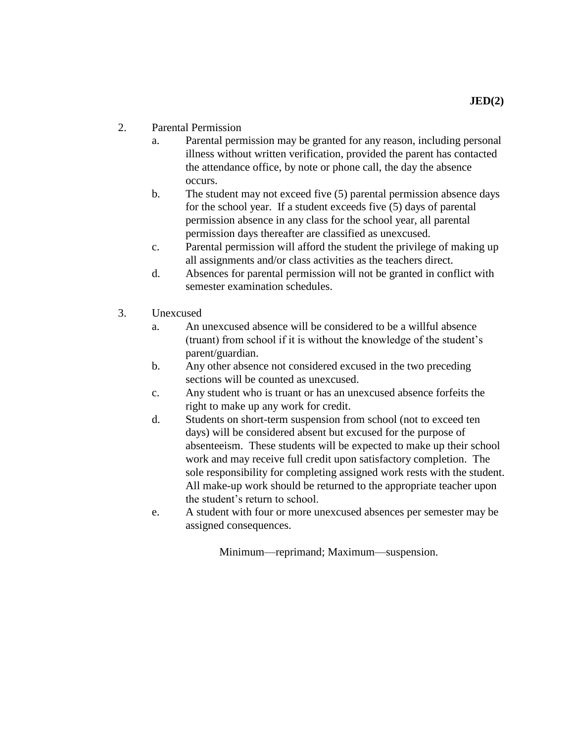2. Parental Permission
   a. Parental permission may be granted for any reason, including personal illness without written verification, provided the parent has contacted the attendance office, by note or phone call, the day the absence occurs.
   b. The student may not exceed five (5) parental permission absence days for the school year. If a student exceeds five (5) days of parental permission absence in any class for the school year, all parental permission days thereafter are classified as unexcused.
   c. Parental permission will afford the student the privilege of making up all assignments and/or class activities as the teachers direct.
   d. Absences for parental permission will not be granted in conflict with semester examination schedules.

3. Unexcused
   a. An unexcused absence will be considered to be a willful absence (truant) from school if it is without the knowledge of the student's parent/guardian.
   b. Any other absence not considered excused in the two preceding sections will be counted as unexcused.
   c. Any student who is truant or has an unexcused absence forfeits the right to make up any work for credit.
   d. Students on short-term suspension from school (not to exceed ten days) will be considered absent but excused for the purpose of absenteeism. These students will be expected to make up their school work and may receive full credit upon satisfactory completion. The sole responsibility for completing assigned work rests with the student. All make-up work should be returned to the appropriate teacher upon the student's return to school.
   e. A student with four or more unexcused absences per semester may be assigned consequences.

Minimum—reprimand; Maximum—suspension.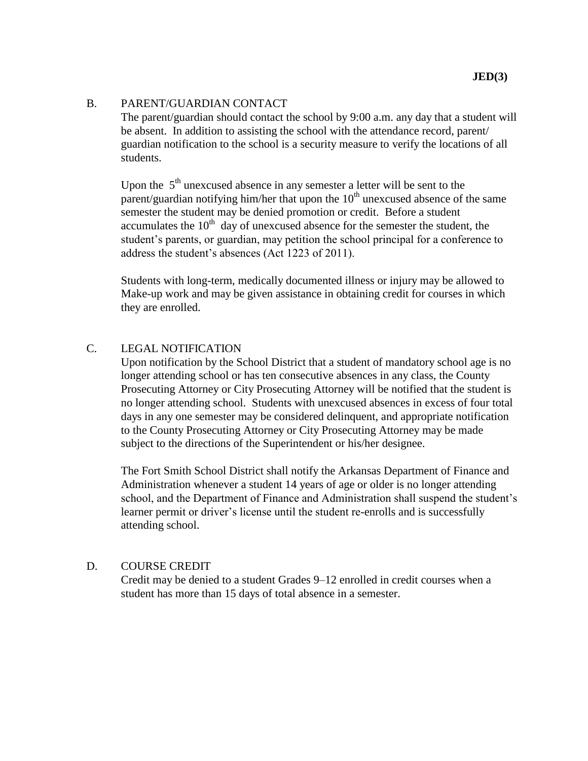## B. PARENT/GUARDIAN CONTACT

The parent/guardian should contact the school by 9:00 a.m. any day that a student will be absent. In addition to assisting the school with the attendance record, parent/guardian notification to the school is a security measure to verify the locations of all students.

Upon the 5th unexcused absence in any semester a letter will be sent to the parent/guardian notifying him/her that upon the 10th unexcused absence of the same semester the student may be denied promotion or credit. Before a student accumulates the 10th day of unexcused absence for the semester the student, the student's parents, or guardian, may petition the school principal for a conference to address the student's absences (Act 1223 of 2011).

Students with long-term, medically documented illness or injury may be allowed to Make-up work and may be given assistance in obtaining credit for courses in which they are enrolled.

## C. LEGAL NOTIFICATION

Upon notification by the School District that a student of mandatory school age is no longer attending school or has ten consecutive absences in any class, the County Prosecuting Attorney or City Prosecuting Attorney will be notified that the student is no longer attending school. Students with unexcused absences in excess of four total days in any one semester may be considered delinquent, and appropriate notification to the County Prosecuting Attorney or City Prosecuting Attorney may be made subject to the directions of the Superintendent or his/her designee.

The Fort Smith School District shall notify the Arkansas Department of Finance and Administration whenever a student 14 years of age or older is no longer attending school, and the Department of Finance and Administration shall suspend the student's learner permit or driver's license until the student re-enrolls and is successfully attending school.

## D. COURSE CREDIT

Credit may be denied to a student Grades 9–12 enrolled in credit courses when a student has more than 15 days of total absence in a semester.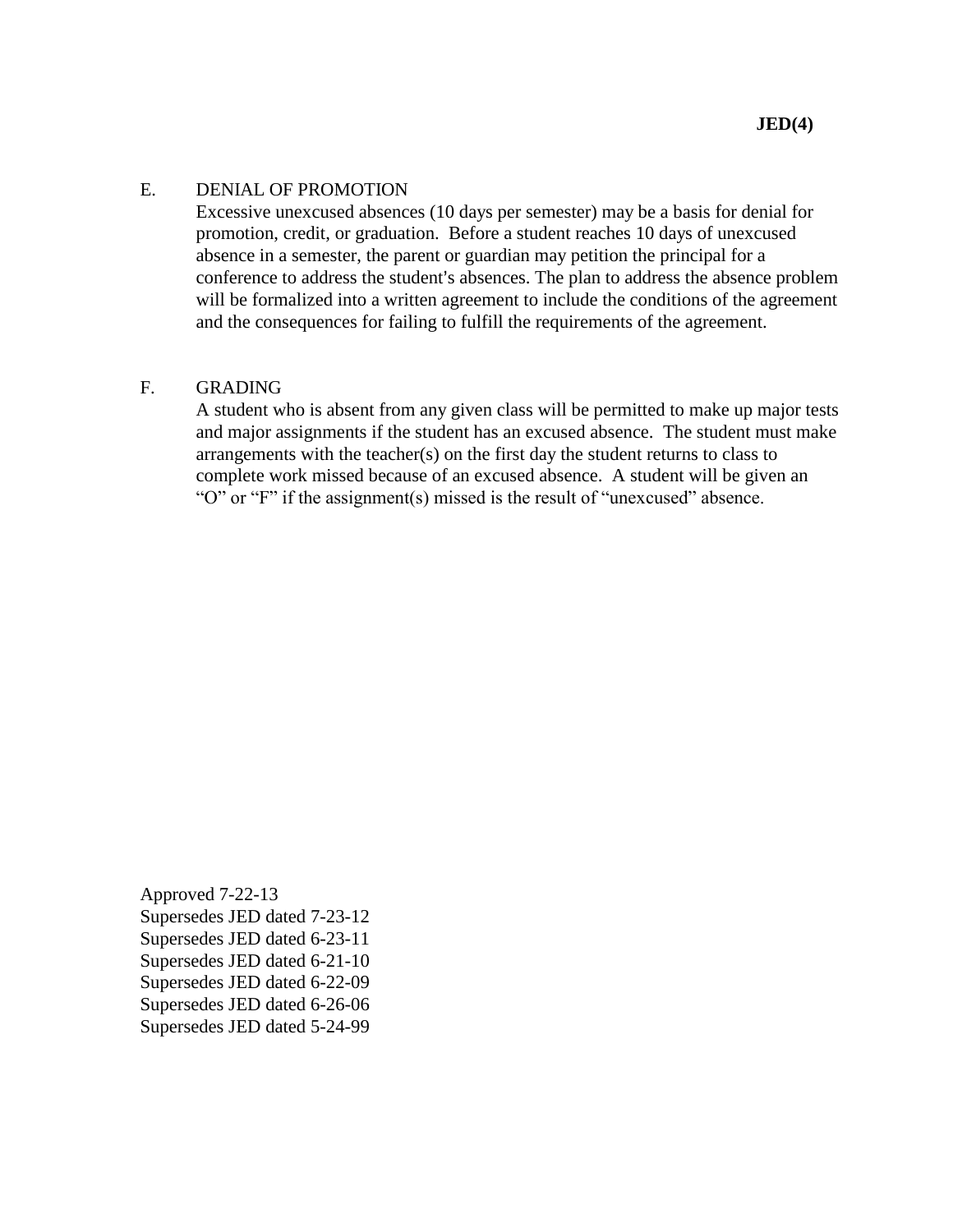E. DENIAL OF PROMOTION

Excessive unexcused absences (10 days per semester) may be a basis for denial for promotion, credit, or graduation. Before a student reaches 10 days of unexcused absence in a semester, the parent or guardian may petition the principal for a conference to address the student's absences. The plan to address the absence problem will be formalized into a written agreement to include the conditions of the agreement and the consequences for failing to fulfill the requirements of the agreement.

F. GRADING

A student who is absent from any given class will be permitted to make up major tests and major assignments if the student has an excused absence. The student must make arrangements with the teacher(s) on the first day the student returns to class to complete work missed because of an excused absence. A student will be given an "O" or "F" if the assignment(s) missed is the result of "unexcused" absence.

Approved 7-22-13
Supersedes JED dated 7-23-12
Supersedes JED dated 6-23-11
Supersedes JED dated 6-21-10
Supersedes JED dated 6-22-09
Supersedes JED dated 6-26-06
Supersedes JED dated 5-24-99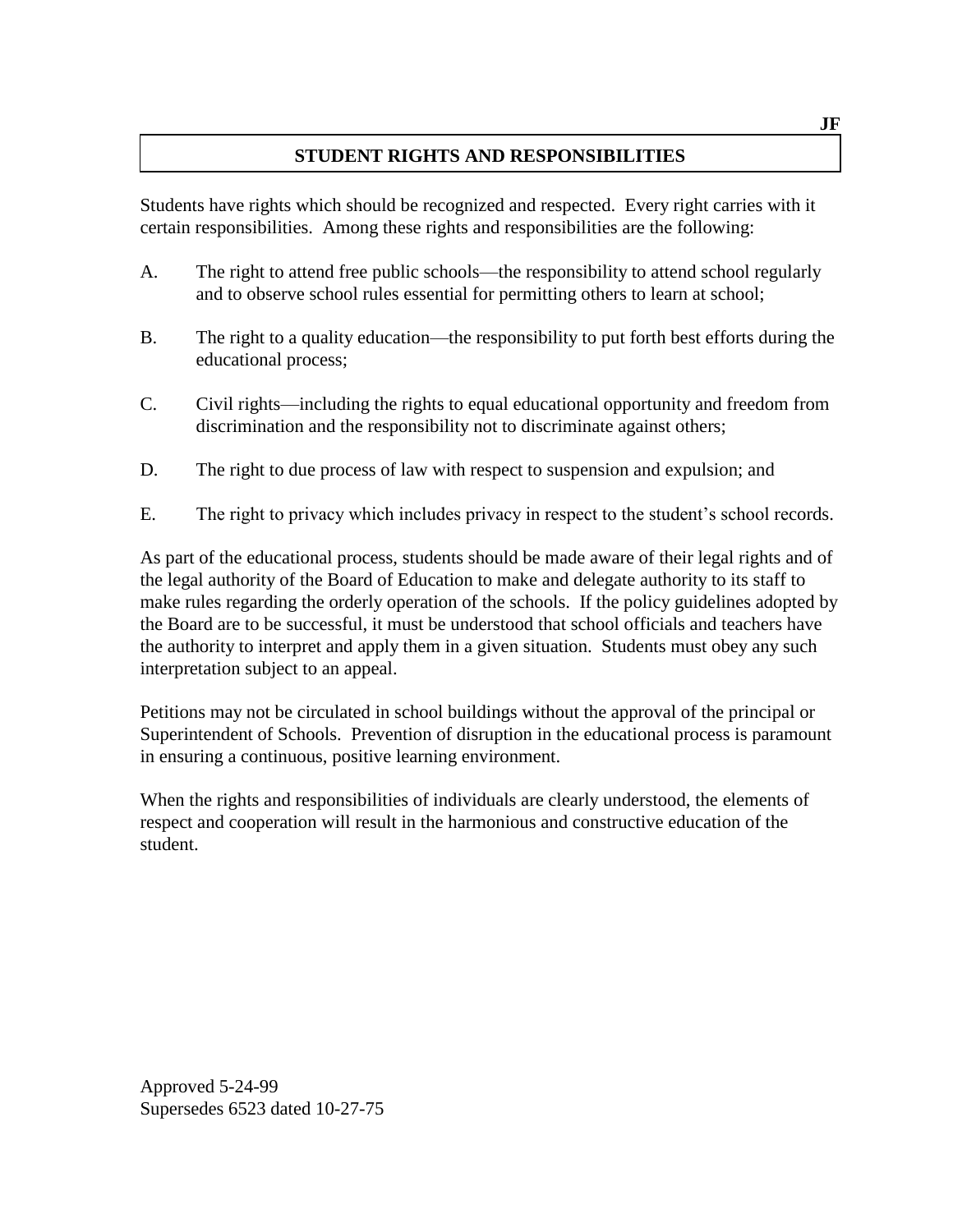JF

# STUDENT RIGHTS AND RESPONSIBILITIES

Students have rights which should be recognized and respected. Every right carries with it certain responsibilities. Among these rights and responsibilities are the following:

A. The right to attend free public schools—the responsibility to attend school regularly and to observe school rules essential for permitting others to learn at school;

B. The right to a quality education—the responsibility to put forth best efforts during the educational process;

C. Civil rights—including the rights to equal educational opportunity and freedom from discrimination and the responsibility not to discriminate against others;

D. The right to due process of law with respect to suspension and expulsion; and

E. The right to privacy which includes privacy in respect to the student's school records.

As part of the educational process, students should be made aware of their legal rights and of the legal authority of the Board of Education to make and delegate authority to its staff to make rules regarding the orderly operation of the schools. If the policy guidelines adopted by the Board are to be successful, it must be understood that school officials and teachers have the authority to interpret and apply them in a given situation. Students must obey any such interpretation subject to an appeal.

Petitions may not be circulated in school buildings without the approval of the principal or Superintendent of Schools. Prevention of disruption in the educational process is paramount in ensuring a continuous, positive learning environment.

When the rights and responsibilities of individuals are clearly understood, the elements of respect and cooperation will result in the harmonious and constructive education of the student.

Approved 5-24-99
Supersedes 6523 dated 10-27-75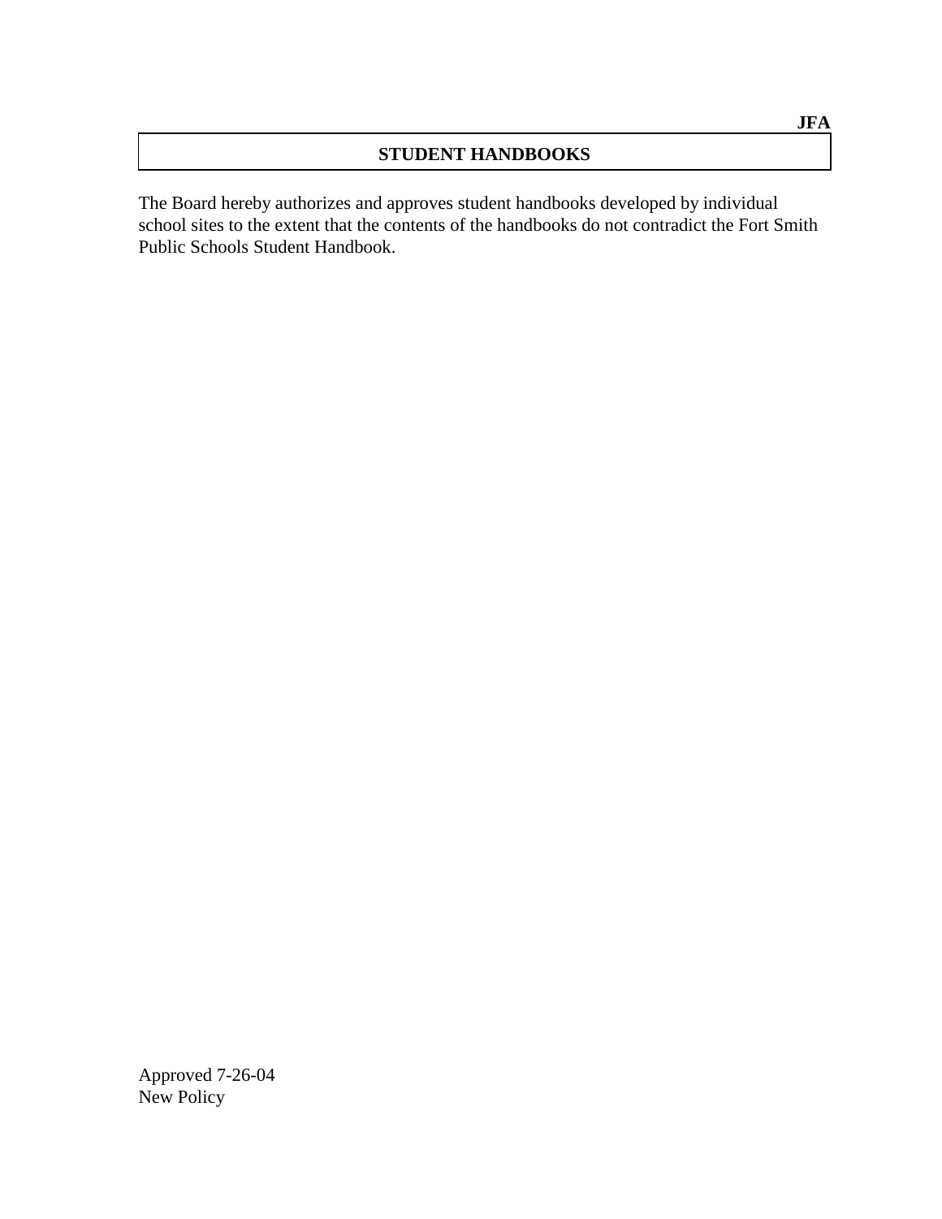**JFA**

# STUDENT HANDBOOKS

The Board hereby authorizes and approves student handbooks developed by individual school sites to the extent that the contents of the handbooks do not contradict the Fort Smith Public Schools Student Handbook.

Approved 7-26-04
New Policy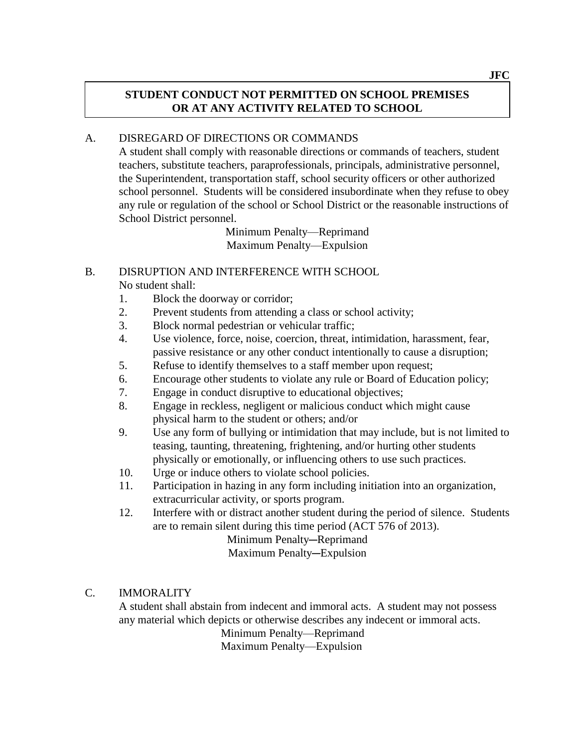# STUDENT CONDUCT NOT PERMITTED ON SCHOOL PREMISES OR AT ANY ACTIVITY RELATED TO SCHOOL

A. DISREGARD OF DIRECTIONS OR COMMANDS

A student shall comply with reasonable directions or commands of teachers, student teachers, substitute teachers, paraprofessionals, principals, administrative personnel, the Superintendent, transportation staff, school security officers or other authorized school personnel. Students will be considered insubordinate when they refuse to obey any rule or regulation of the school or School District or the reasonable instructions of School District personnel.

Minimum Penalty—Reprimand
Maximum Penalty—Expulsion

B. DISRUPTION AND INTERFERENCE WITH SCHOOL

No student shall:

1. Block the doorway or corridor;
2. Prevent students from attending a class or school activity;
3. Block normal pedestrian or vehicular traffic;
4. Use violence, force, noise, coercion, threat, intimidation, harassment, fear, passive resistance or any other conduct intentionally to cause a disruption;
5. Refuse to identify themselves to a staff member upon request;
6. Encourage other students to violate any rule or Board of Education policy;
7. Engage in conduct disruptive to educational objectives;
8. Engage in reckless, negligent or malicious conduct which might cause physical harm to the student or others; and/or
9. Use any form of bullying or intimidation that may include, but is not limited to teasing, taunting, threatening, frightening, and/or hurting other students physically or emotionally, or influencing others to use such practices.
10. Urge or induce others to violate school policies.
11. Participation in hazing in any form including initiation into an organization, extracurricular activity, or sports program.
12. Interfere with or distract another student during the period of silence. Students are to remain silent during this time period (ACT 576 of 2013).

Minimum Penalty─Reprimand
Maximum Penalty─Expulsion

C. IMMORALITY

A student shall abstain from indecent and immoral acts. A student may not possess any material which depicts or otherwise describes any indecent or immoral acts.

Minimum Penalty—Reprimand
Maximum Penalty—Expulsion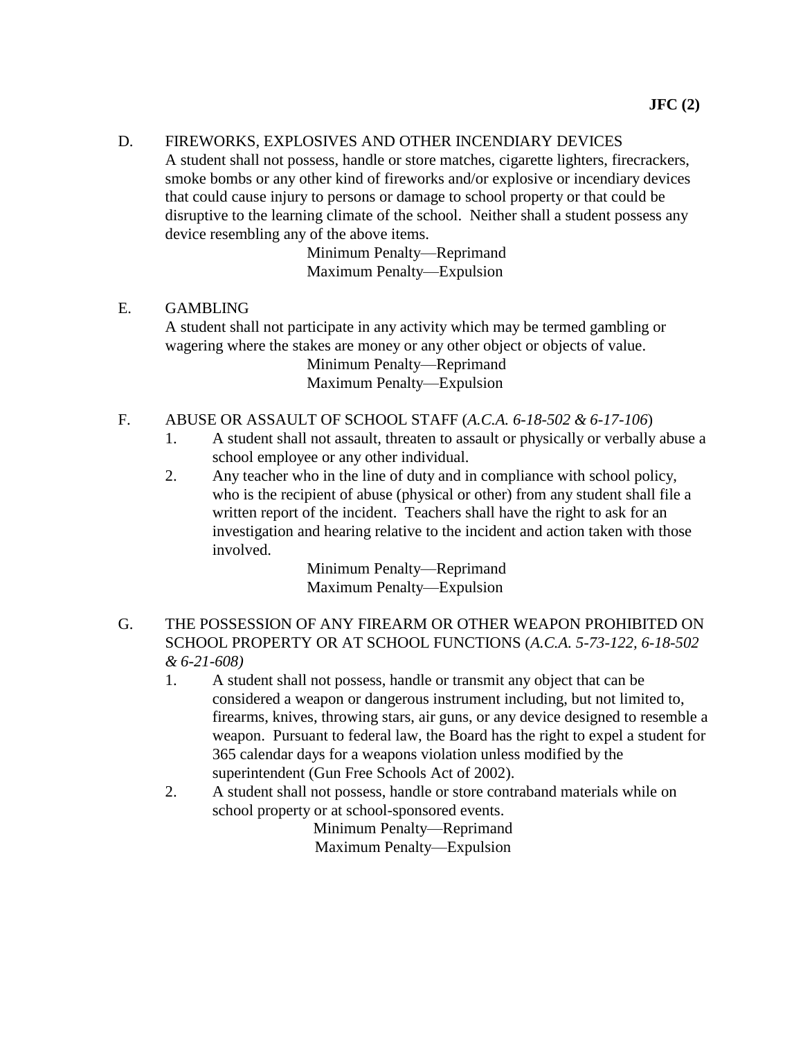D. FIREWORKS, EXPLOSIVES AND OTHER INCENDIARY DEVICES

A student shall not possess, handle or store matches, cigarette lighters, firecrackers, smoke bombs or any other kind of fireworks and/or explosive or incendiary devices that could cause injury to persons or damage to school property or that could be disruptive to the learning climate of the school. Neither shall a student possess any device resembling any of the above items.

Minimum Penalty—Reprimand
Maximum Penalty—Expulsion

E. GAMBLING

A student shall not participate in any activity which may be termed gambling or wagering where the stakes are money or any other object or objects of value.

Minimum Penalty—Reprimand
Maximum Penalty—Expulsion

F. ABUSE OR ASSAULT OF SCHOOL STAFF (*A.C.A. 6-18-502 & 6-17-106*)

1. A student shall not assault, threaten to assault or physically or verbally abuse a school employee or any other individual.
2. Any teacher who in the line of duty and in compliance with school policy, who is the recipient of abuse (physical or other) from any student shall file a written report of the incident. Teachers shall have the right to ask for an investigation and hearing relative to the incident and action taken with those involved.

Minimum Penalty—Reprimand
Maximum Penalty—Expulsion

G. THE POSSESSION OF ANY FIREARM OR OTHER WEAPON PROHIBITED ON SCHOOL PROPERTY OR AT SCHOOL FUNCTIONS (*A.C.A. 5-73-122, 6-18-502 & 6-21-608)*

1. A student shall not possess, handle or transmit any object that can be considered a weapon or dangerous instrument including, but not limited to, firearms, knives, throwing stars, air guns, or any device designed to resemble a weapon. Pursuant to federal law, the Board has the right to expel a student for 365 calendar days for a weapons violation unless modified by the superintendent (Gun Free Schools Act of 2002).
2. A student shall not possess, handle or store contraband materials while on school property or at school-sponsored events.

Minimum Penalty—Reprimand
Maximum Penalty—Expulsion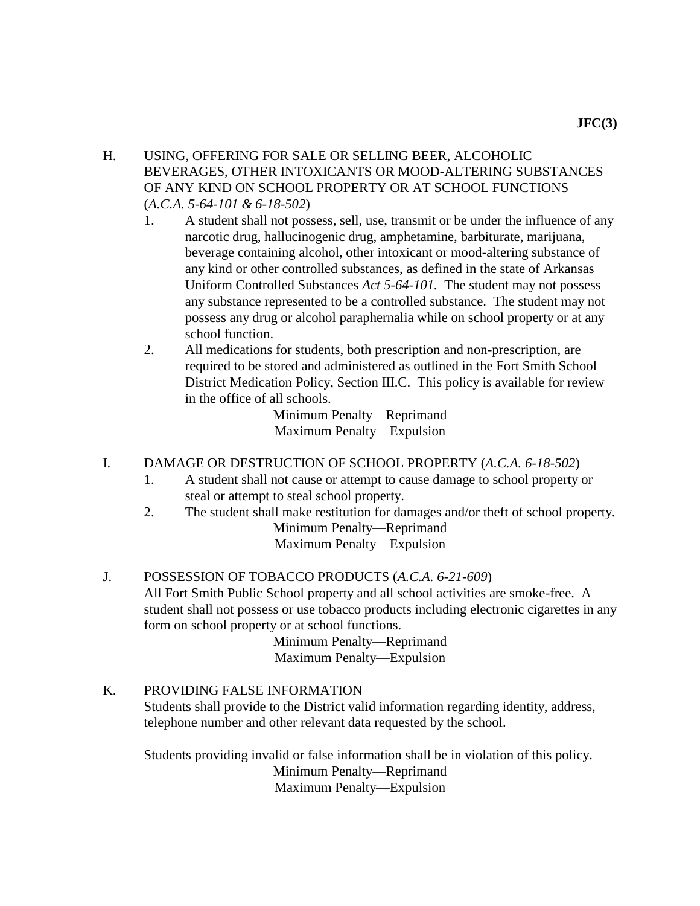H. USING, OFFERING FOR SALE OR SELLING BEER, ALCOHOLIC BEVERAGES, OTHER INTOXICANTS OR MOOD-ALTERING SUBSTANCES OF ANY KIND ON SCHOOL PROPERTY OR AT SCHOOL FUNCTIONS (*A.C.A. 5-64-101 & 6-18-502*)

1. A student shall not possess, sell, use, transmit or be under the influence of any narcotic drug, hallucinogenic drug, amphetamine, barbiturate, marijuana, beverage containing alcohol, other intoxicant or mood-altering substance of any kind or other controlled substances, as defined in the state of Arkansas Uniform Controlled Substances *Act 5-64-101.* The student may not possess any substance represented to be a controlled substance. The student may not possess any drug or alcohol paraphernalia while on school property or at any school function.
2. All medications for students, both prescription and non-prescription, are required to be stored and administered as outlined in the Fort Smith School District Medication Policy, Section III.C. This policy is available for review in the office of all schools.

Minimum Penalty—Reprimand
Maximum Penalty—Expulsion

I. DAMAGE OR DESTRUCTION OF SCHOOL PROPERTY (*A.C.A. 6-18-502*)

1. A student shall not cause or attempt to cause damage to school property or steal or attempt to steal school property.
2. The student shall make restitution for damages and/or theft of school property.

Minimum Penalty—Reprimand
Maximum Penalty—Expulsion

J. POSSESSION OF TOBACCO PRODUCTS (*A.C.A. 6-21-609*)

All Fort Smith Public School property and all school activities are smoke-free. A student shall not possess or use tobacco products including electronic cigarettes in any form on school property or at school functions.

Minimum Penalty—Reprimand
Maximum Penalty—Expulsion

K. PROVIDING FALSE INFORMATION

Students shall provide to the District valid information regarding identity, address, telephone number and other relevant data requested by the school.

Students providing invalid or false information shall be in violation of this policy.

Minimum Penalty—Reprimand
Maximum Penalty—Expulsion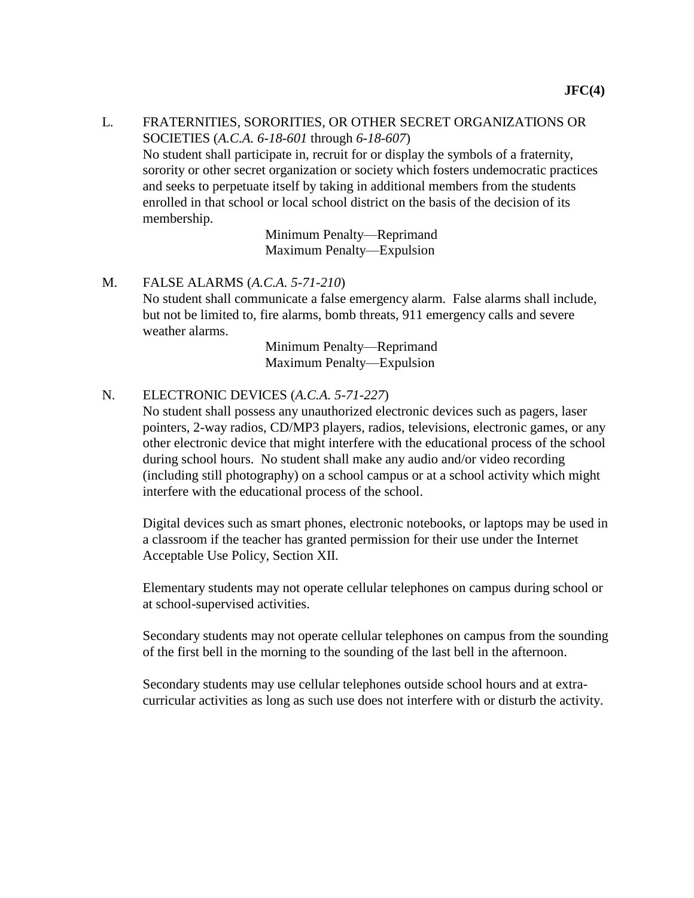L. FRATERNITIES, SORORITIES, OR OTHER SECRET ORGANIZATIONS OR SOCIETIES (*A.C.A. 6-18-601* through *6-18-607*)

No student shall participate in, recruit for or display the symbols of a fraternity, sorority or other secret organization or society which fosters undemocratic practices and seeks to perpetuate itself by taking in additional members from the students enrolled in that school or local school district on the basis of the decision of its membership.

Minimum Penalty—Reprimand
Maximum Penalty—Expulsion

M. FALSE ALARMS (*A.C.A. 5-71-210*)

No student shall communicate a false emergency alarm. False alarms shall include, but not be limited to, fire alarms, bomb threats, 911 emergency calls and severe weather alarms.

Minimum Penalty—Reprimand
Maximum Penalty—Expulsion

N. ELECTRONIC DEVICES (*A.C.A. 5-71-227*)

No student shall possess any unauthorized electronic devices such as pagers, laser pointers, 2-way radios, CD/MP3 players, radios, televisions, electronic games, or any other electronic device that might interfere with the educational process of the school during school hours. No student shall make any audio and/or video recording (including still photography) on a school campus or at a school activity which might interfere with the educational process of the school.

Digital devices such as smart phones, electronic notebooks, or laptops may be used in a classroom if the teacher has granted permission for their use under the Internet Acceptable Use Policy, Section XII.

Elementary students may not operate cellular telephones on campus during school or at school-supervised activities.

Secondary students may not operate cellular telephones on campus from the sounding of the first bell in the morning to the sounding of the last bell in the afternoon.

Secondary students may use cellular telephones outside school hours and at extra-curricular activities as long as such use does not interfere with or disturb the activity.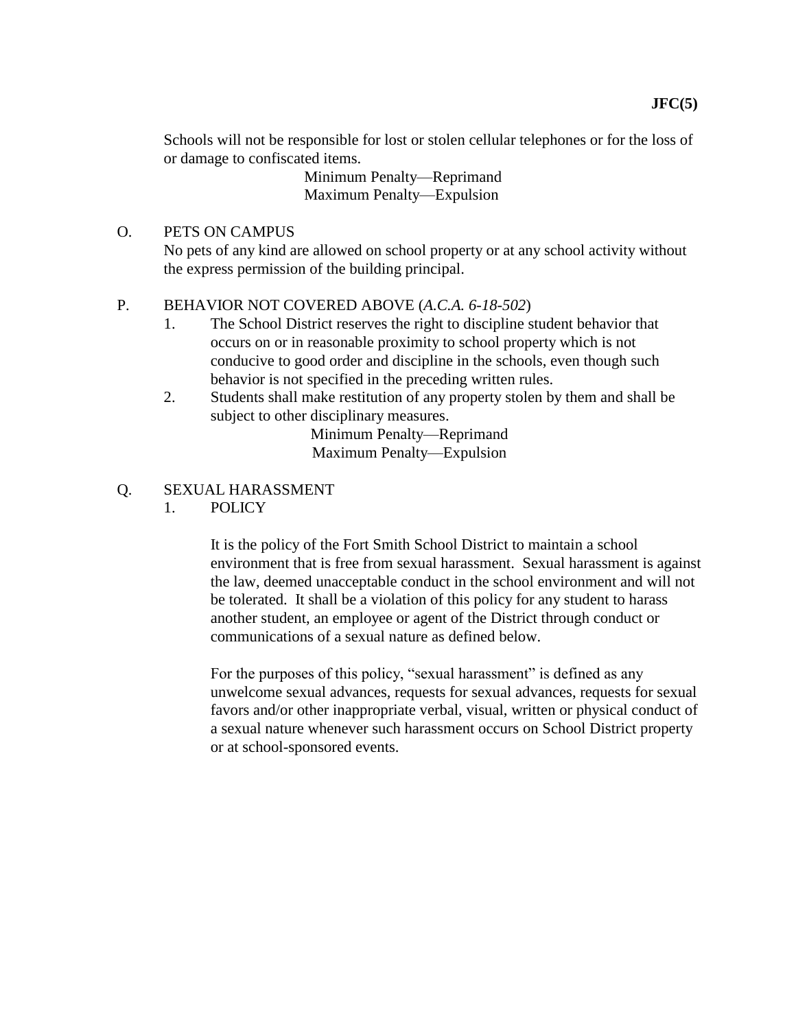Schools will not be responsible for lost or stolen cellular telephones or for the loss of or damage to confiscated items.

Minimum Penalty—Reprimand
Maximum Penalty—Expulsion

O. PETS ON CAMPUS

No pets of any kind are allowed on school property or at any school activity without the express permission of the building principal.

P. BEHAVIOR NOT COVERED ABOVE (*A.C.A. 6-18-502*)

1. The School District reserves the right to discipline student behavior that occurs on or in reasonable proximity to school property which is not conducive to good order and discipline in the schools, even though such behavior is not specified in the preceding written rules.
2. Students shall make restitution of any property stolen by them and shall be subject to other disciplinary measures.

Minimum Penalty—Reprimand
Maximum Penalty—Expulsion

Q. SEXUAL HARASSMENT

1. POLICY

It is the policy of the Fort Smith School District to maintain a school environment that is free from sexual harassment. Sexual harassment is against the law, deemed unacceptable conduct in the school environment and will not be tolerated. It shall be a violation of this policy for any student to harass another student, an employee or agent of the District through conduct or communications of a sexual nature as defined below.

For the purposes of this policy, "sexual harassment" is defined as any unwelcome sexual advances, requests for sexual advances, requests for sexual favors and/or other inappropriate verbal, visual, written or physical conduct of a sexual nature whenever such harassment occurs on School District property or at school-sponsored events.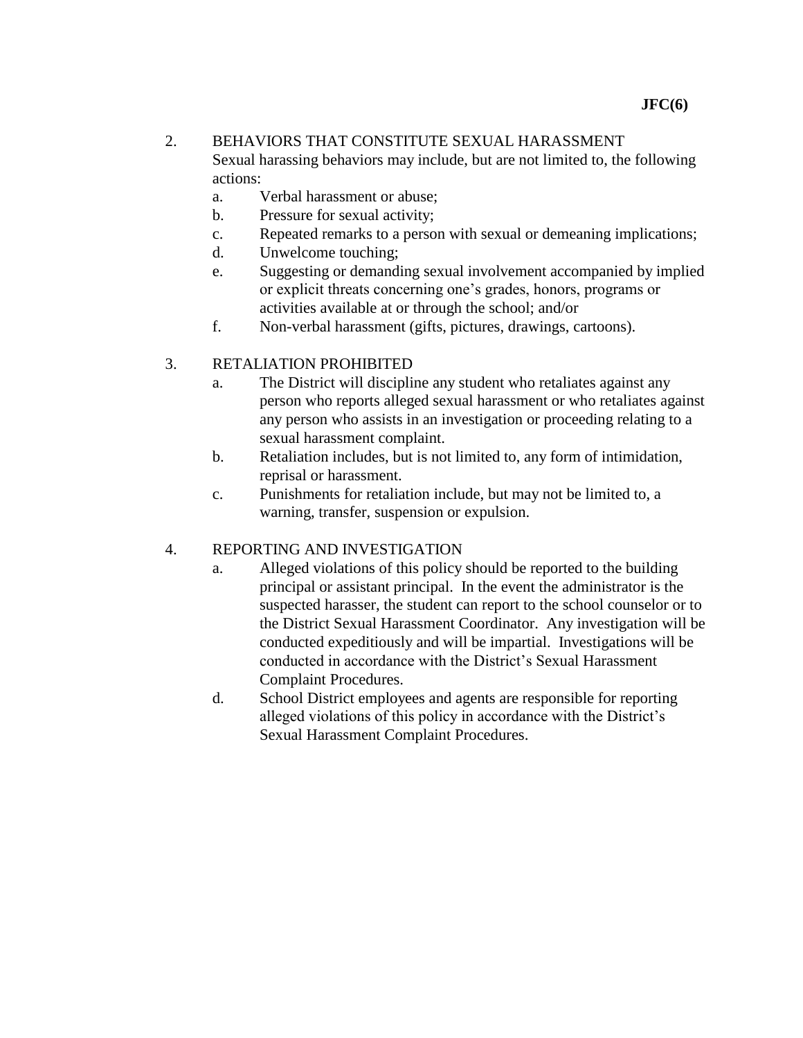2. BEHAVIORS THAT CONSTITUTE SEXUAL HARASSMENT

   Sexual harassing behaviors may include, but are not limited to, the following actions:

   a. Verbal harassment or abuse;
   b. Pressure for sexual activity;
   c. Repeated remarks to a person with sexual or demeaning implications;
   d. Unwelcome touching;
   e. Suggesting or demanding sexual involvement accompanied by implied or explicit threats concerning one's grades, honors, programs or activities available at or through the school; and/or
   f. Non-verbal harassment (gifts, pictures, drawings, cartoons).

3. RETALIATION PROHIBITED

   a. The District will discipline any student who retaliates against any person who reports alleged sexual harassment or who retaliates against any person who assists in an investigation or proceeding relating to a sexual harassment complaint.
   b. Retaliation includes, but is not limited to, any form of intimidation, reprisal or harassment.
   c. Punishments for retaliation include, but may not be limited to, a warning, transfer, suspension or expulsion.

4. REPORTING AND INVESTIGATION

   a. Alleged violations of this policy should be reported to the building principal or assistant principal. In the event the administrator is the suspected harasser, the student can report to the school counselor or to the District Sexual Harassment Coordinator. Any investigation will be conducted expeditiously and will be impartial. Investigations will be conducted in accordance with the District's Sexual Harassment Complaint Procedures.
   d. School District employees and agents are responsible for reporting alleged violations of this policy in accordance with the District's Sexual Harassment Complaint Procedures.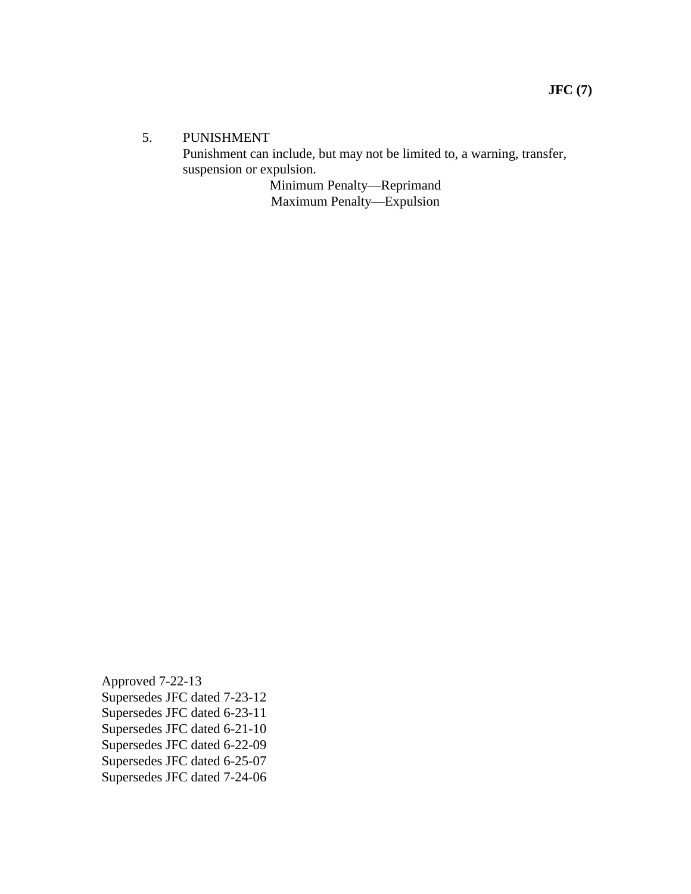5. PUNISHMENT

   Punishment can include, but may not be limited to, a warning, transfer, suspension or expulsion.

   Minimum Penalty—Reprimand
   Maximum Penalty—Expulsion

Approved 7-22-13
Supersedes JFC dated 7-23-12
Supersedes JFC dated 6-23-11
Supersedes JFC dated 6-21-10
Supersedes JFC dated 6-22-09
Supersedes JFC dated 6-25-07
Supersedes JFC dated 7-24-06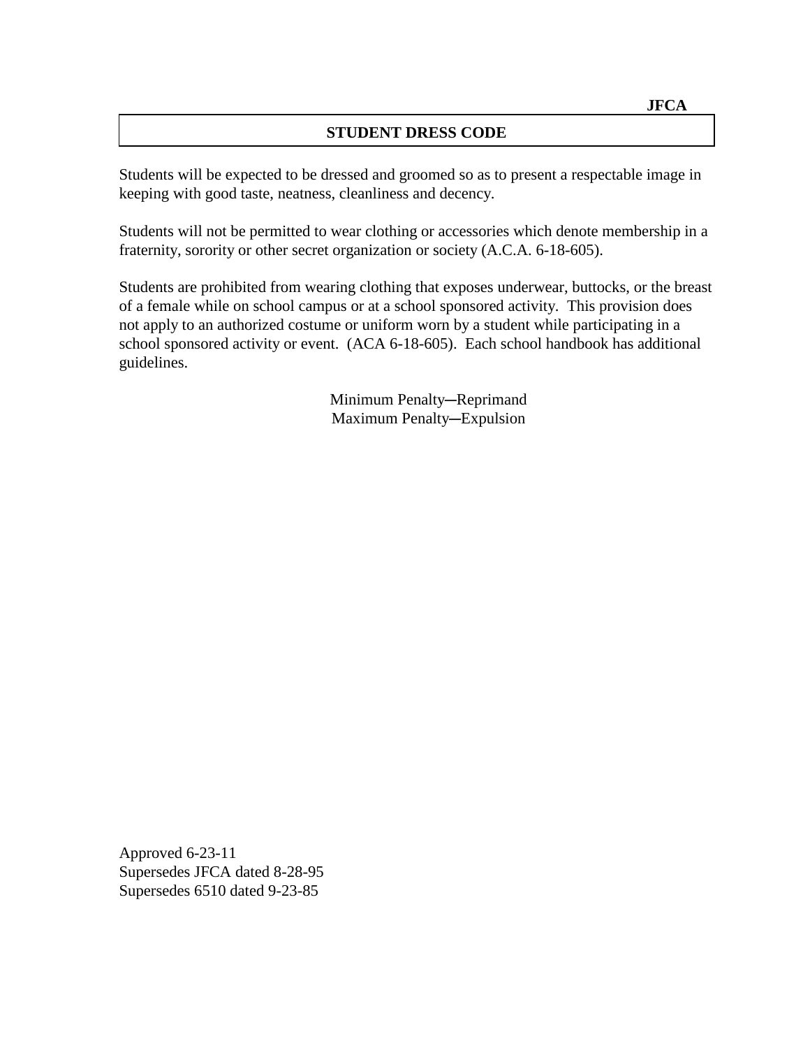**JFCA**

## STUDENT DRESS CODE

Students will be expected to be dressed and groomed so as to present a respectable image in keeping with good taste, neatness, cleanliness and decency.

Students will not be permitted to wear clothing or accessories which denote membership in a fraternity, sorority or other secret organization or society (A.C.A. 6-18-605).

Students are prohibited from wearing clothing that exposes underwear, buttocks, or the breast of a female while on school campus or at a school sponsored activity. This provision does not apply to an authorized costume or uniform worn by a student while participating in a school sponsored activity or event. (ACA 6-18-605). Each school handbook has additional guidelines.

Minimum Penalty─Reprimand
Maximum Penalty─Expulsion

Approved 6-23-11
Supersedes JFCA dated 8-28-95
Supersedes 6510 dated 9-23-85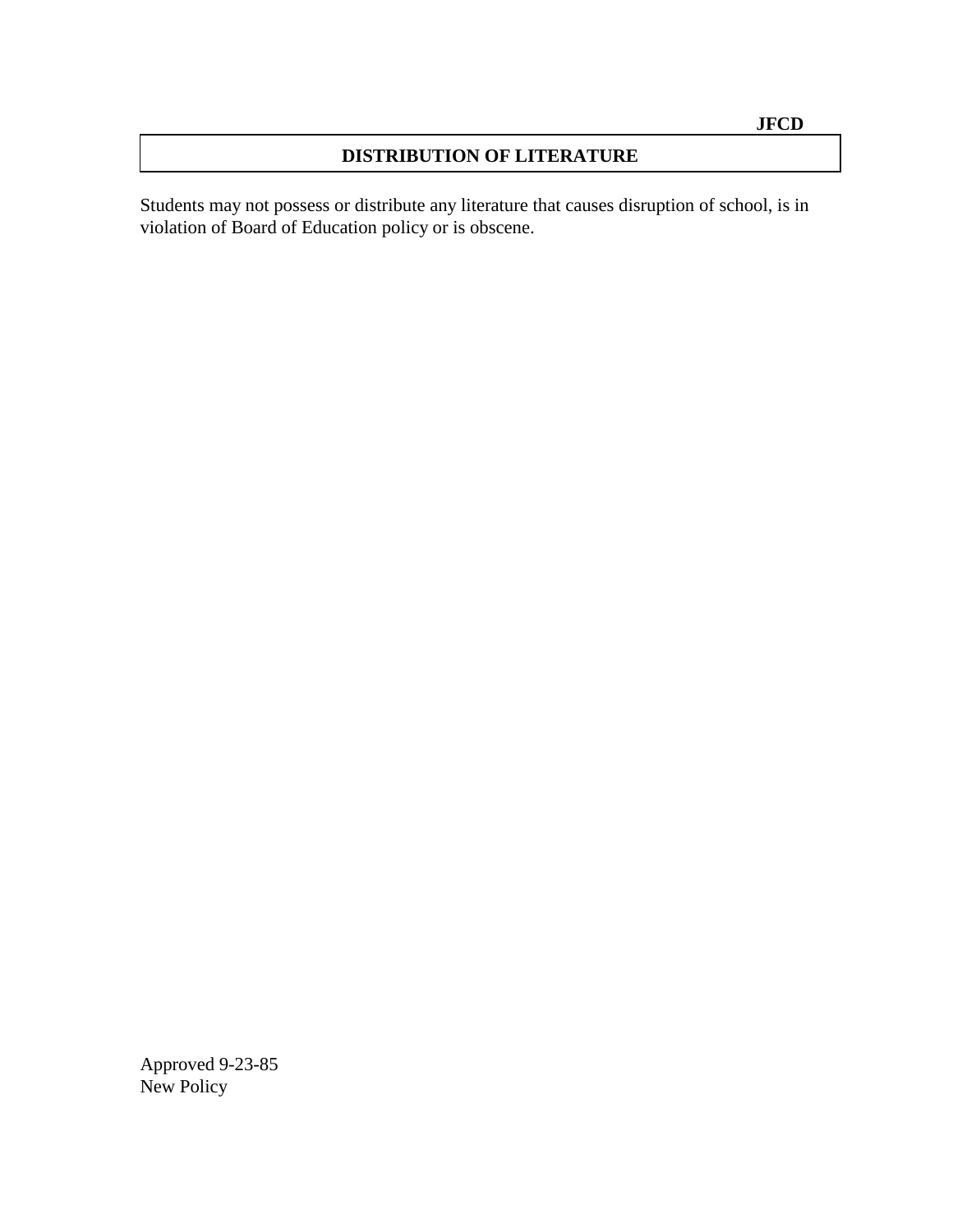**JFCD**

# DISTRIBUTION OF LITERATURE

Students may not possess or distribute any literature that causes disruption of school, is in violation of Board of Education policy or is obscene.

Approved 9-23-85
New Policy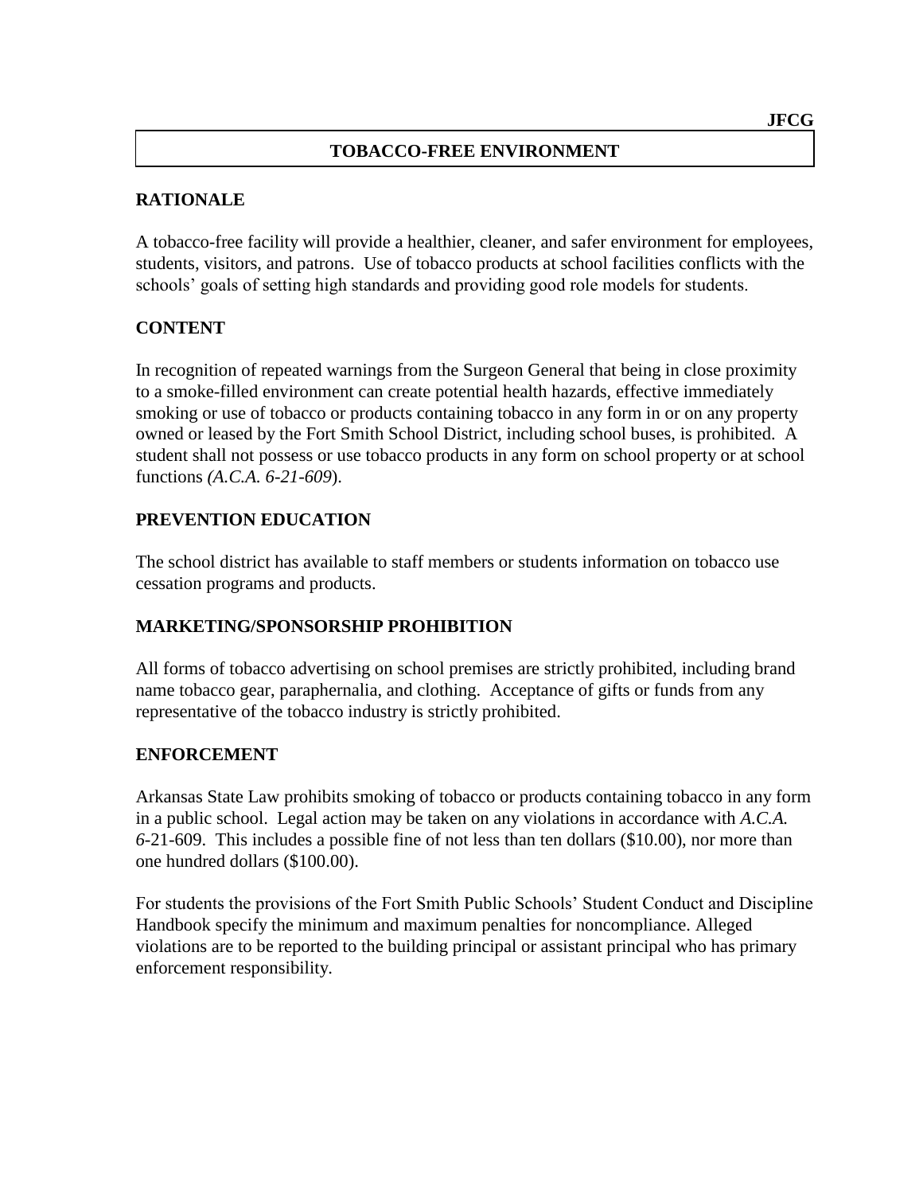JFCG

# TOBACCO-FREE ENVIRONMENT

## RATIONALE

A tobacco-free facility will provide a healthier, cleaner, and safer environment for employees, students, visitors, and patrons. Use of tobacco products at school facilities conflicts with the schools' goals of setting high standards and providing good role models for students.

## CONTENT

In recognition of repeated warnings from the Surgeon General that being in close proximity to a smoke-filled environment can create potential health hazards, effective immediately smoking or use of tobacco or products containing tobacco in any form in or on any property owned or leased by the Fort Smith School District, including school buses, is prohibited. A student shall not possess or use tobacco products in any form on school property or at school functions *(A.C.A. 6-21-609*).

## PREVENTION EDUCATION

The school district has available to staff members or students information on tobacco use cessation programs and products.

## MARKETING/SPONSORSHIP PROHIBITION

All forms of tobacco advertising on school premises are strictly prohibited, including brand name tobacco gear, paraphernalia, and clothing. Acceptance of gifts or funds from any representative of the tobacco industry is strictly prohibited.

## ENFORCEMENT

Arkansas State Law prohibits smoking of tobacco or products containing tobacco in any form in a public school. Legal action may be taken on any violations in accordance with *A.C.A. 6*-21-609. This includes a possible fine of not less than ten dollars ($10.00), nor more than one hundred dollars ($100.00).

For students the provisions of the Fort Smith Public Schools' Student Conduct and Discipline Handbook specify the minimum and maximum penalties for noncompliance. Alleged violations are to be reported to the building principal or assistant principal who has primary enforcement responsibility.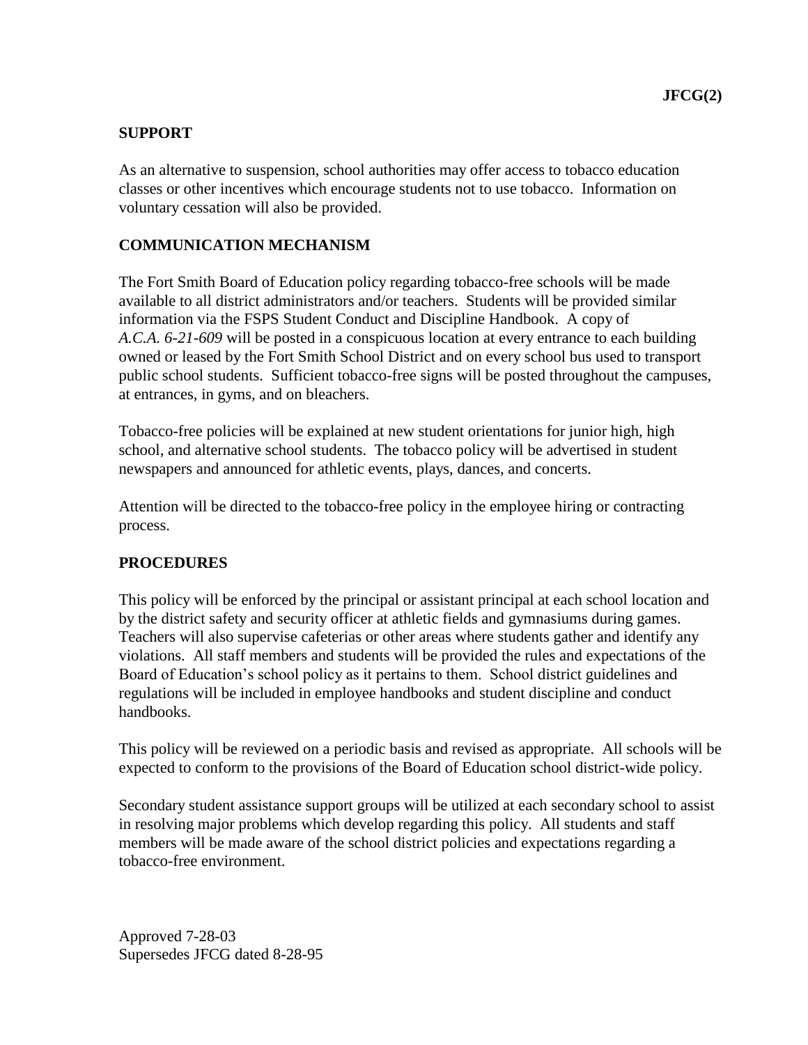## SUPPORT

As an alternative to suspension, school authorities may offer access to tobacco education classes or other incentives which encourage students not to use tobacco. Information on voluntary cessation will also be provided.

## COMMUNICATION MECHANISM

The Fort Smith Board of Education policy regarding tobacco-free schools will be made available to all district administrators and/or teachers. Students will be provided similar information via the FSPS Student Conduct and Discipline Handbook. A copy of *A.C.A. 6-21-609* will be posted in a conspicuous location at every entrance to each building owned or leased by the Fort Smith School District and on every school bus used to transport public school students. Sufficient tobacco-free signs will be posted throughout the campuses, at entrances, in gyms, and on bleachers.

Tobacco-free policies will be explained at new student orientations for junior high, high school, and alternative school students. The tobacco policy will be advertised in student newspapers and announced for athletic events, plays, dances, and concerts.

Attention will be directed to the tobacco-free policy in the employee hiring or contracting process.

## PROCEDURES

This policy will be enforced by the principal or assistant principal at each school location and by the district safety and security officer at athletic fields and gymnasiums during games. Teachers will also supervise cafeterias or other areas where students gather and identify any violations. All staff members and students will be provided the rules and expectations of the Board of Education's school policy as it pertains to them. School district guidelines and regulations will be included in employee handbooks and student discipline and conduct handbooks.

This policy will be reviewed on a periodic basis and revised as appropriate. All schools will be expected to conform to the provisions of the Board of Education school district-wide policy.

Secondary student assistance support groups will be utilized at each secondary school to assist in resolving major problems which develop regarding this policy. All students and staff members will be made aware of the school district policies and expectations regarding a tobacco-free environment.

Approved 7-28-03
Supersedes JFCG dated 8-28-95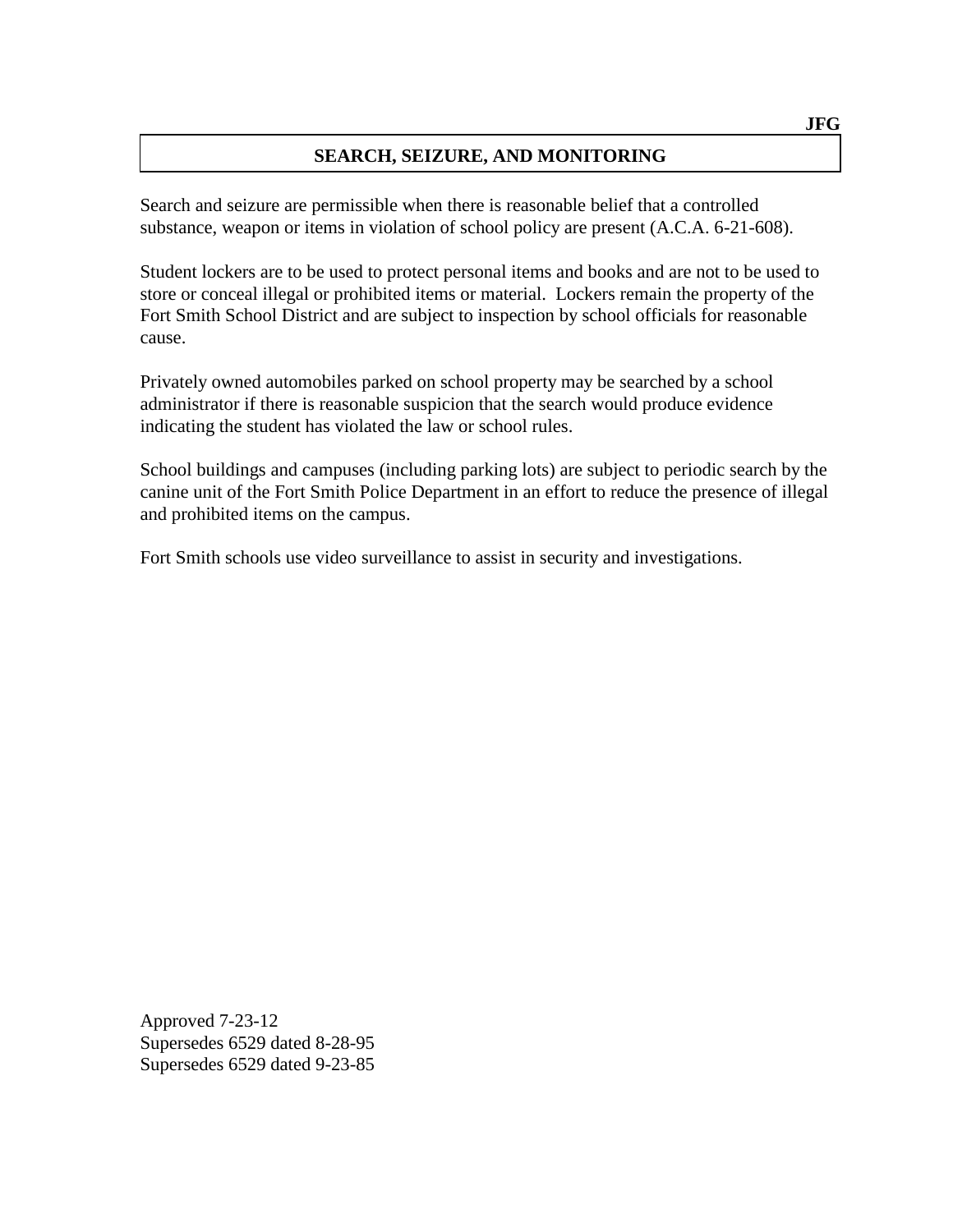**JFG**

# SEARCH, SEIZURE, AND MONITORING

Search and seizure are permissible when there is reasonable belief that a controlled substance, weapon or items in violation of school policy are present (A.C.A. 6-21-608).

Student lockers are to be used to protect personal items and books and are not to be used to store or conceal illegal or prohibited items or material. Lockers remain the property of the Fort Smith School District and are subject to inspection by school officials for reasonable cause.

Privately owned automobiles parked on school property may be searched by a school administrator if there is reasonable suspicion that the search would produce evidence indicating the student has violated the law or school rules.

School buildings and campuses (including parking lots) are subject to periodic search by the canine unit of the Fort Smith Police Department in an effort to reduce the presence of illegal and prohibited items on the campus.

Fort Smith schools use video surveillance to assist in security and investigations.

Approved 7-23-12
Supersedes 6529 dated 8-28-95
Supersedes 6529 dated 9-23-85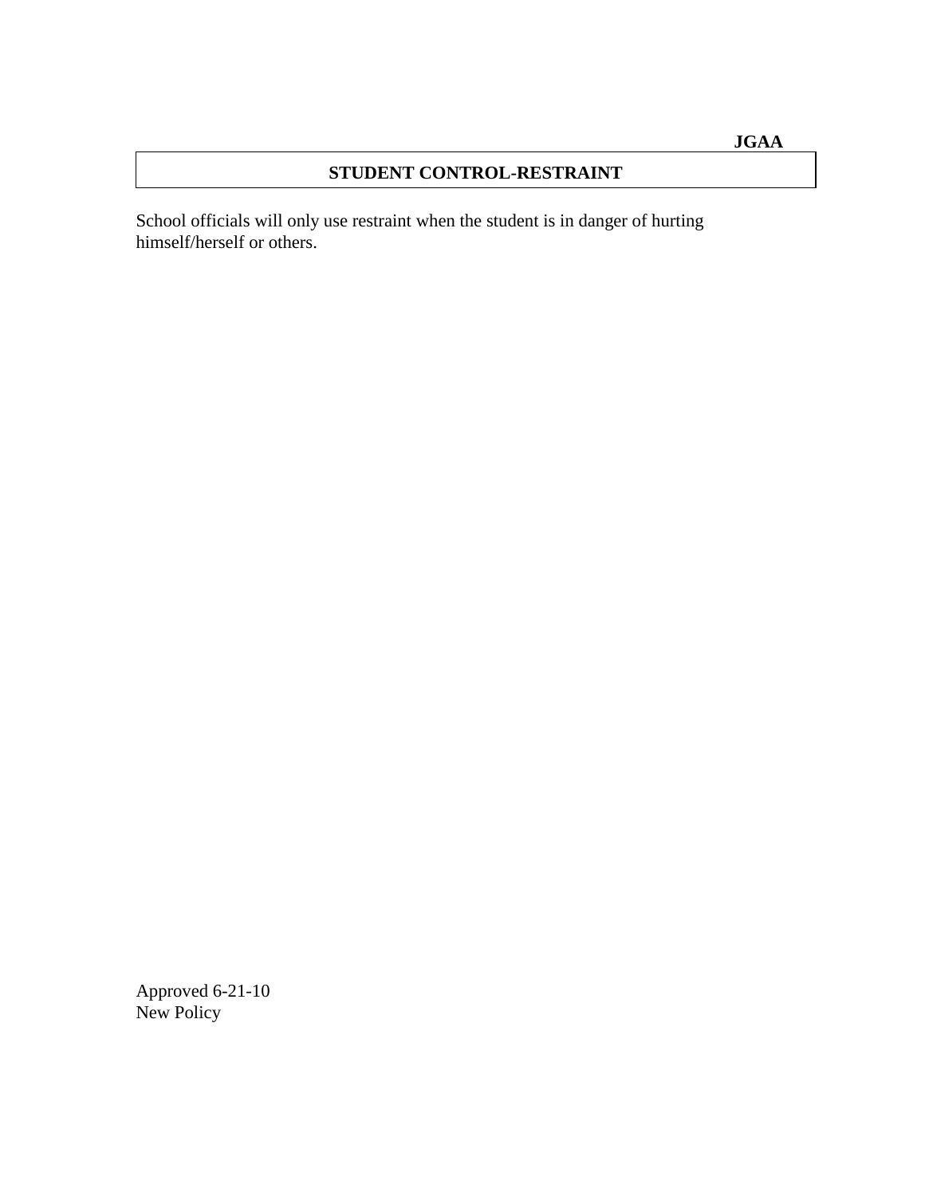**JGAA**

## STUDENT CONTROL-RESTRAINT

School officials will only use restraint when the student is in danger of hurting himself/herself or others.

Approved 6-21-10
New Policy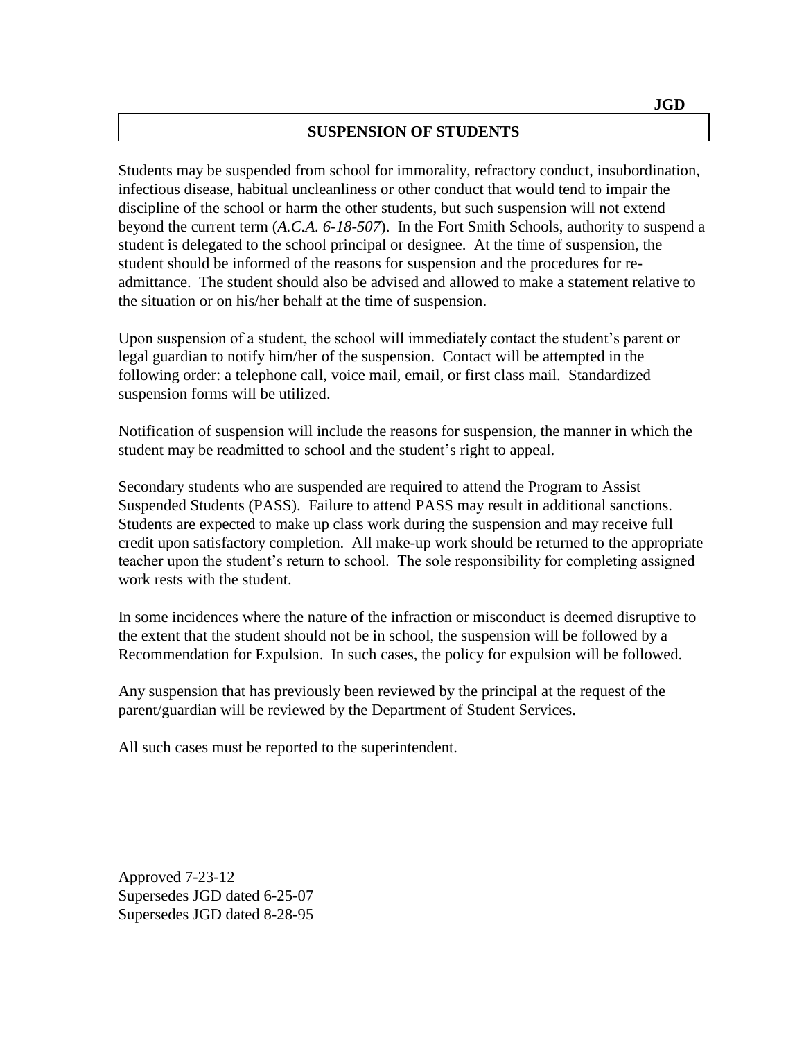JGD

## SUSPENSION OF STUDENTS

Students may be suspended from school for immorality, refractory conduct, insubordination, infectious disease, habitual uncleanliness or other conduct that would tend to impair the discipline of the school or harm the other students, but such suspension will not extend beyond the current term (*A.C.A. 6-18-507*). In the Fort Smith Schools, authority to suspend a student is delegated to the school principal or designee. At the time of suspension, the student should be informed of the reasons for suspension and the procedures for re-admittance. The student should also be advised and allowed to make a statement relative to the situation or on his/her behalf at the time of suspension.

Upon suspension of a student, the school will immediately contact the student's parent or legal guardian to notify him/her of the suspension. Contact will be attempted in the following order: a telephone call, voice mail, email, or first class mail. Standardized suspension forms will be utilized.

Notification of suspension will include the reasons for suspension, the manner in which the student may be readmitted to school and the student's right to appeal.

Secondary students who are suspended are required to attend the Program to Assist Suspended Students (PASS). Failure to attend PASS may result in additional sanctions. Students are expected to make up class work during the suspension and may receive full credit upon satisfactory completion. All make-up work should be returned to the appropriate teacher upon the student's return to school. The sole responsibility for completing assigned work rests with the student.

In some incidences where the nature of the infraction or misconduct is deemed disruptive to the extent that the student should not be in school, the suspension will be followed by a Recommendation for Expulsion. In such cases, the policy for expulsion will be followed.

Any suspension that has previously been reviewed by the principal at the request of the parent/guardian will be reviewed by the Department of Student Services.

All such cases must be reported to the superintendent.

Approved 7-23-12
Supersedes JGD dated 6-25-07
Supersedes JGD dated 8-28-95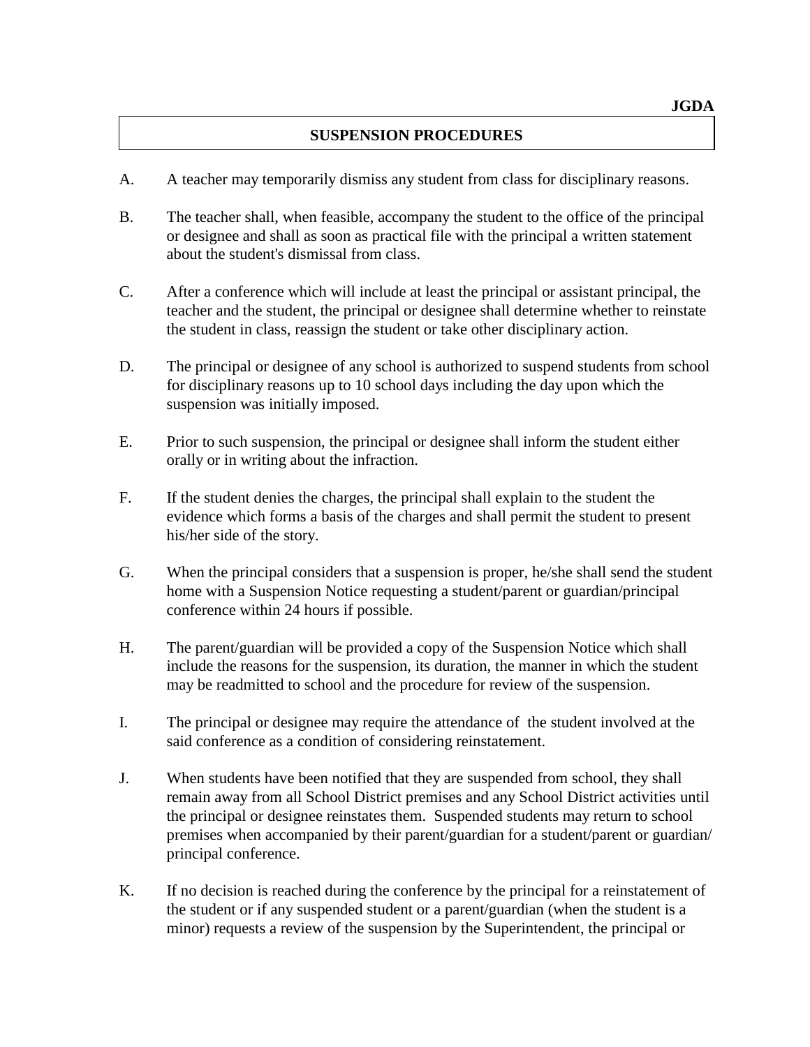JGDA

# SUSPENSION PROCEDURES

A. A teacher may temporarily dismiss any student from class for disciplinary reasons.

B. The teacher shall, when feasible, accompany the student to the office of the principal or designee and shall as soon as practical file with the principal a written statement about the student's dismissal from class.

C. After a conference which will include at least the principal or assistant principal, the teacher and the student, the principal or designee shall determine whether to reinstate the student in class, reassign the student or take other disciplinary action.

D. The principal or designee of any school is authorized to suspend students from school for disciplinary reasons up to 10 school days including the day upon which the suspension was initially imposed.

E. Prior to such suspension, the principal or designee shall inform the student either orally or in writing about the infraction.

F. If the student denies the charges, the principal shall explain to the student the evidence which forms a basis of the charges and shall permit the student to present his/her side of the story.

G. When the principal considers that a suspension is proper, he/she shall send the student home with a Suspension Notice requesting a student/parent or guardian/principal conference within 24 hours if possible.

H. The parent/guardian will be provided a copy of the Suspension Notice which shall include the reasons for the suspension, its duration, the manner in which the student may be readmitted to school and the procedure for review of the suspension.

I. The principal or designee may require the attendance of the student involved at the said conference as a condition of considering reinstatement.

J. When students have been notified that they are suspended from school, they shall remain away from all School District premises and any School District activities until the principal or designee reinstates them. Suspended students may return to school premises when accompanied by their parent/guardian for a student/parent or guardian/ principal conference.

K. If no decision is reached during the conference by the principal for a reinstatement of the student or if any suspended student or a parent/guardian (when the student is a minor) requests a review of the suspension by the Superintendent, the principal or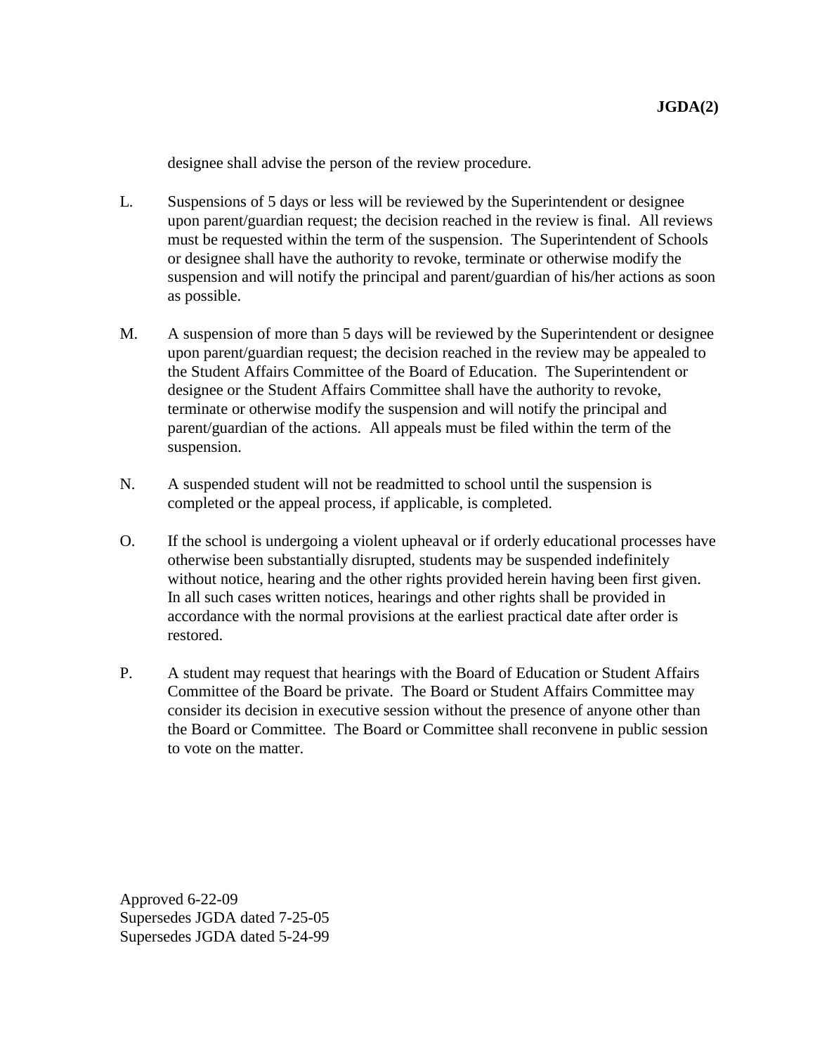designee shall advise the person of the review procedure.

L. Suspensions of 5 days or less will be reviewed by the Superintendent or designee upon parent/guardian request; the decision reached in the review is final. All reviews must be requested within the term of the suspension. The Superintendent of Schools or designee shall have the authority to revoke, terminate or otherwise modify the suspension and will notify the principal and parent/guardian of his/her actions as soon as possible.

M. A suspension of more than 5 days will be reviewed by the Superintendent or designee upon parent/guardian request; the decision reached in the review may be appealed to the Student Affairs Committee of the Board of Education. The Superintendent or designee or the Student Affairs Committee shall have the authority to revoke, terminate or otherwise modify the suspension and will notify the principal and parent/guardian of the actions. All appeals must be filed within the term of the suspension.

N. A suspended student will not be readmitted to school until the suspension is completed or the appeal process, if applicable, is completed.

O. If the school is undergoing a violent upheaval or if orderly educational processes have otherwise been substantially disrupted, students may be suspended indefinitely without notice, hearing and the other rights provided herein having been first given. In all such cases written notices, hearings and other rights shall be provided in accordance with the normal provisions at the earliest practical date after order is restored.

P. A student may request that hearings with the Board of Education or Student Affairs Committee of the Board be private. The Board or Student Affairs Committee may consider its decision in executive session without the presence of anyone other than the Board or Committee. The Board or Committee shall reconvene in public session to vote on the matter.

Approved 6-22-09
Supersedes JGDA dated 7-25-05
Supersedes JGDA dated 5-24-99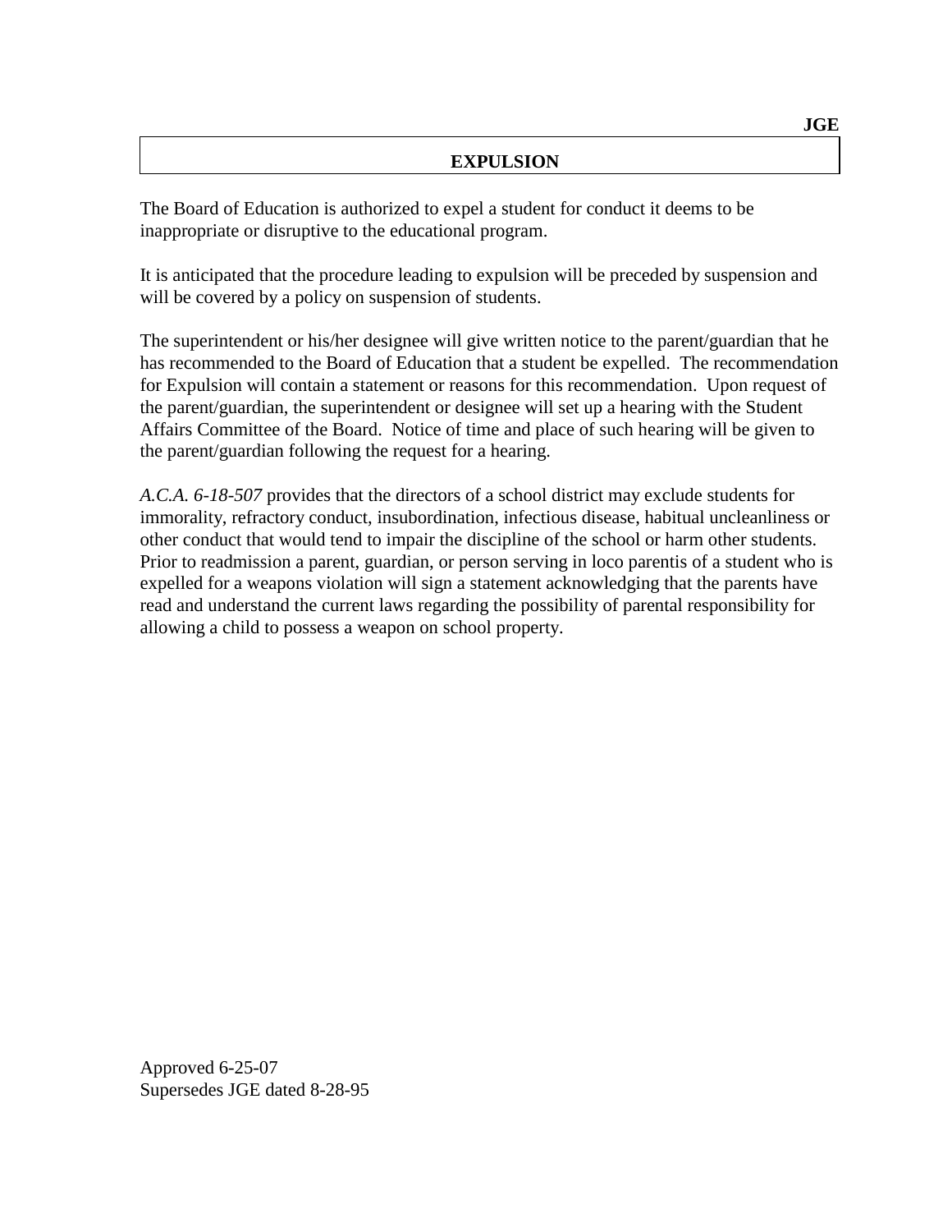**JGE**

# EXPULSION

The Board of Education is authorized to expel a student for conduct it deems to be inappropriate or disruptive to the educational program.

It is anticipated that the procedure leading to expulsion will be preceded by suspension and will be covered by a policy on suspension of students.

The superintendent or his/her designee will give written notice to the parent/guardian that he has recommended to the Board of Education that a student be expelled. The recommendation for Expulsion will contain a statement or reasons for this recommendation. Upon request of the parent/guardian, the superintendent or designee will set up a hearing with the Student Affairs Committee of the Board. Notice of time and place of such hearing will be given to the parent/guardian following the request for a hearing.

*A.C.A. 6-18-507* provides that the directors of a school district may exclude students for immorality, refractory conduct, insubordination, infectious disease, habitual uncleanliness or other conduct that would tend to impair the discipline of the school or harm other students. Prior to readmission a parent, guardian, or person serving in loco parentis of a student who is expelled for a weapons violation will sign a statement acknowledging that the parents have read and understand the current laws regarding the possibility of parental responsibility for allowing a child to possess a weapon on school property.

Approved 6-25-07
Supersedes JGE dated 8-28-95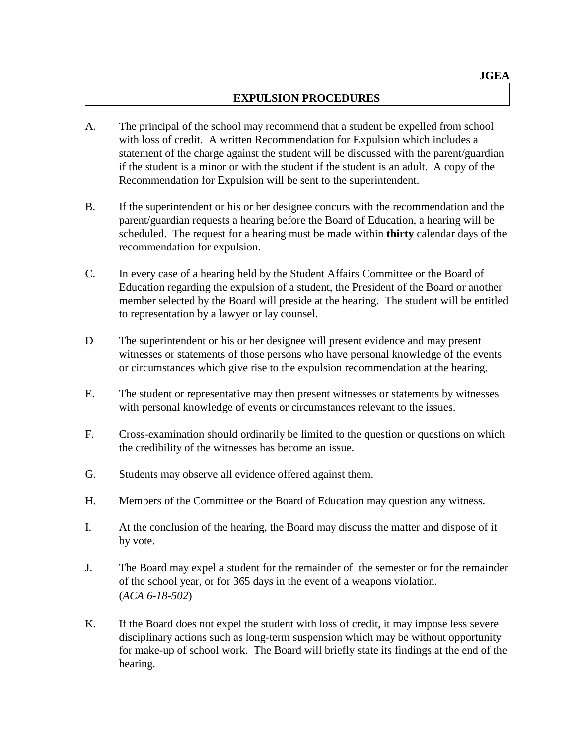JGEA

## EXPULSION PROCEDURES

A. The principal of the school may recommend that a student be expelled from school with loss of credit. A written Recommendation for Expulsion which includes a statement of the charge against the student will be discussed with the parent/guardian if the student is a minor or with the student if the student is an adult. A copy of the Recommendation for Expulsion will be sent to the superintendent.

B. If the superintendent or his or her designee concurs with the recommendation and the parent/guardian requests a hearing before the Board of Education, a hearing will be scheduled. The request for a hearing must be made within **thirty** calendar days of the recommendation for expulsion.

C. In every case of a hearing held by the Student Affairs Committee or the Board of Education regarding the expulsion of a student, the President of the Board or another member selected by the Board will preside at the hearing. The student will be entitled to representation by a lawyer or lay counsel.

D The superintendent or his or her designee will present evidence and may present witnesses or statements of those persons who have personal knowledge of the events or circumstances which give rise to the expulsion recommendation at the hearing.

E. The student or representative may then present witnesses or statements by witnesses with personal knowledge of events or circumstances relevant to the issues.

F. Cross-examination should ordinarily be limited to the question or questions on which the credibility of the witnesses has become an issue.

G. Students may observe all evidence offered against them.

H. Members of the Committee or the Board of Education may question any witness.

I. At the conclusion of the hearing, the Board may discuss the matter and dispose of it by vote.

J. The Board may expel a student for the remainder of the semester or for the remainder of the school year, or for 365 days in the event of a weapons violation. (*ACA 6-18-502*)

K. If the Board does not expel the student with loss of credit, it may impose less severe disciplinary actions such as long-term suspension which may be without opportunity for make-up of school work. The Board will briefly state its findings at the end of the hearing.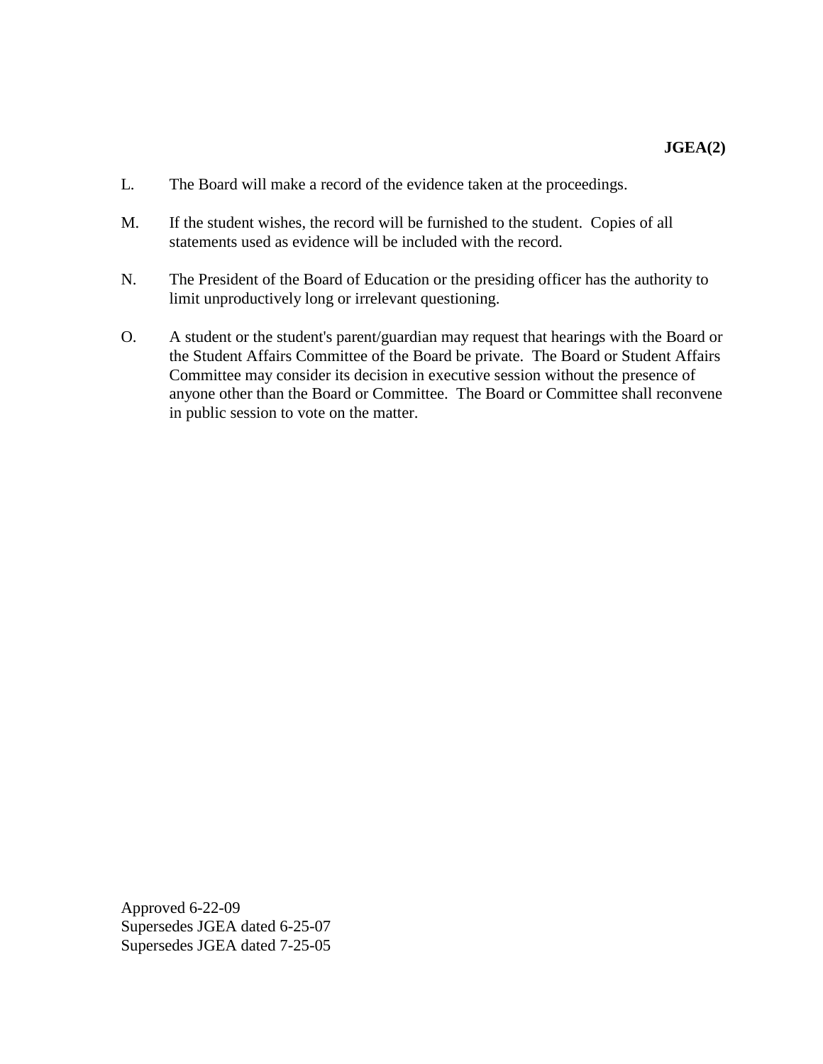L. The Board will make a record of the evidence taken at the proceedings.

M. If the student wishes, the record will be furnished to the student. Copies of all statements used as evidence will be included with the record.

N. The President of the Board of Education or the presiding officer has the authority to limit unproductively long or irrelevant questioning.

O. A student or the student's parent/guardian may request that hearings with the Board or the Student Affairs Committee of the Board be private. The Board or Student Affairs Committee may consider its decision in executive session without the presence of anyone other than the Board or Committee. The Board or Committee shall reconvene in public session to vote on the matter.

Approved 6-22-09
Supersedes JGEA dated 6-25-07
Supersedes JGEA dated 7-25-05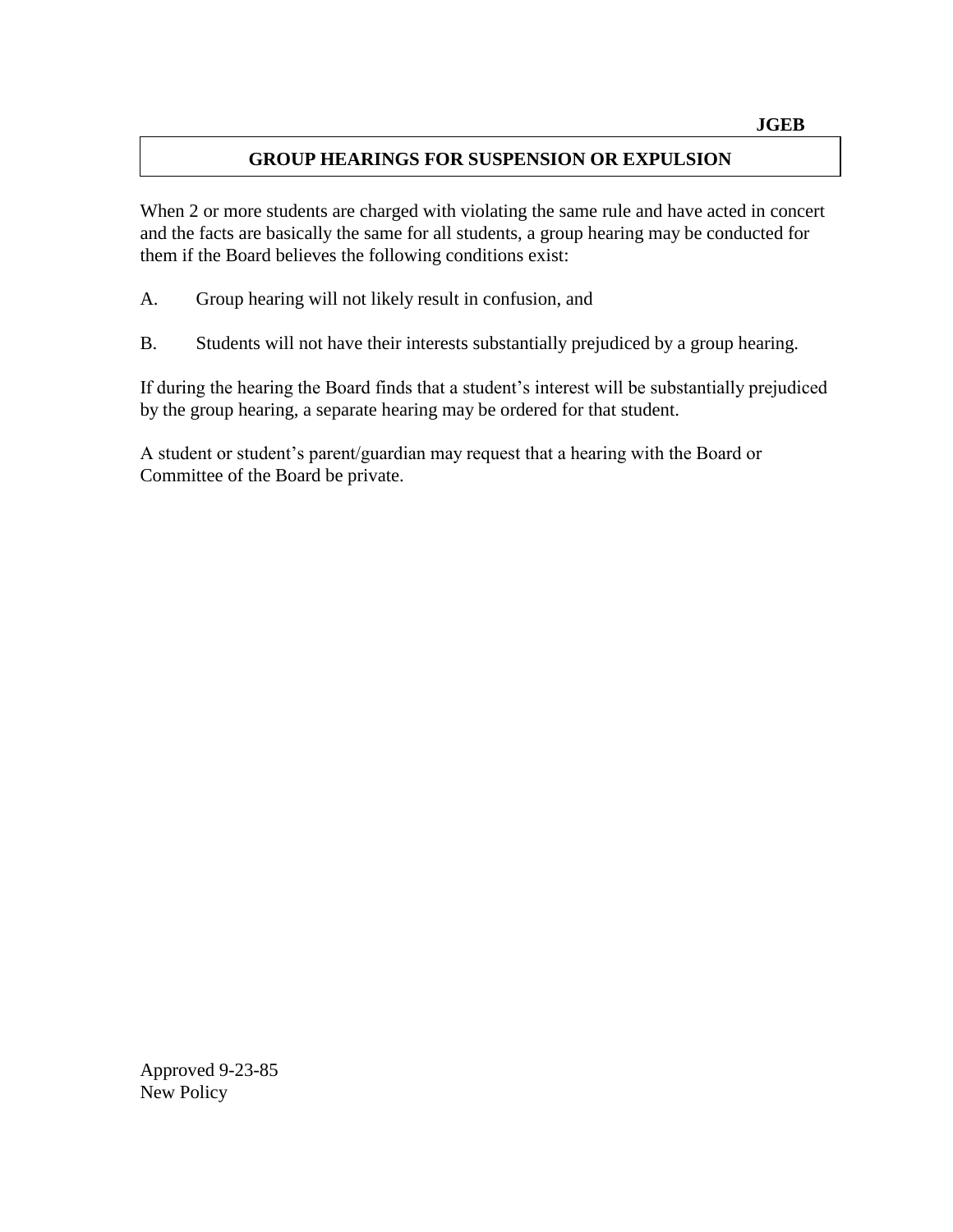**JGEB**

# GROUP HEARINGS FOR SUSPENSION OR EXPULSION

When 2 or more students are charged with violating the same rule and have acted in concert and the facts are basically the same for all students, a group hearing may be conducted for them if the Board believes the following conditions exist:

A. Group hearing will not likely result in confusion, and

B. Students will not have their interests substantially prejudiced by a group hearing.

If during the hearing the Board finds that a student's interest will be substantially prejudiced by the group hearing, a separate hearing may be ordered for that student.

A student or student's parent/guardian may request that a hearing with the Board or Committee of the Board be private.

Approved 9-23-85
New Policy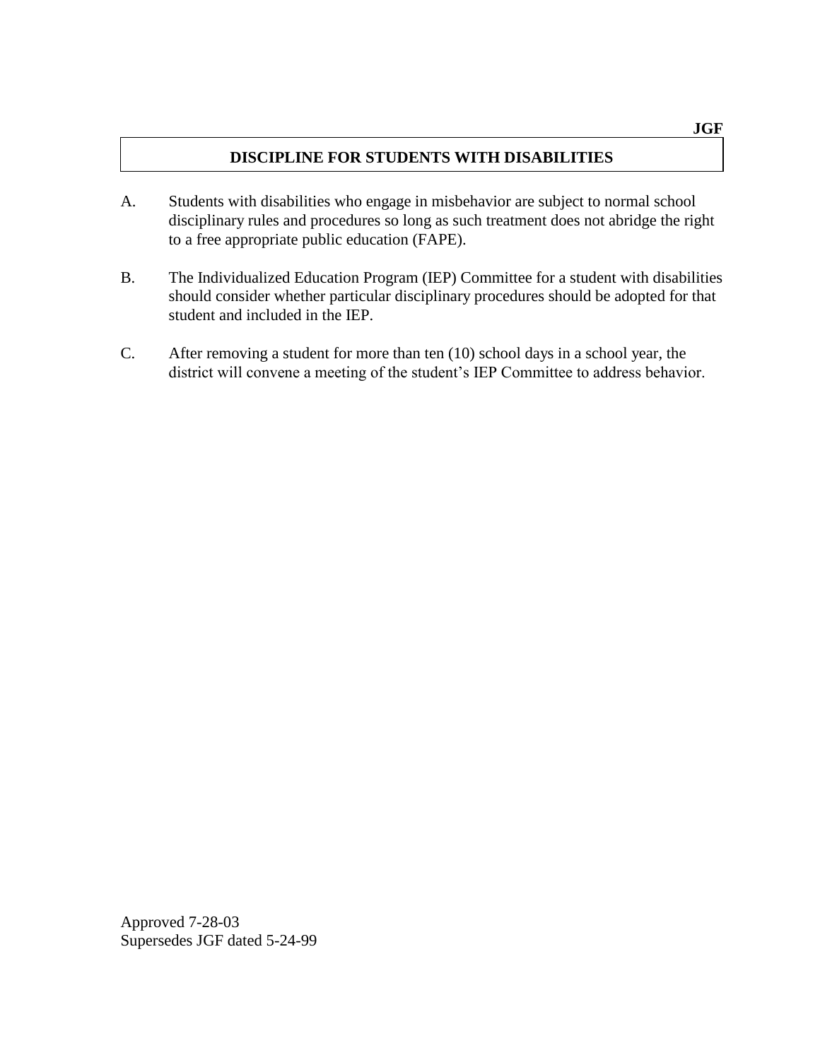**JGF**

# DISCIPLINE FOR STUDENTS WITH DISABILITIES

A. Students with disabilities who engage in misbehavior are subject to normal school disciplinary rules and procedures so long as such treatment does not abridge the right to a free appropriate public education (FAPE).

B. The Individualized Education Program (IEP) Committee for a student with disabilities should consider whether particular disciplinary procedures should be adopted for that student and included in the IEP.

C. After removing a student for more than ten (10) school days in a school year, the district will convene a meeting of the student's IEP Committee to address behavior.

Approved 7-28-03
Supersedes JGF dated 5-24-99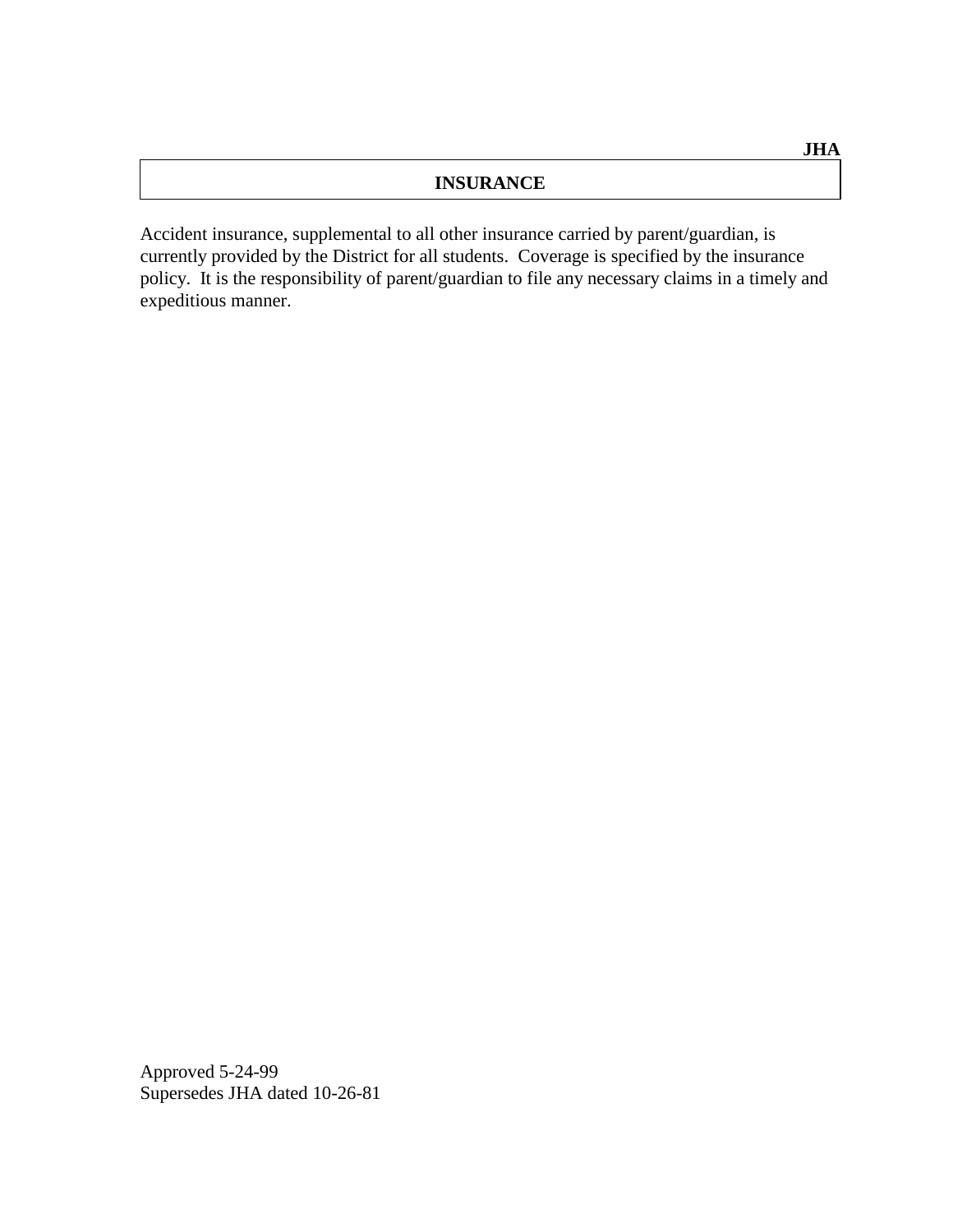**JHA**

# INSURANCE

Accident insurance, supplemental to all other insurance carried by parent/guardian, is currently provided by the District for all students. Coverage is specified by the insurance policy. It is the responsibility of parent/guardian to file any necessary claims in a timely and expeditious manner.

Approved 5-24-99
Supersedes JHA dated 10-26-81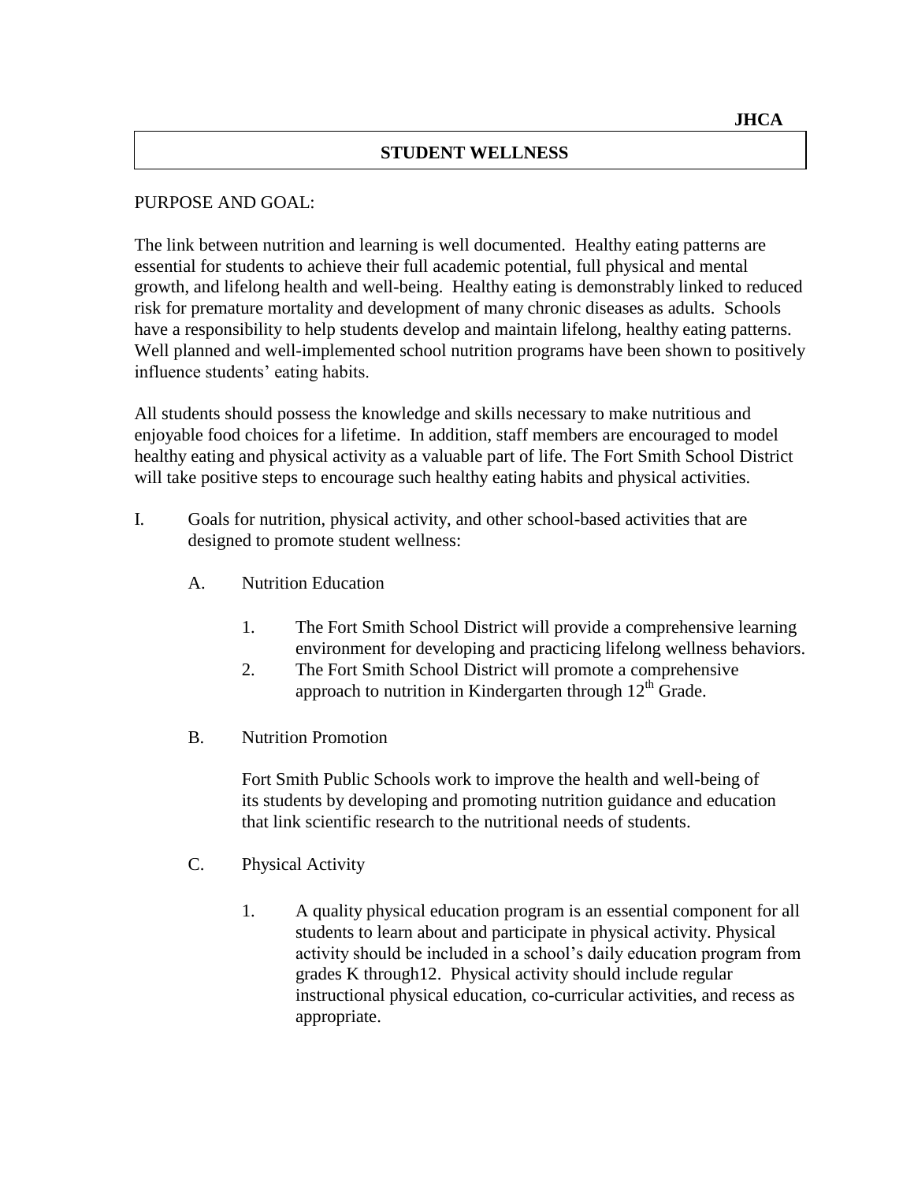JHCA

## STUDENT WELLNESS

PURPOSE AND GOAL:

The link between nutrition and learning is well documented. Healthy eating patterns are essential for students to achieve their full academic potential, full physical and mental growth, and lifelong health and well-being. Healthy eating is demonstrably linked to reduced risk for premature mortality and development of many chronic diseases as adults. Schools have a responsibility to help students develop and maintain lifelong, healthy eating patterns. Well planned and well-implemented school nutrition programs have been shown to positively influence students' eating habits.

All students should possess the knowledge and skills necessary to make nutritious and enjoyable food choices for a lifetime. In addition, staff members are encouraged to model healthy eating and physical activity as a valuable part of life. The Fort Smith School District will take positive steps to encourage such healthy eating habits and physical activities.

I. Goals for nutrition, physical activity, and other school-based activities that are designed to promote student wellness:

   A. Nutrition Education

      1. The Fort Smith School District will provide a comprehensive learning environment for developing and practicing lifelong wellness behaviors.
      2. The Fort Smith School District will promote a comprehensive approach to nutrition in Kindergarten through 12th Grade.

   B. Nutrition Promotion

      Fort Smith Public Schools work to improve the health and well-being of its students by developing and promoting nutrition guidance and education that link scientific research to the nutritional needs of students.

   C. Physical Activity

      1. A quality physical education program is an essential component for all students to learn about and participate in physical activity. Physical activity should be included in a school's daily education program from grades K through12. Physical activity should include regular instructional physical education, co-curricular activities, and recess as appropriate.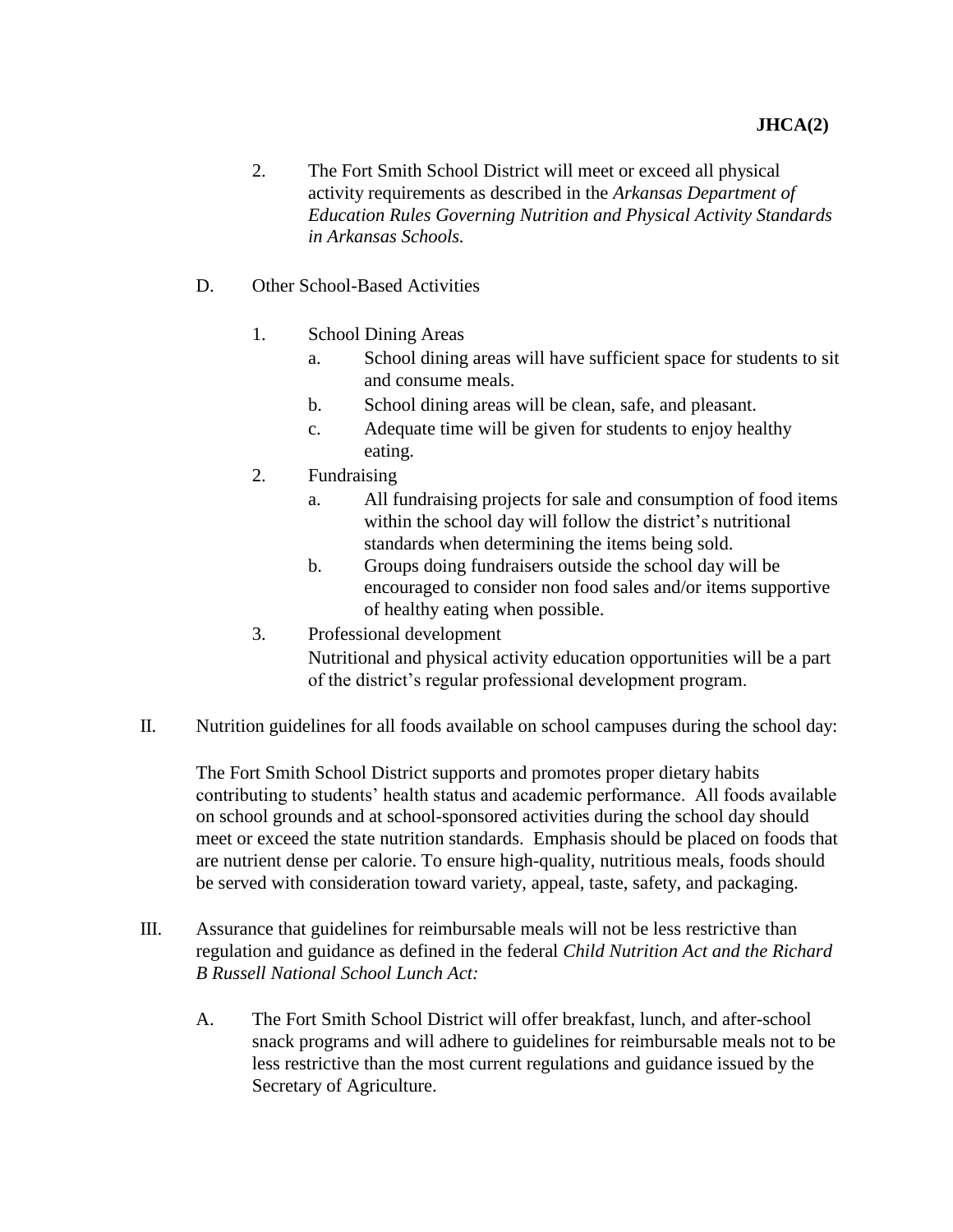2. The Fort Smith School District will meet or exceed all physical activity requirements as described in the *Arkansas Department of Education Rules Governing Nutrition and Physical Activity Standards in Arkansas Schools.*

D. Other School-Based Activities

1. School Dining Areas
   a. School dining areas will have sufficient space for students to sit and consume meals.
   b. School dining areas will be clean, safe, and pleasant.
   c. Adequate time will be given for students to enjoy healthy eating.
2. Fundraising
   a. All fundraising projects for sale and consumption of food items within the school day will follow the district's nutritional standards when determining the items being sold.
   b. Groups doing fundraisers outside the school day will be encouraged to consider non food sales and/or items supportive of healthy eating when possible.
3. Professional development
   Nutritional and physical activity education opportunities will be a part of the district's regular professional development program.

II. Nutrition guidelines for all foods available on school campuses during the school day:

The Fort Smith School District supports and promotes proper dietary habits contributing to students' health status and academic performance. All foods available on school grounds and at school-sponsored activities during the school day should meet or exceed the state nutrition standards. Emphasis should be placed on foods that are nutrient dense per calorie. To ensure high-quality, nutritious meals, foods should be served with consideration toward variety, appeal, taste, safety, and packaging.

III. Assurance that guidelines for reimbursable meals will not be less restrictive than regulation and guidance as defined in the federal *Child Nutrition Act and the Richard B Russell National School Lunch Act:*

A. The Fort Smith School District will offer breakfast, lunch, and after-school snack programs and will adhere to guidelines for reimbursable meals not to be less restrictive than the most current regulations and guidance issued by the Secretary of Agriculture.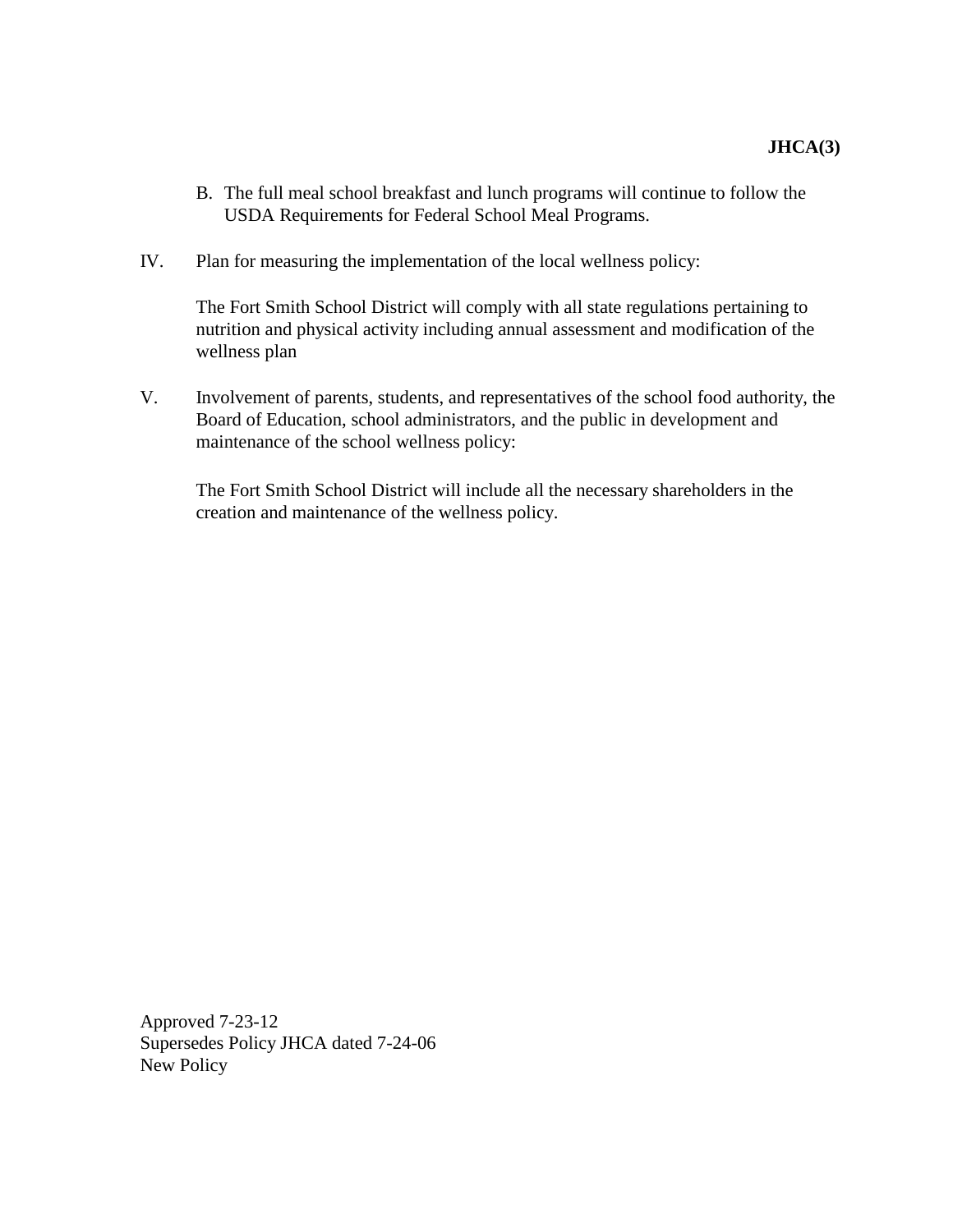B. The full meal school breakfast and lunch programs will continue to follow the USDA Requirements for Federal School Meal Programs.

IV. Plan for measuring the implementation of the local wellness policy:

The Fort Smith School District will comply with all state regulations pertaining to nutrition and physical activity including annual assessment and modification of the wellness plan

V. Involvement of parents, students, and representatives of the school food authority, the Board of Education, school administrators, and the public in development and maintenance of the school wellness policy:

The Fort Smith School District will include all the necessary shareholders in the creation and maintenance of the wellness policy.

Approved 7-23-12
Supersedes Policy JHCA dated 7-24-06
New Policy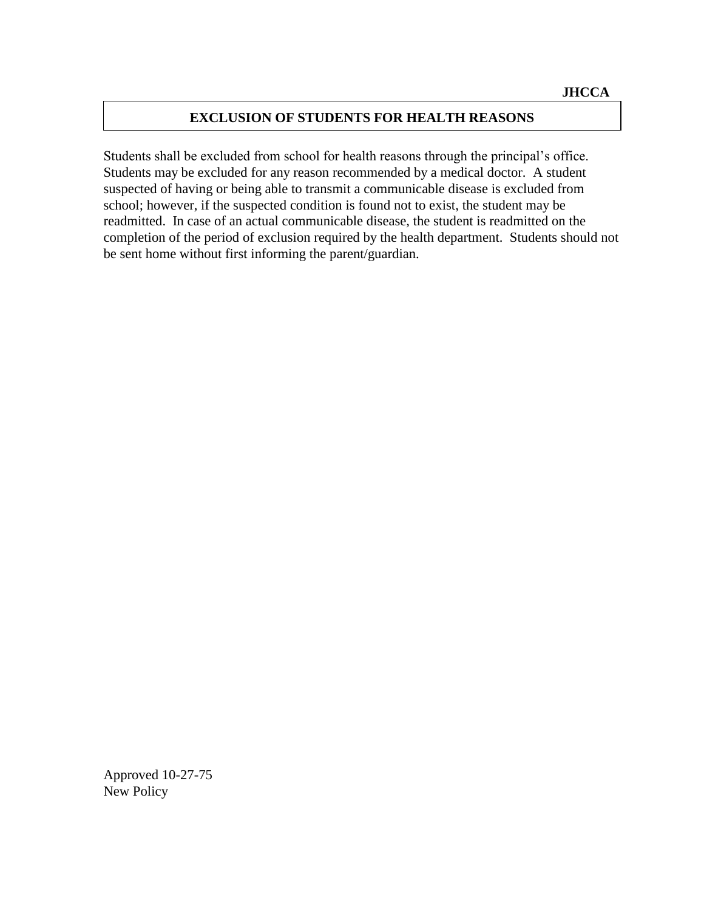JHCCA

# EXCLUSION OF STUDENTS FOR HEALTH REASONS

Students shall be excluded from school for health reasons through the principal's office. Students may be excluded for any reason recommended by a medical doctor. A student suspected of having or being able to transmit a communicable disease is excluded from school; however, if the suspected condition is found not to exist, the student may be readmitted. In case of an actual communicable disease, the student is readmitted on the completion of the period of exclusion required by the health department. Students should not be sent home without first informing the parent/guardian.

Approved 10-27-75
New Policy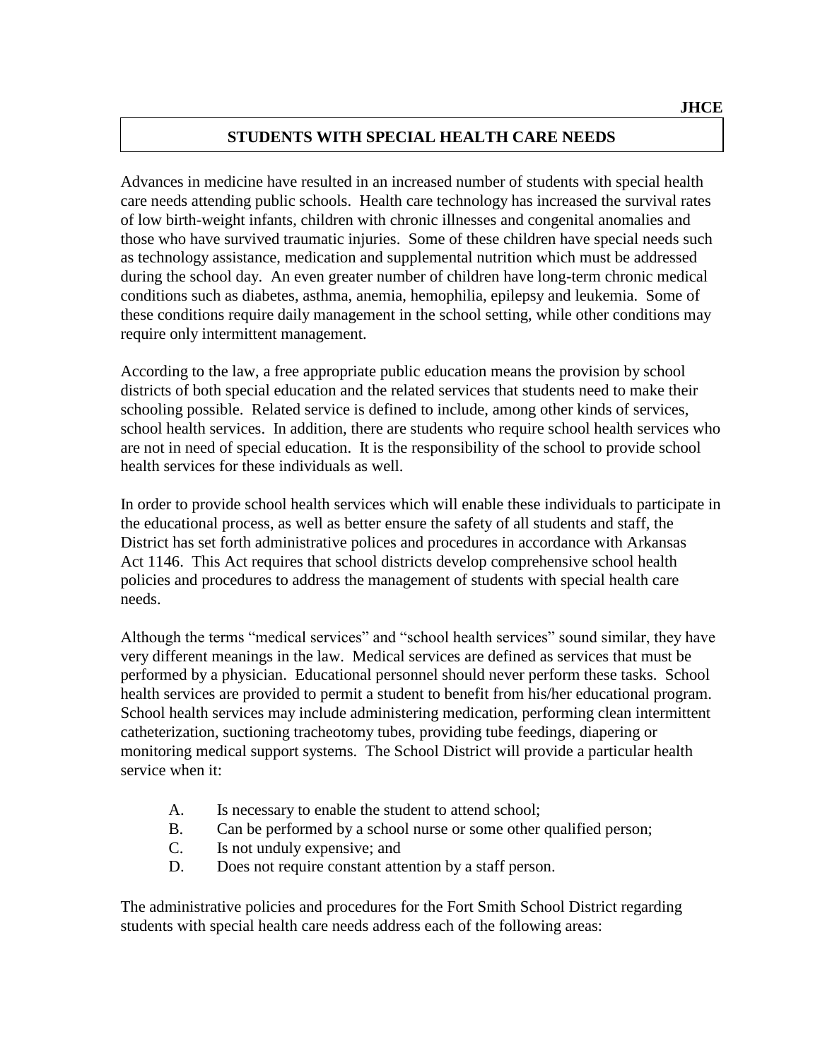JHCE

## STUDENTS WITH SPECIAL HEALTH CARE NEEDS

Advances in medicine have resulted in an increased number of students with special health care needs attending public schools. Health care technology has increased the survival rates of low birth-weight infants, children with chronic illnesses and congenital anomalies and those who have survived traumatic injuries. Some of these children have special needs such as technology assistance, medication and supplemental nutrition which must be addressed during the school day. An even greater number of children have long-term chronic medical conditions such as diabetes, asthma, anemia, hemophilia, epilepsy and leukemia. Some of these conditions require daily management in the school setting, while other conditions may require only intermittent management.

According to the law, a free appropriate public education means the provision by school districts of both special education and the related services that students need to make their schooling possible. Related service is defined to include, among other kinds of services, school health services. In addition, there are students who require school health services who are not in need of special education. It is the responsibility of the school to provide school health services for these individuals as well.

In order to provide school health services which will enable these individuals to participate in the educational process, as well as better ensure the safety of all students and staff, the District has set forth administrative polices and procedures in accordance with Arkansas Act 1146. This Act requires that school districts develop comprehensive school health policies and procedures to address the management of students with special health care needs.

Although the terms "medical services" and "school health services" sound similar, they have very different meanings in the law. Medical services are defined as services that must be performed by a physician. Educational personnel should never perform these tasks. School health services are provided to permit a student to benefit from his/her educational program. School health services may include administering medication, performing clean intermittent catheterization, suctioning tracheotomy tubes, providing tube feedings, diapering or monitoring medical support systems. The School District will provide a particular health service when it:

A. Is necessary to enable the student to attend school;
B. Can be performed by a school nurse or some other qualified person;
C. Is not unduly expensive; and
D. Does not require constant attention by a staff person.

The administrative policies and procedures for the Fort Smith School District regarding students with special health care needs address each of the following areas: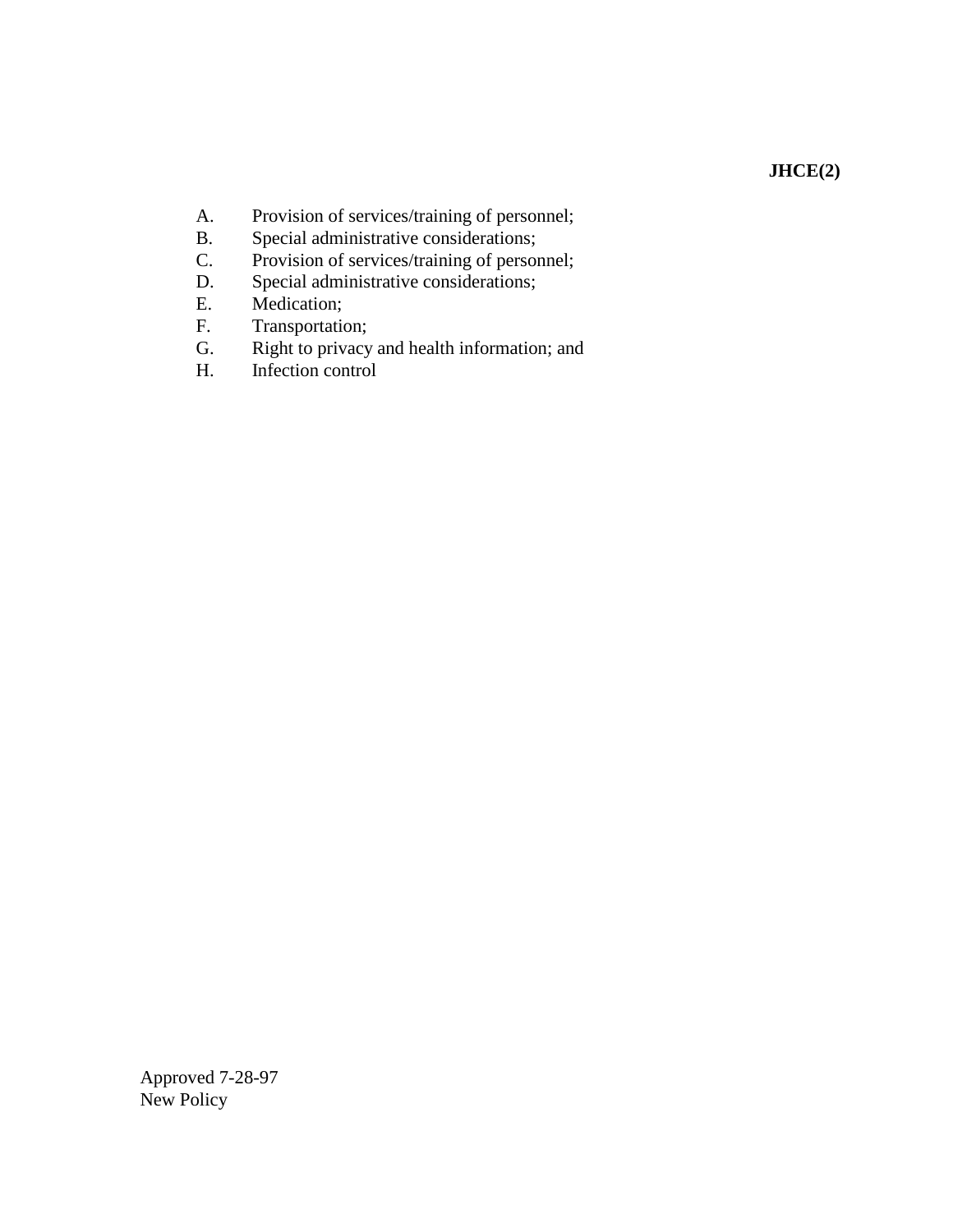**JHCE(2)**

A. Provision of services/training of personnel;
B. Special administrative considerations;
C. Provision of services/training of personnel;
D. Special administrative considerations;
E. Medication;
F. Transportation;
G. Right to privacy and health information; and
H. Infection control

Approved 7-28-97
New Policy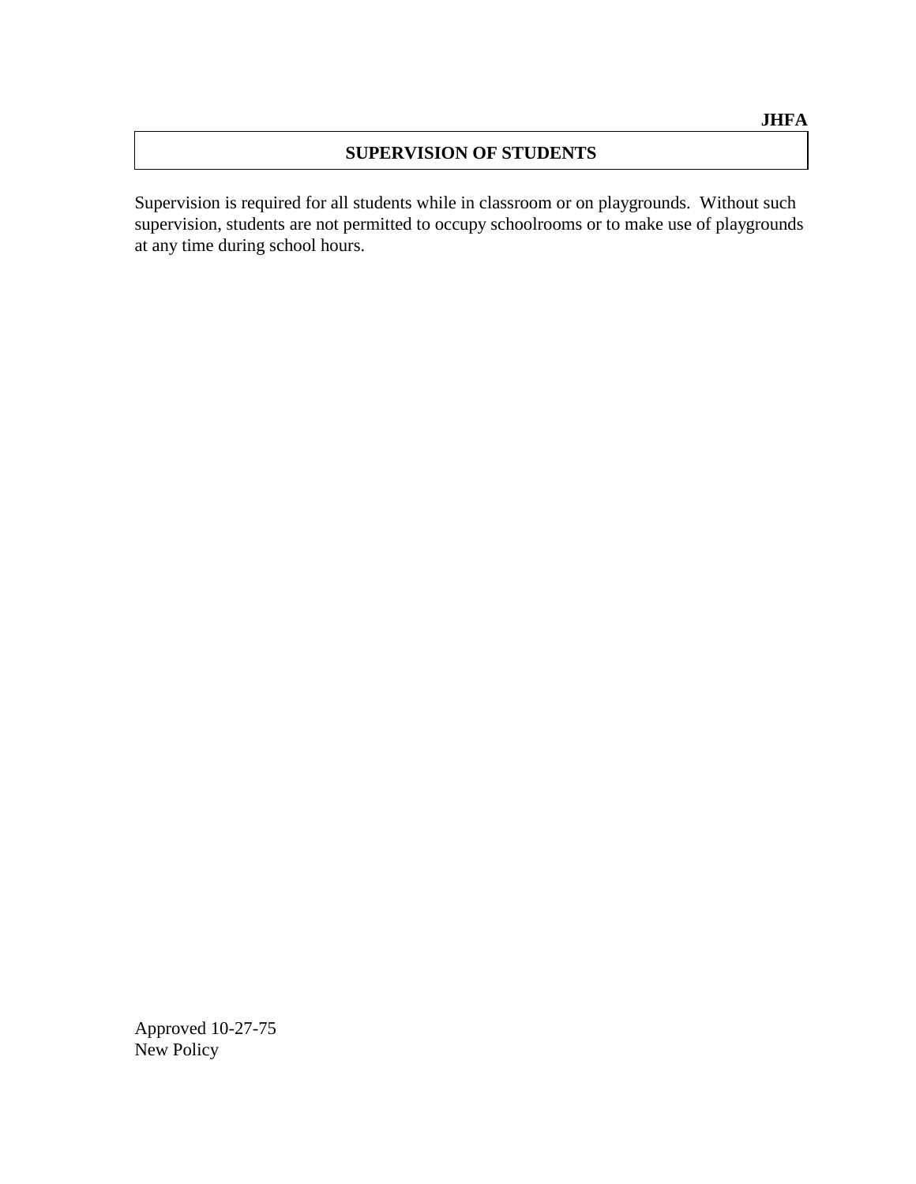**JHFA**

## SUPERVISION OF STUDENTS

Supervision is required for all students while in classroom or on playgrounds. Without such supervision, students are not permitted to occupy schoolrooms or to make use of playgrounds at any time during school hours.

Approved 10-27-75
New Policy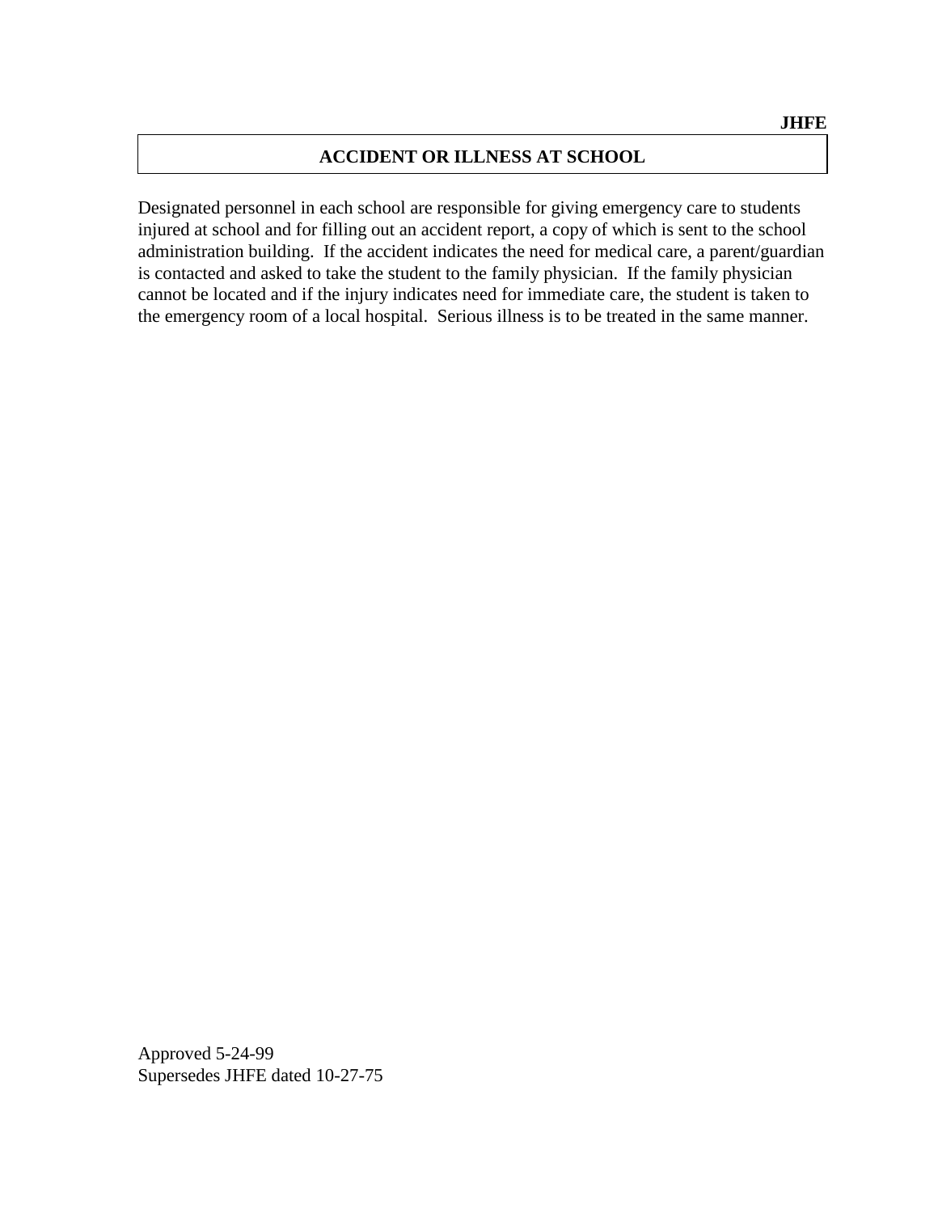**JHFE**

## ACCIDENT OR ILLNESS AT SCHOOL

Designated personnel in each school are responsible for giving emergency care to students injured at school and for filling out an accident report, a copy of which is sent to the school administration building. If the accident indicates the need for medical care, a parent/guardian is contacted and asked to take the student to the family physician. If the family physician cannot be located and if the injury indicates need for immediate care, the student is taken to the emergency room of a local hospital. Serious illness is to be treated in the same manner.

Approved 5-24-99
Supersedes JHFE dated 10-27-75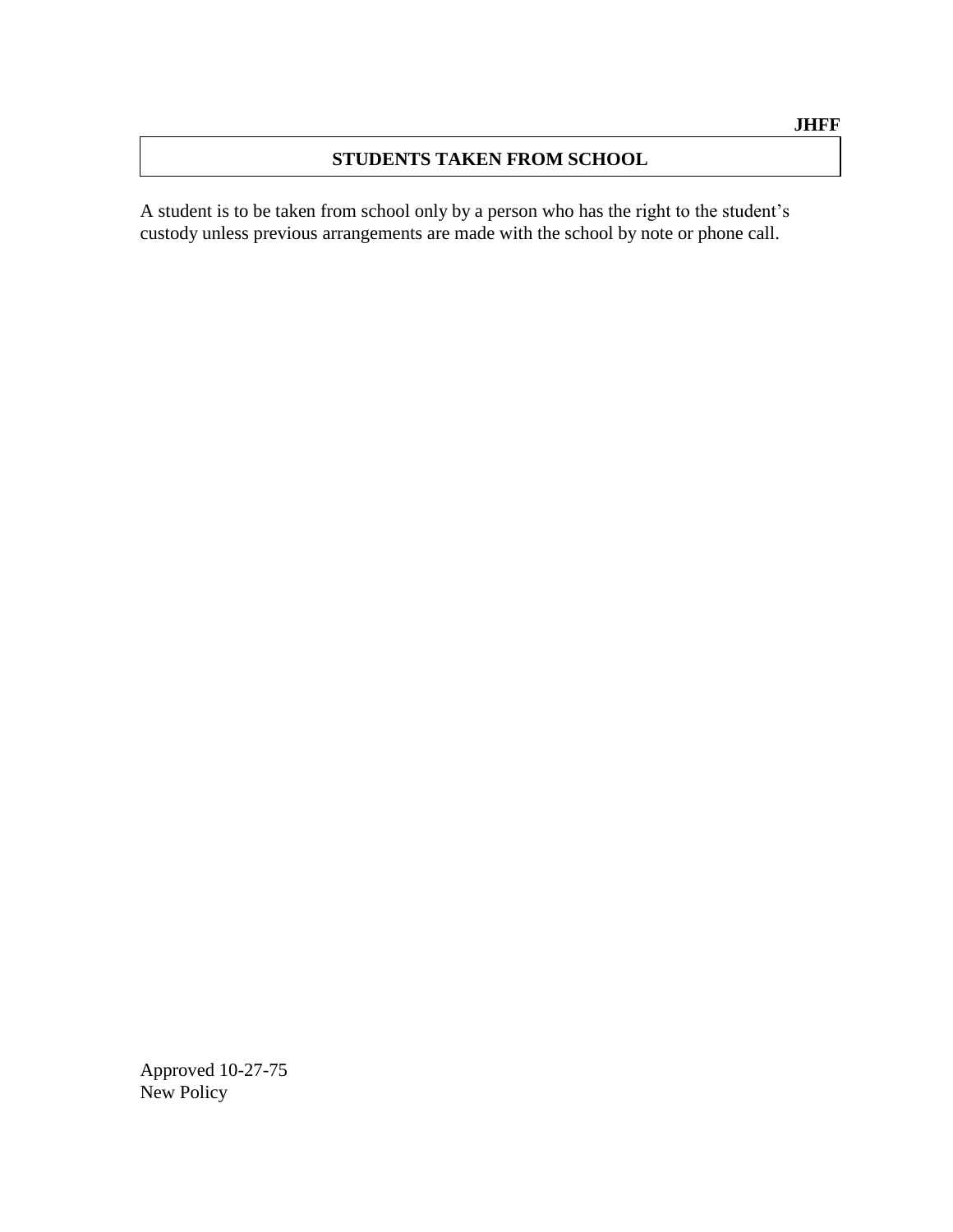**JHFF**

# STUDENTS TAKEN FROM SCHOOL

A student is to be taken from school only by a person who has the right to the student's custody unless previous arrangements are made with the school by note or phone call.

Approved 10-27-75
New Policy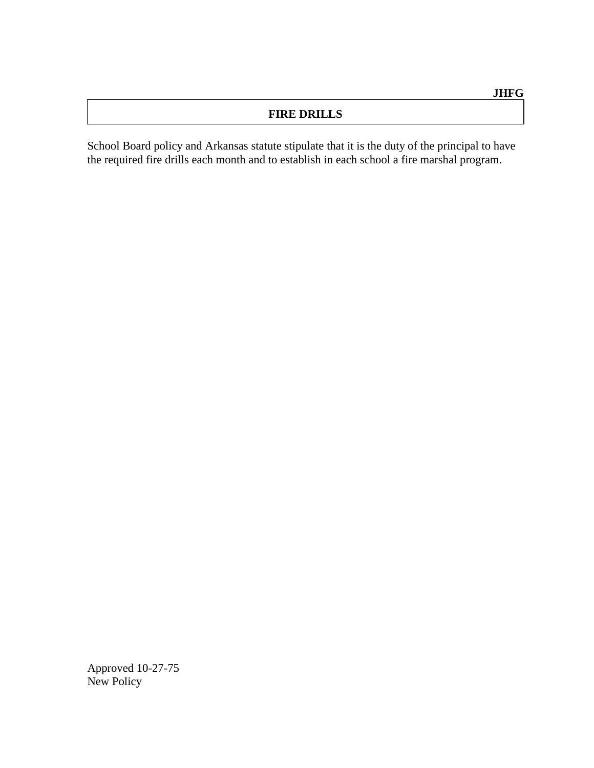**JHFG**

# FIRE DRILLS

School Board policy and Arkansas statute stipulate that it is the duty of the principal to have the required fire drills each month and to establish in each school a fire marshal program.

Approved 10-27-75
New Policy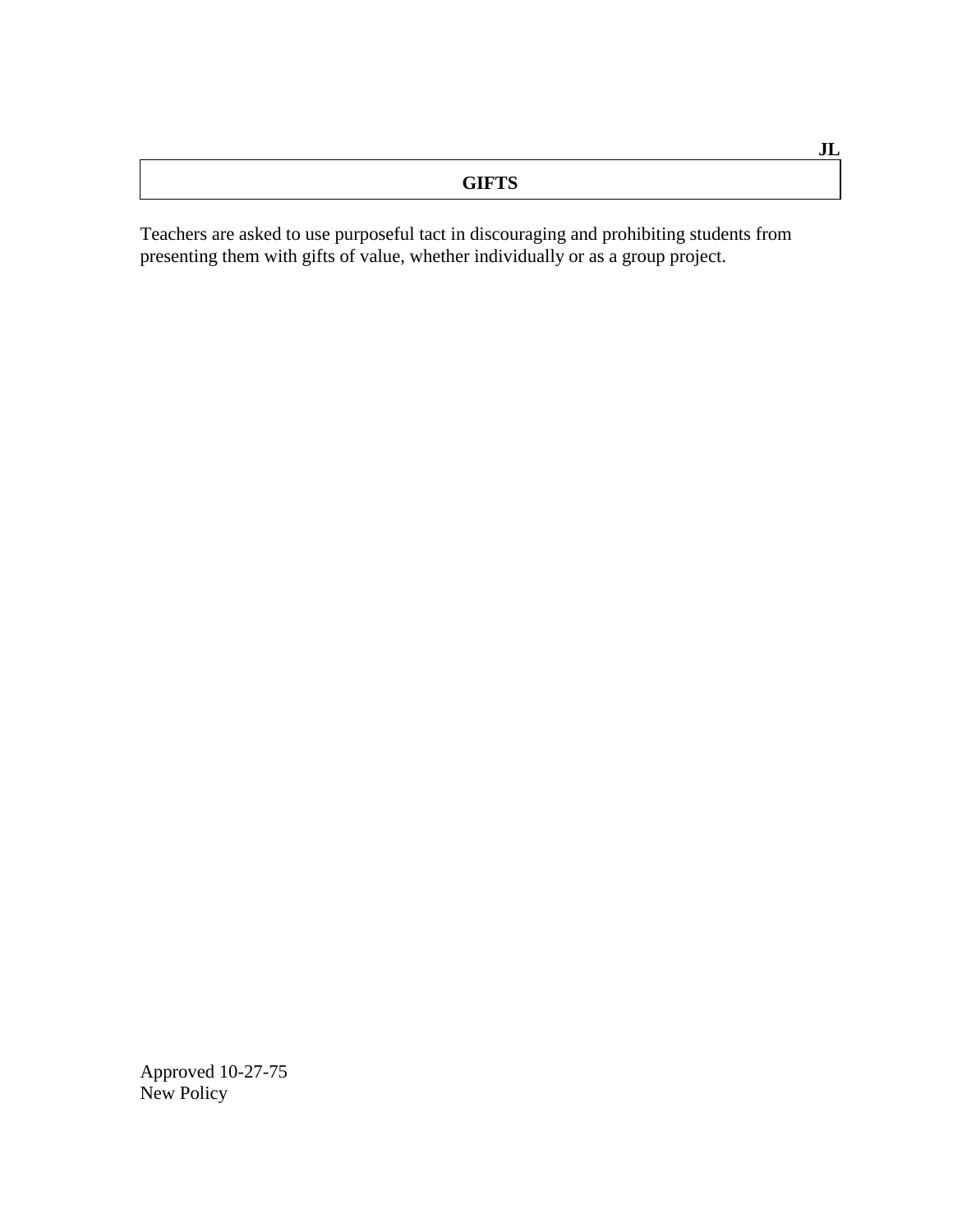JL

# GIFTS

Teachers are asked to use purposeful tact in discouraging and prohibiting students from presenting them with gifts of value, whether individually or as a group project.

Approved 10-27-75
New Policy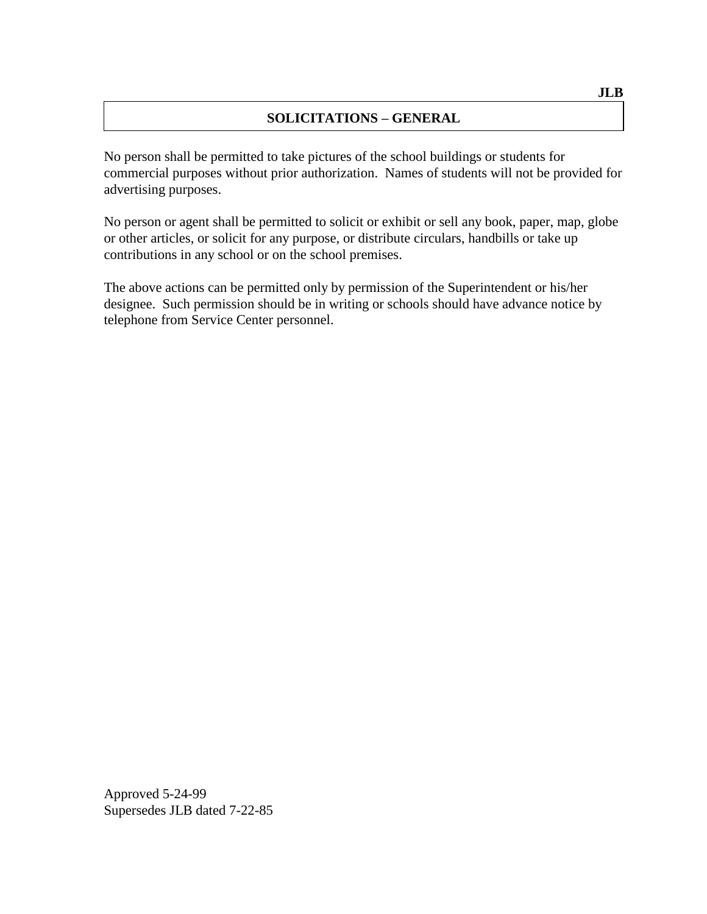JLB

## SOLICITATIONS – GENERAL

No person shall be permitted to take pictures of the school buildings or students for commercial purposes without prior authorization. Names of students will not be provided for advertising purposes.

No person or agent shall be permitted to solicit or exhibit or sell any book, paper, map, globe or other articles, or solicit for any purpose, or distribute circulars, handbills or take up contributions in any school or on the school premises.

The above actions can be permitted only by permission of the Superintendent or his/her designee. Such permission should be in writing or schools should have advance notice by telephone from Service Center personnel.

Approved 5-24-99
Supersedes JLB dated 7-22-85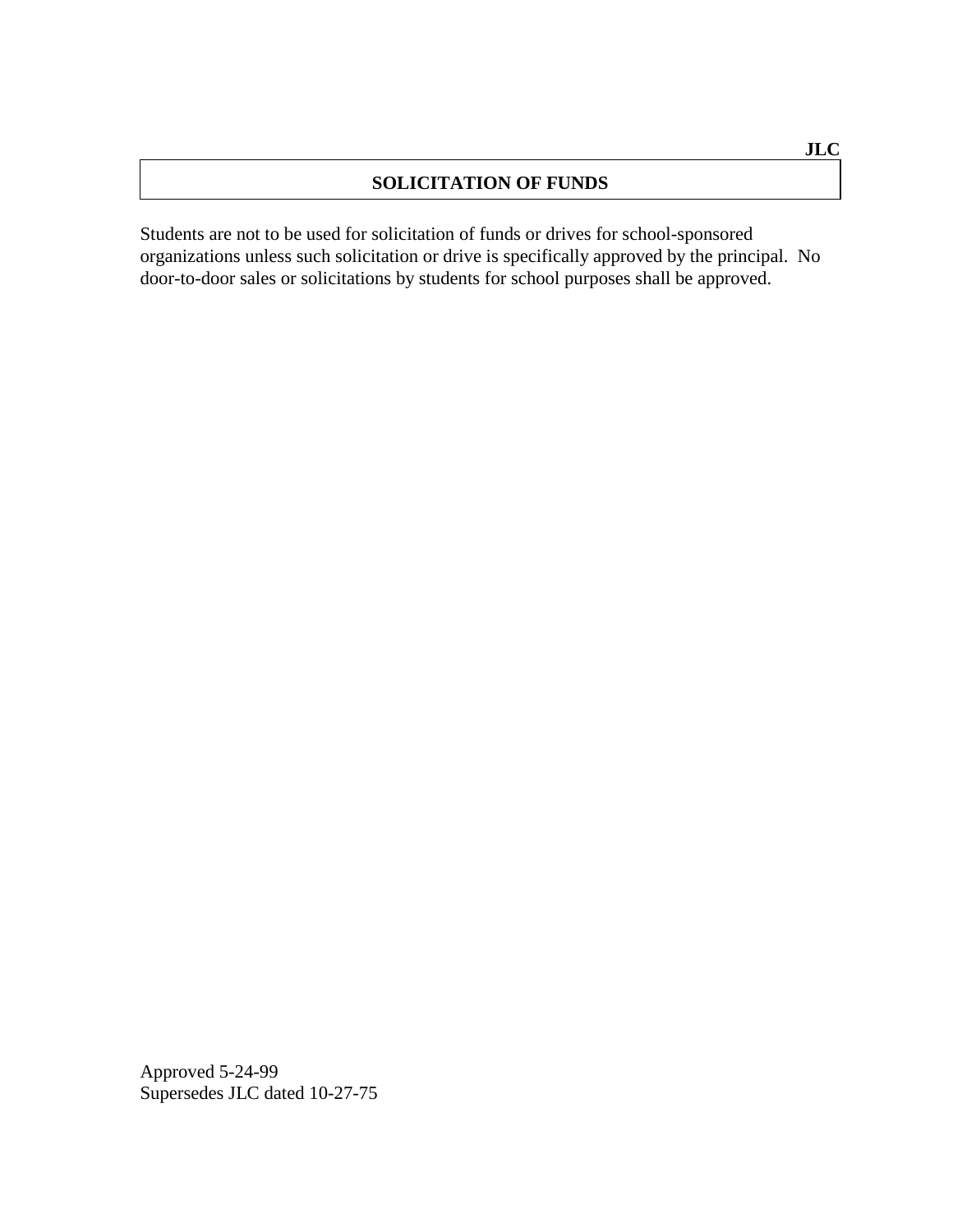**JLC**

# SOLICITATION OF FUNDS

Students are not to be used for solicitation of funds or drives for school-sponsored organizations unless such solicitation or drive is specifically approved by the principal. No door-to-door sales or solicitations by students for school purposes shall be approved.

Approved 5-24-99
Supersedes JLC dated 10-27-75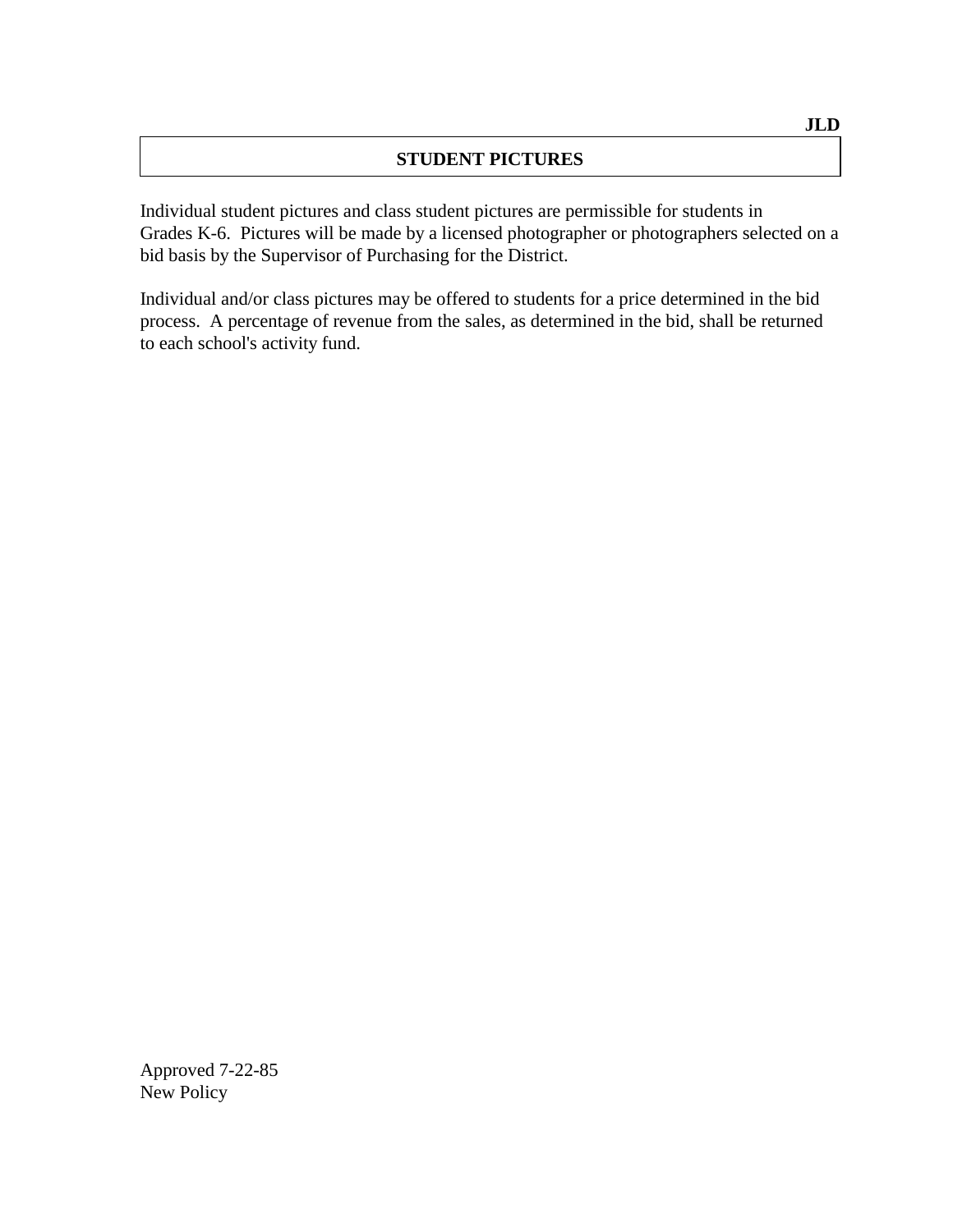**JLD**

# STUDENT PICTURES

Individual student pictures and class student pictures are permissible for students in Grades K-6. Pictures will be made by a licensed photographer or photographers selected on a bid basis by the Supervisor of Purchasing for the District.

Individual and/or class pictures may be offered to students for a price determined in the bid process. A percentage of revenue from the sales, as determined in the bid, shall be returned to each school's activity fund.

Approved 7-22-85
New Policy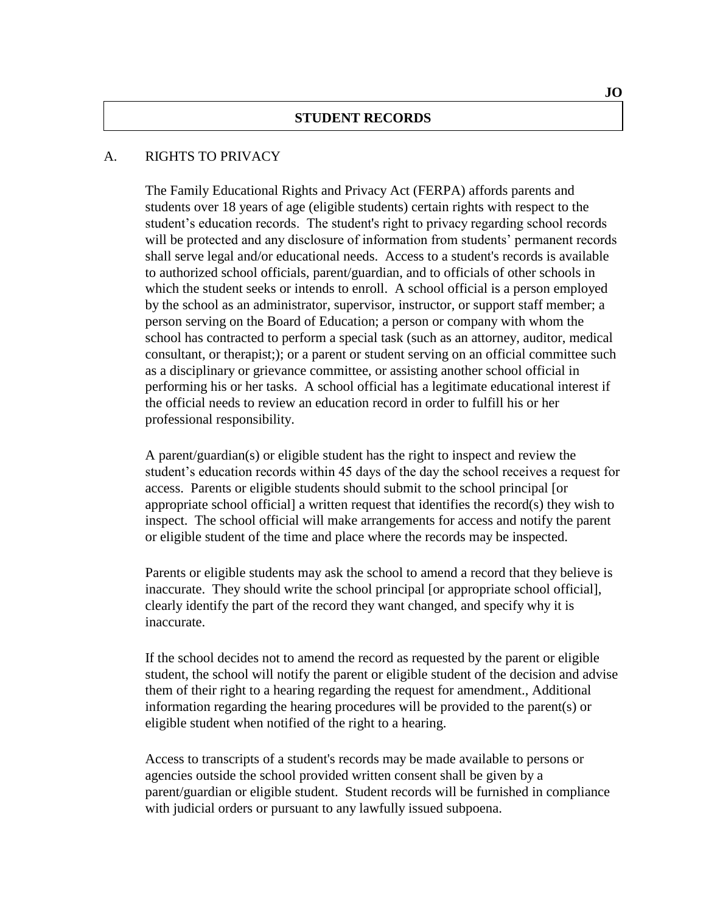## STUDENT RECORDS

### A. RIGHTS TO PRIVACY

The Family Educational Rights and Privacy Act (FERPA) affords parents and students over 18 years of age (eligible students) certain rights with respect to the student's education records. The student's right to privacy regarding school records will be protected and any disclosure of information from students' permanent records shall serve legal and/or educational needs. Access to a student's records is available to authorized school officials, parent/guardian, and to officials of other schools in which the student seeks or intends to enroll. A school official is a person employed by the school as an administrator, supervisor, instructor, or support staff member; a person serving on the Board of Education; a person or company with whom the school has contracted to perform a special task (such as an attorney, auditor, medical consultant, or therapist;); or a parent or student serving on an official committee such as a disciplinary or grievance committee, or assisting another school official in performing his or her tasks. A school official has a legitimate educational interest if the official needs to review an education record in order to fulfill his or her professional responsibility.

A parent/guardian(s) or eligible student has the right to inspect and review the student's education records within 45 days of the day the school receives a request for access. Parents or eligible students should submit to the school principal [or appropriate school official] a written request that identifies the record(s) they wish to inspect. The school official will make arrangements for access and notify the parent or eligible student of the time and place where the records may be inspected.

Parents or eligible students may ask the school to amend a record that they believe is inaccurate. They should write the school principal [or appropriate school official], clearly identify the part of the record they want changed, and specify why it is inaccurate.

If the school decides not to amend the record as requested by the parent or eligible student, the school will notify the parent or eligible student of the decision and advise them of their right to a hearing regarding the request for amendment., Additional information regarding the hearing procedures will be provided to the parent(s) or eligible student when notified of the right to a hearing.

Access to transcripts of a student's records may be made available to persons or agencies outside the school provided written consent shall be given by a parent/guardian or eligible student. Student records will be furnished in compliance with judicial orders or pursuant to any lawfully issued subpoena.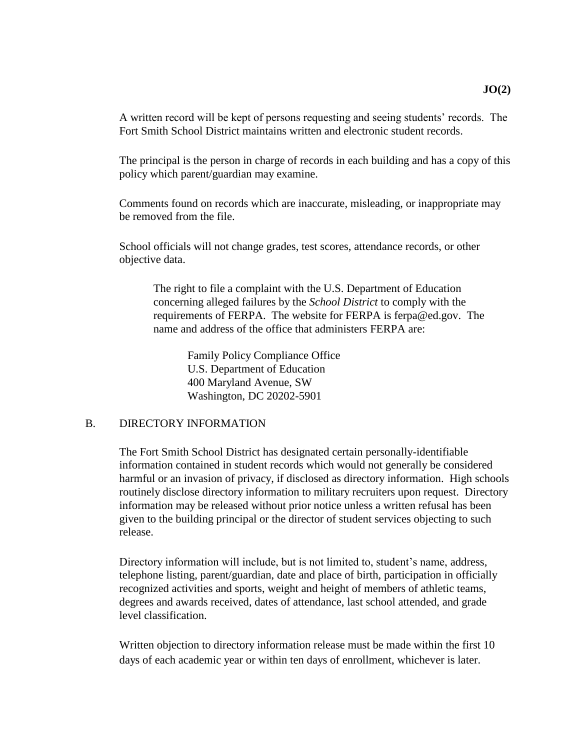A written record will be kept of persons requesting and seeing students' records. The Fort Smith School District maintains written and electronic student records.

The principal is the person in charge of records in each building and has a copy of this policy which parent/guardian may examine.

Comments found on records which are inaccurate, misleading, or inappropriate may be removed from the file.

School officials will not change grades, test scores, attendance records, or other objective data.

> The right to file a complaint with the U.S. Department of Education concerning alleged failures by the *School District* to comply with the requirements of FERPA. The website for FERPA is ferpa@ed.gov. The name and address of the office that administers FERPA are:
>
> Family Policy Compliance Office
> U.S. Department of Education
> 400 Maryland Avenue, SW
> Washington, DC 20202-5901

## B. DIRECTORY INFORMATION

The Fort Smith School District has designated certain personally-identifiable information contained in student records which would not generally be considered harmful or an invasion of privacy, if disclosed as directory information. High schools routinely disclose directory information to military recruiters upon request. Directory information may be released without prior notice unless a written refusal has been given to the building principal or the director of student services objecting to such release.

Directory information will include, but is not limited to, student's name, address, telephone listing, parent/guardian, date and place of birth, participation in officially recognized activities and sports, weight and height of members of athletic teams, degrees and awards received, dates of attendance, last school attended, and grade level classification.

Written objection to directory information release must be made within the first 10 days of each academic year or within ten days of enrollment, whichever is later.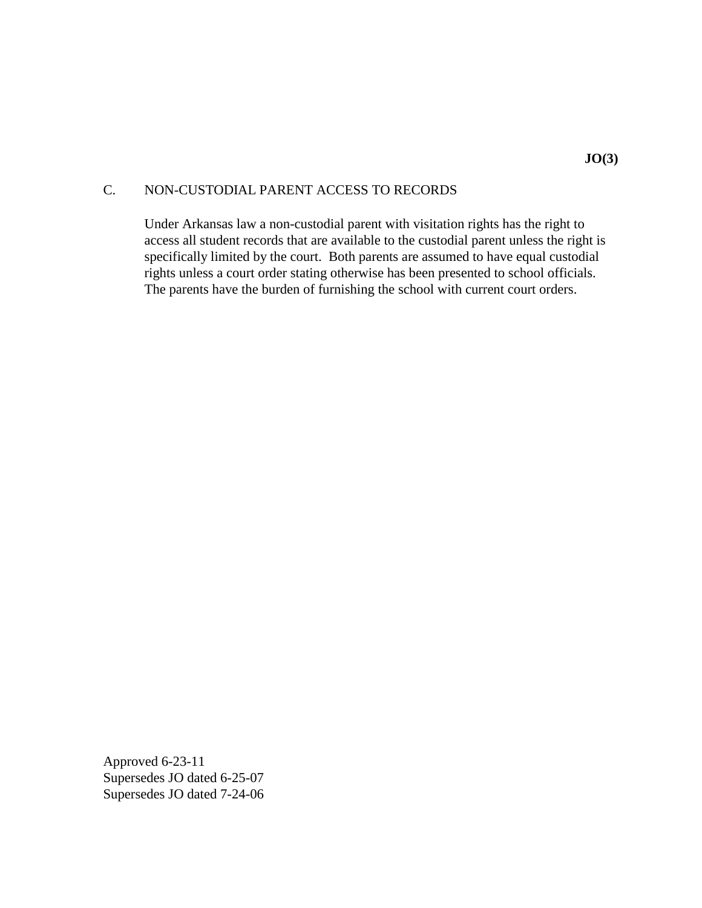**JO(3)**

## C. NON-CUSTODIAL PARENT ACCESS TO RECORDS

Under Arkansas law a non-custodial parent with visitation rights has the right to access all student records that are available to the custodial parent unless the right is specifically limited by the court. Both parents are assumed to have equal custodial rights unless a court order stating otherwise has been presented to school officials. The parents have the burden of furnishing the school with current court orders.

Approved 6-23-11
Supersedes JO dated 6-25-07
Supersedes JO dated 7-24-06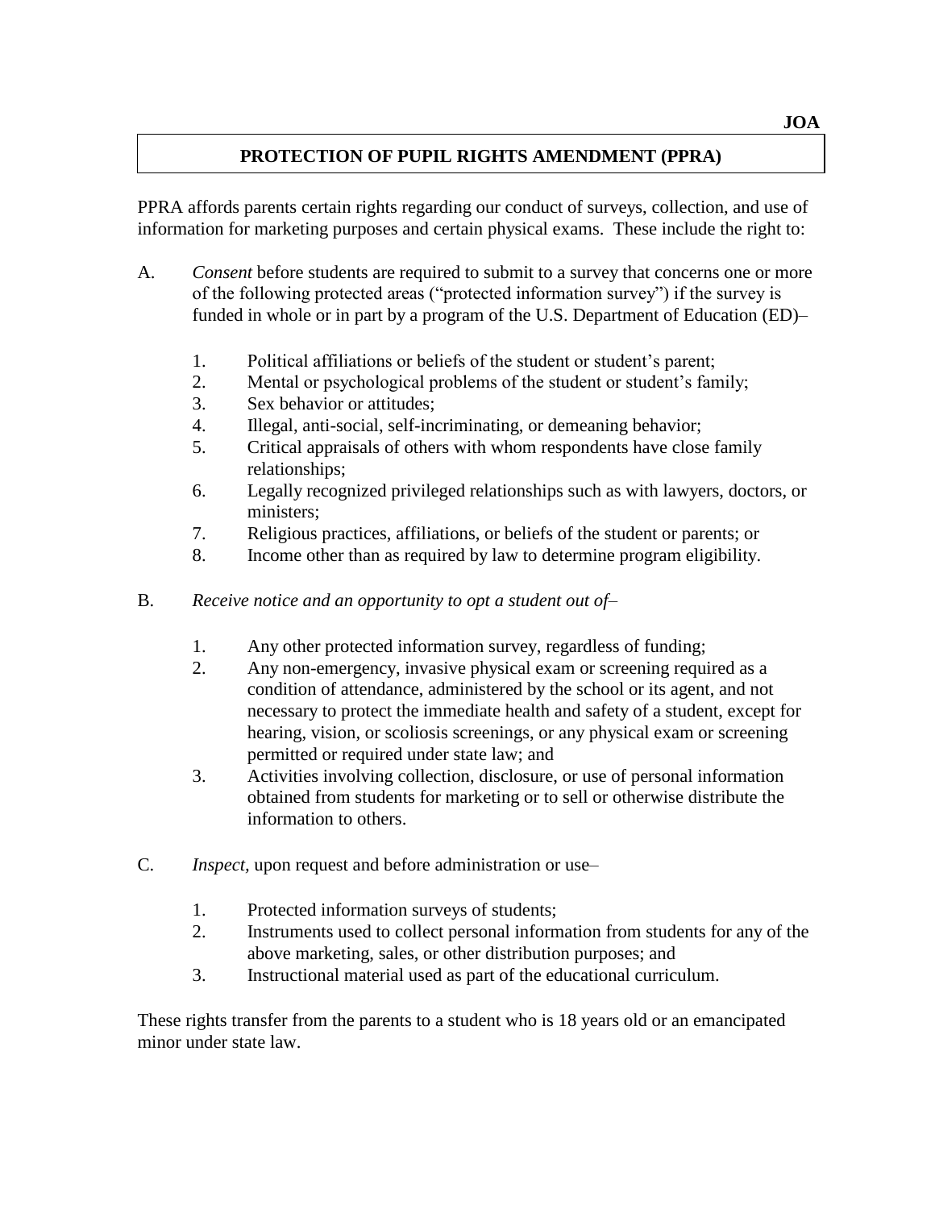# PROTECTION OF PUPIL RIGHTS AMENDMENT (PPRA)

PPRA affords parents certain rights regarding our conduct of surveys, collection, and use of information for marketing purposes and certain physical exams. These include the right to:

A. *Consent* before students are required to submit to a survey that concerns one or more of the following protected areas ("protected information survey") if the survey is funded in whole or in part by a program of the U.S. Department of Education (ED)–

   1. Political affiliations or beliefs of the student or student's parent;
   2. Mental or psychological problems of the student or student's family;
   3. Sex behavior or attitudes;
   4. Illegal, anti-social, self-incriminating, or demeaning behavior;
   5. Critical appraisals of others with whom respondents have close family relationships;
   6. Legally recognized privileged relationships such as with lawyers, doctors, or ministers;
   7. Religious practices, affiliations, or beliefs of the student or parents; or
   8. Income other than as required by law to determine program eligibility.

B. *Receive notice and an opportunity to opt a student out of*–

   1. Any other protected information survey, regardless of funding;
   2. Any non-emergency, invasive physical exam or screening required as a condition of attendance, administered by the school or its agent, and not necessary to protect the immediate health and safety of a student, except for hearing, vision, or scoliosis screenings, or any physical exam or screening permitted or required under state law; and
   3. Activities involving collection, disclosure, or use of personal information obtained from students for marketing or to sell or otherwise distribute the information to others.

C. *Inspect,* upon request and before administration or use–

   1. Protected information surveys of students;
   2. Instruments used to collect personal information from students for any of the above marketing, sales, or other distribution purposes; and
   3. Instructional material used as part of the educational curriculum.

These rights transfer from the parents to a student who is 18 years old or an emancipated minor under state law.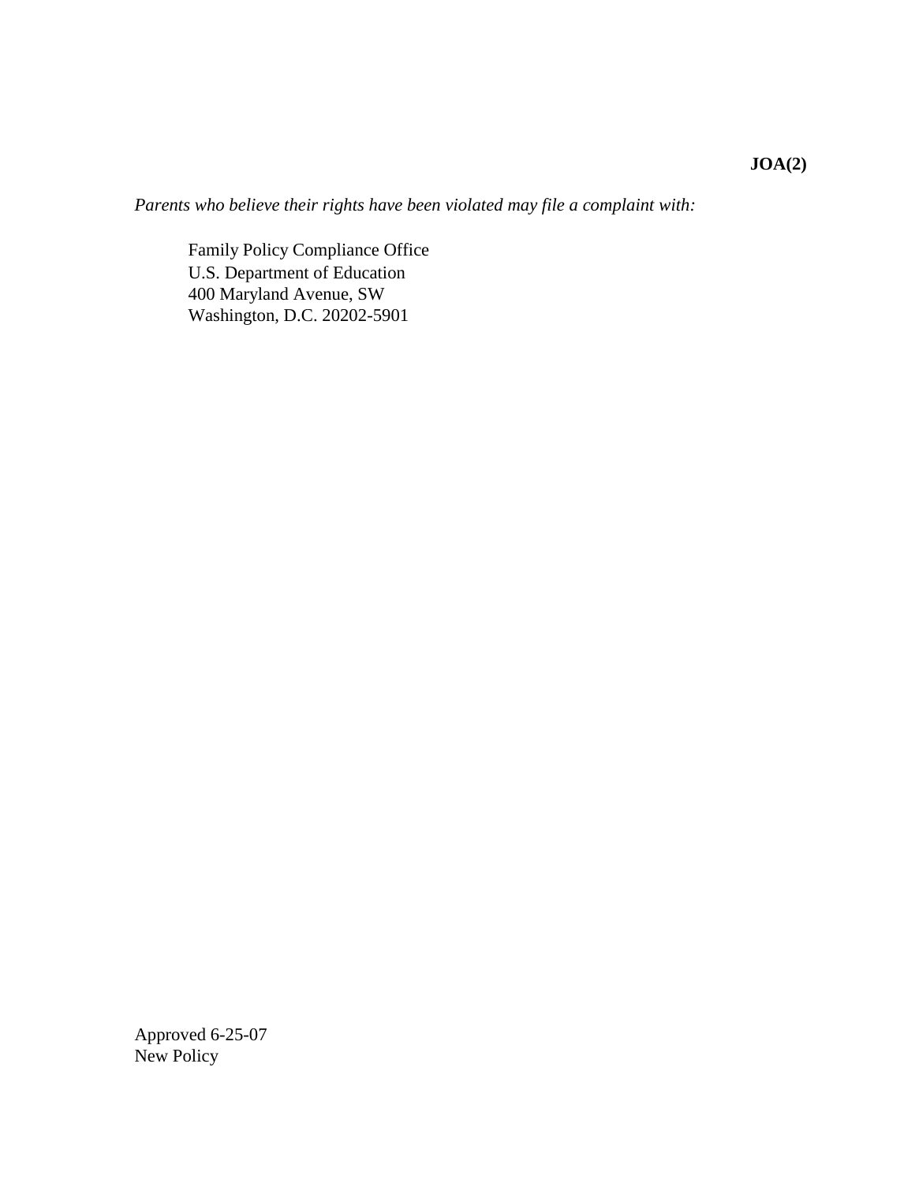**JOA(2)**

*Parents who believe their rights have been violated may file a complaint with:*

Family Policy Compliance Office  
U.S. Department of Education  
400 Maryland Avenue, SW  
Washington, D.C. 20202-5901

Approved 6-25-07  
New Policy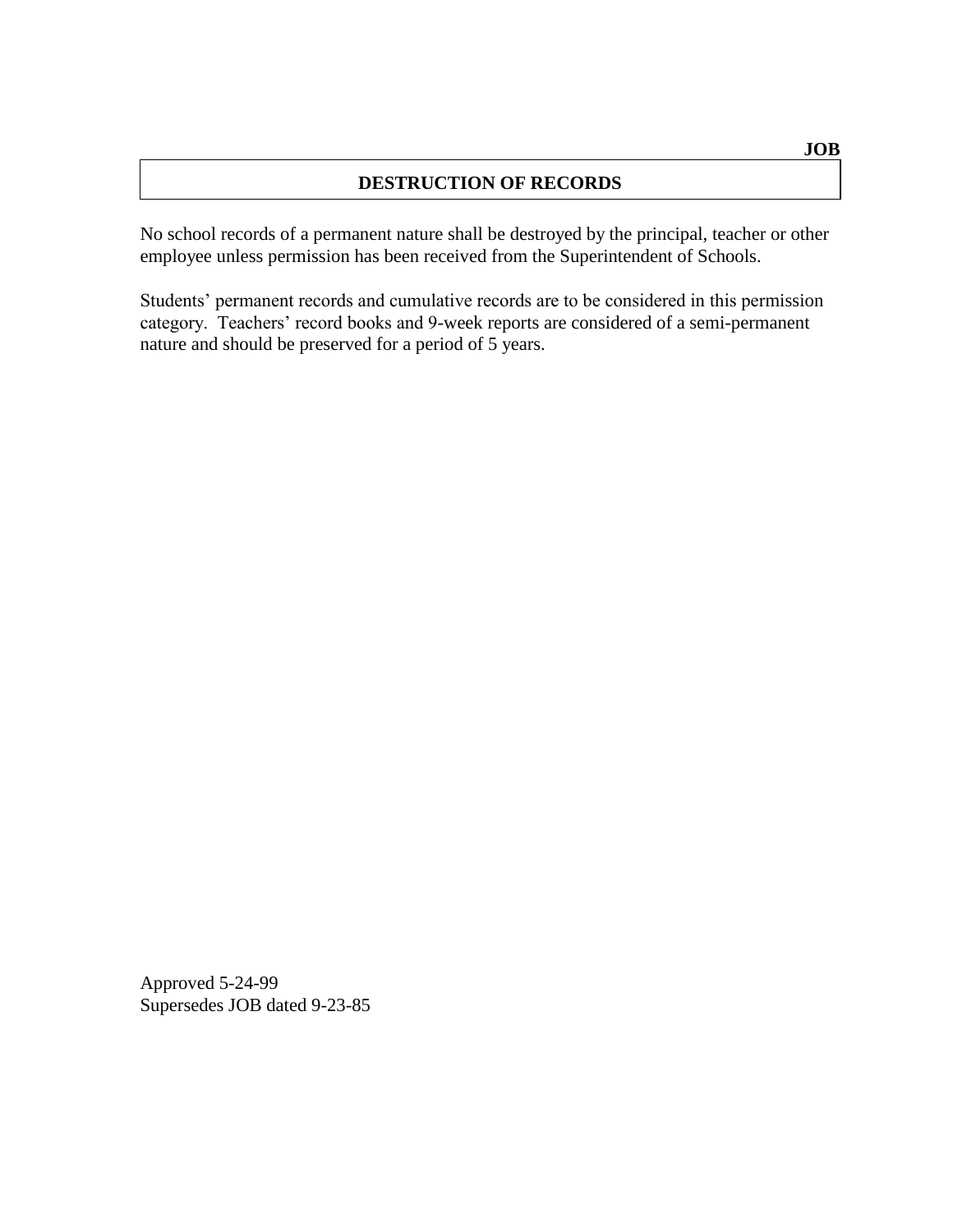**JOB**

## DESTRUCTION OF RECORDS

No school records of a permanent nature shall be destroyed by the principal, teacher or other employee unless permission has been received from the Superintendent of Schools.

Students' permanent records and cumulative records are to be considered in this permission category. Teachers' record books and 9-week reports are considered of a semi-permanent nature and should be preserved for a period of 5 years.

Approved 5-24-99
Supersedes JOB dated 9-23-85